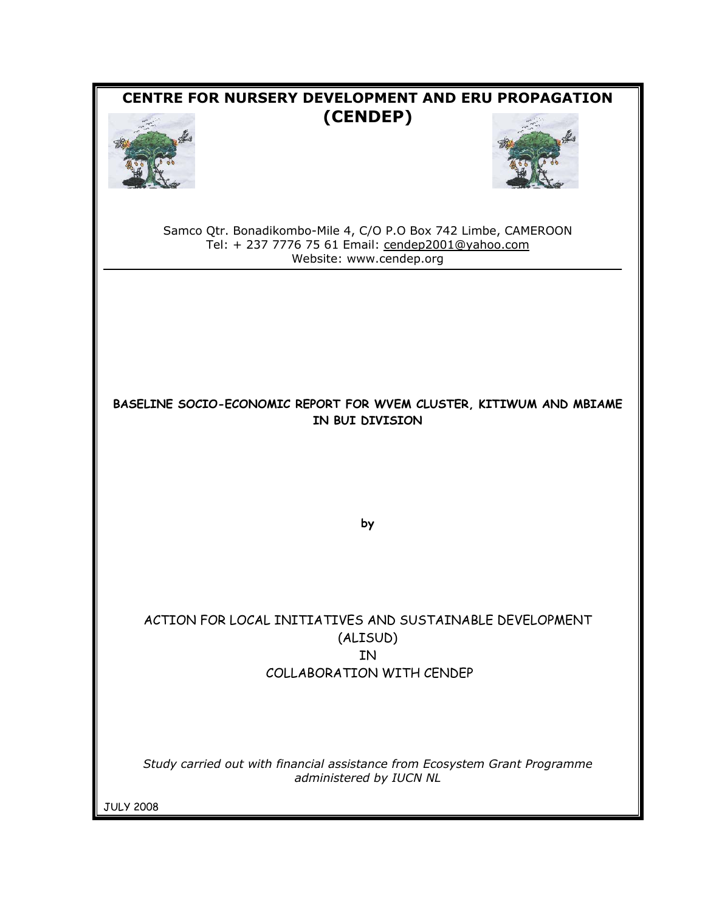# CENTRE FOR NURSERY DEVELOPMENT AND ERU PROPAGATION (CENDEP)

Samco Qtr. Bonadikombo-Mile 4, C/O P.O Box 742 Limbe, CAMEROON
Tel: + 237 7776 75 61 Email: cendep2001@yahoo.com
Website: www.cendep.org

---

## BASELINE SOCIO-ECONOMIC REPORT FOR WVEM CLUSTER, KITIWUM AND MBIAME IN BUI DIVISION

**by**

ACTION FOR LOCAL INITIATIVES AND SUSTAINABLE DEVELOPMENT (ALISUD)
IN
COLLABORATION WITH CENDEP

*Study carried out with financial assistance from Ecosystem Grant Programme administered by IUCN NL*

JULY 2008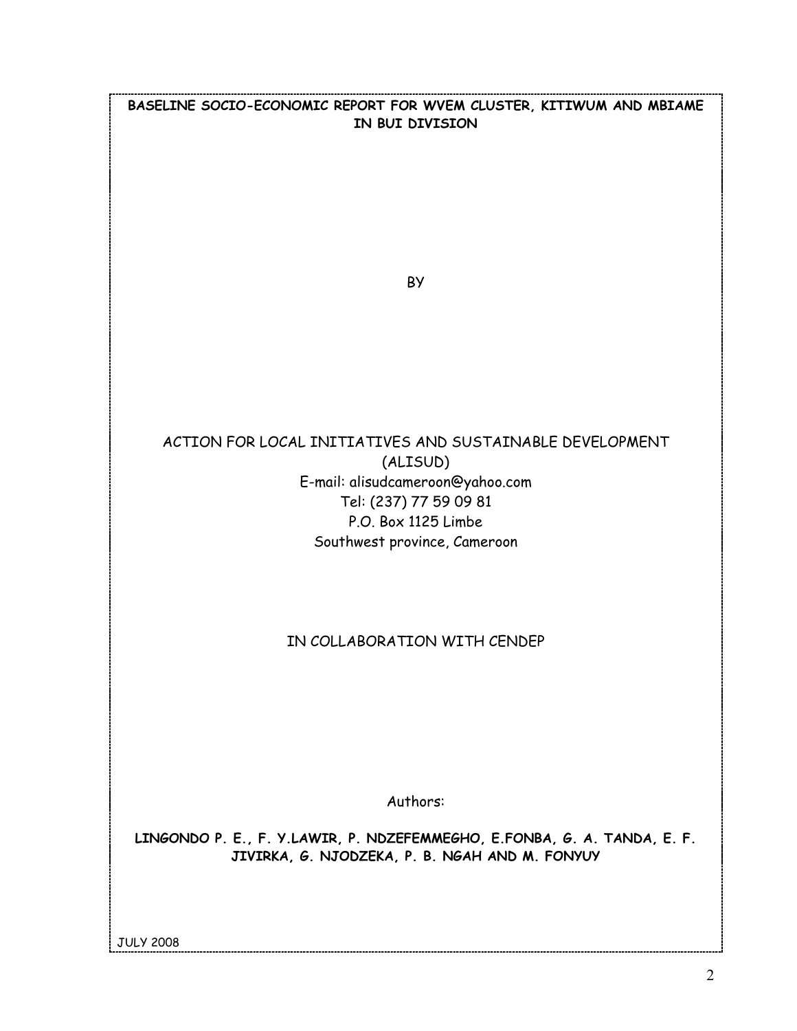**BASELINE SOCIO-ECONOMIC REPORT FOR WVEM CLUSTER, KITIWUM AND MBIAME IN BUI DIVISION**

BY

ACTION FOR LOCAL INITIATIVES AND SUSTAINABLE DEVELOPMENT (ALISUD)
E-mail: alisudcameroon@yahoo.com
Tel: (237) 77 59 09 81
P.O. Box 1125 Limbe
Southwest province, Cameroon

IN COLLABORATION WITH CENDEP

Authors:

**LINGONDO P. E., F. Y.LAWIR, P. NDZEFEMMEGHO, E.FONBA, G. A. TANDA, E. F. JIVIRKA, G. NJODZEKA, P. B. NGAH AND M. FONYUY**

JULY 2008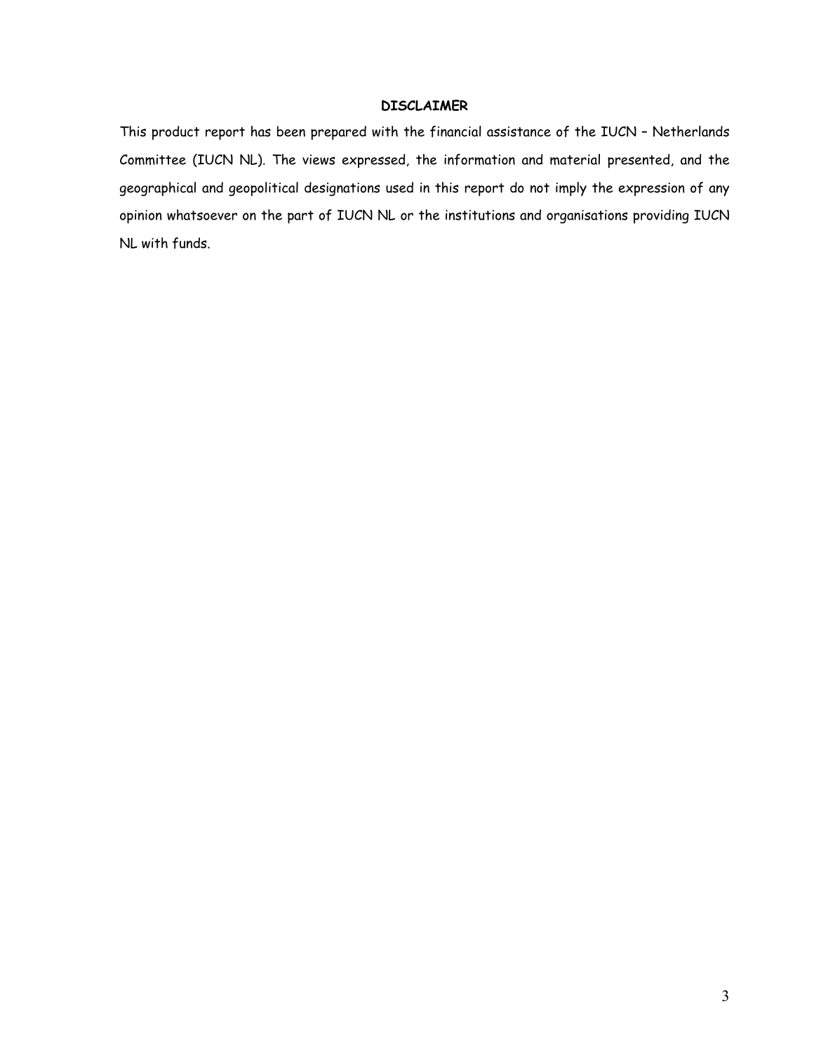## DISCLAIMER

This product report has been prepared with the financial assistance of the IUCN – Netherlands Committee (IUCN NL). The views expressed, the information and material presented, and the geographical and geopolitical designations used in this report do not imply the expression of any opinion whatsoever on the part of IUCN NL or the institutions and organisations providing IUCN NL with funds.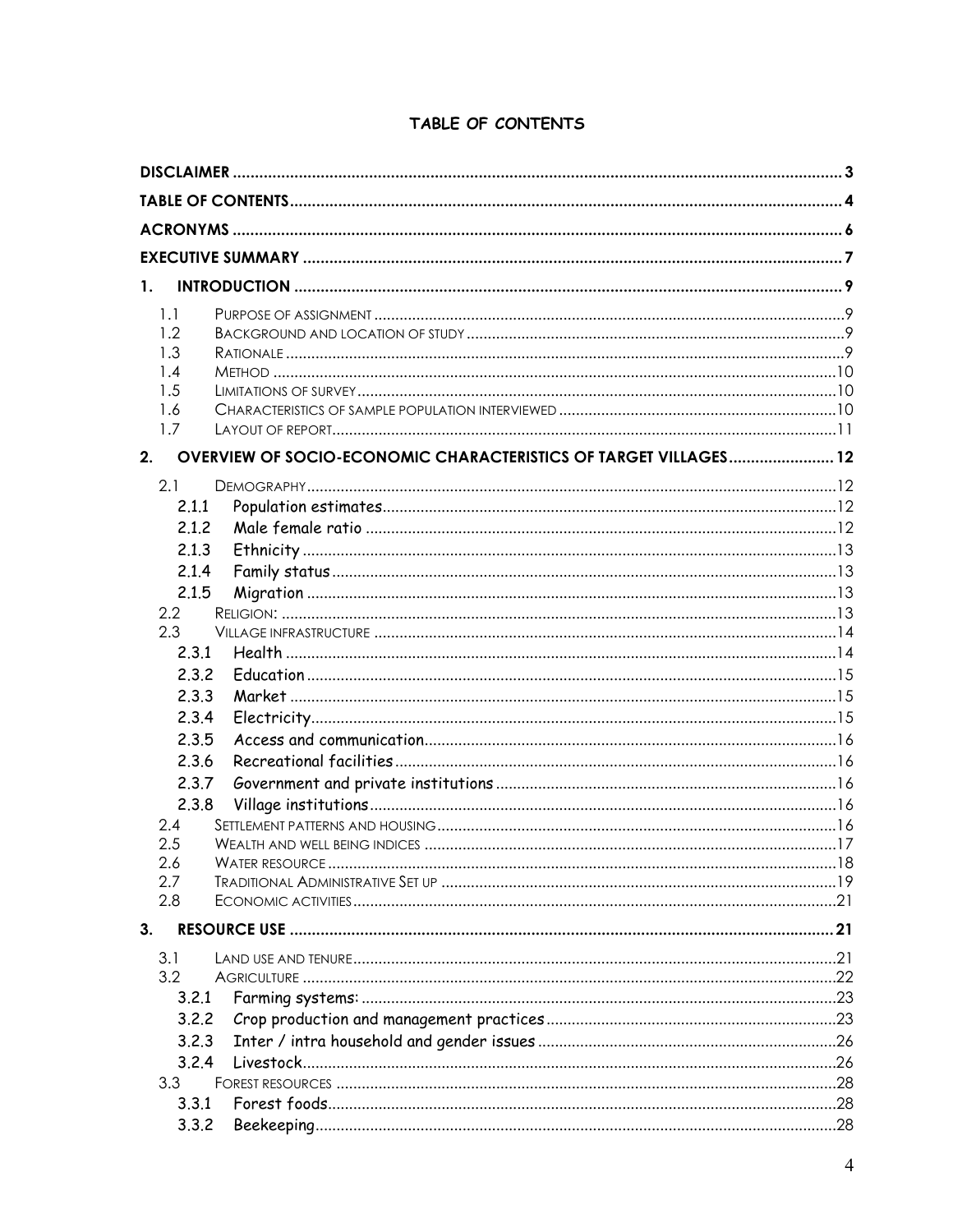# TABLE OF CONTENTS

| | | |
|---|---|---|
| **DISCLAIMER** | | **3** |
| **TABLE OF CONTENTS** | | **4** |
| **ACRONYMS** | | **6** |
| **EXECUTIVE SUMMARY** | | **7** |
| **1.** | **INTRODUCTION** | **9** |
| 1.1 | PURPOSE OF ASSIGNMENT | 9 |
| 1.2 | BACKGROUND AND LOCATION OF STUDY | 9 |
| 1.3 | RATIONALE | 9 |
| 1.4 | METHOD | 10 |
| 1.5 | LIMITATIONS OF SURVEY | 10 |
| 1.6 | CHARACTERISTICS OF SAMPLE POPULATION INTERVIEWED | 10 |
| 1.7 | LAYOUT OF REPORT | 11 |
| **2.** | **OVERVIEW OF SOCIO-ECONOMIC CHARACTERISTICS OF TARGET VILLAGES** | **12** |
| 2.1 | DEMOGRAPHY | 12 |
| 2.1.1 | Population estimates | 12 |
| 2.1.2 | Male female ratio | 12 |
| 2.1.3 | Ethnicity | 13 |
| 2.1.4 | Family status | 13 |
| 2.1.5 | Migration | 13 |
| 2.2 | RELIGION: | 13 |
| 2.3 | VILLAGE INFRASTRUCTURE | 14 |
| 2.3.1 | Health | 14 |
| 2.3.2 | Education | 15 |
| 2.3.3 | Market | 15 |
| 2.3.4 | Electricity | 15 |
| 2.3.5 | Access and communication | 16 |
| 2.3.6 | Recreational facilities | 16 |
| 2.3.7 | Government and private institutions | 16 |
| 2.3.8 | Village institutions | 16 |
| 2.4 | SETTLEMENT PATTERNS AND HOUSING | 16 |
| 2.5 | WEALTH AND WELL BEING INDICES | 17 |
| 2.6 | WATER RESOURCE | 18 |
| 2.7 | TRADITIONAL ADMINISTRATIVE SET UP | 19 |
| 2.8 | ECONOMIC ACTIVITIES | 21 |
| **3.** | **RESOURCE USE** | **21** |
| 3.1 | LAND USE AND TENURE | 21 |
| 3.2 | AGRICULTURE | 22 |
| 3.2.1 | Farming systems: | 23 |
| 3.2.2 | Crop production and management practices | 23 |
| 3.2.3 | Inter / intra household and gender issues | 26 |
| 3.2.4 | Livestock | 26 |
| 3.3 | FOREST RESOURCES | 28 |
| 3.3.1 | Forest foods | 28 |
| 3.3.2 | Beekeeping | 28 |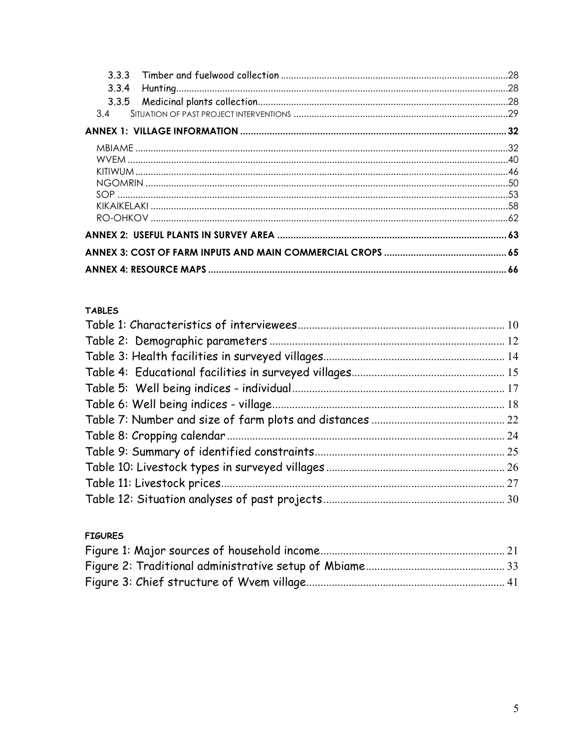3.3.3 Timber and fuelwood collection ....................................................................................28
3.3.4 Hunting....................................................................................................................................28
3.3.5 Medicinal plants collection.....................................................................................................28
3.4 SITUATION OF PAST PROJECT INTERVENTIONS .....................................................................................29

**ANNEX 1: VILLAGE INFORMATION ........................................................................................ 32**

MBIAME .................................................................................................................................32
WVEM ....................................................................................................................................40
KITIWUM ................................................................................................................................46
NGOMRIN ...............................................................................................................................50
SOP ........................................................................................................................................53
KIKAIKELAKI ..........................................................................................................................58
RO-OHKOV ............................................................................................................................62

**ANNEX 2: USEFUL PLANTS IN SURVEY AREA ........................................................................ 63**

**ANNEX 3: COST OF FARM INPUTS AND MAIN COMMERCIAL CROPS ............................................ 65**

**ANNEX 4: RESOURCE MAPS .................................................................................................. 66**

**TABLES**

Table 1: Characteristics of interviewees........................................................................ 10
Table 2: Demographic parameters .................................................................................. 12
Table 3: Health facilities in surveyed villages................................................................. 14
Table 4: Educational facilities in surveyed villages......................................................... 15
Table 5: Well being indices - individual.......................................................................... 17
Table 6: Well being indices - village................................................................................ 18
Table 7: Number and size of farm plots and distances ................................................. 22
Table 8: Cropping calendar.............................................................................................. 24
Table 9: Summary of identified constraints.................................................................... 25
Table 10: Livestock types in surveyed villages ............................................................... 26
Table 11: Livestock prices................................................................................................ 27
Table 12: Situation analyses of past projects.................................................................. 30

**FIGURES**

Figure 1: Major sources of household income................................................................ 21
Figure 2: Traditional administrative setup of Mbiame................................................... 33
Figure 3: Chief structure of Wvem village....................................................................... 41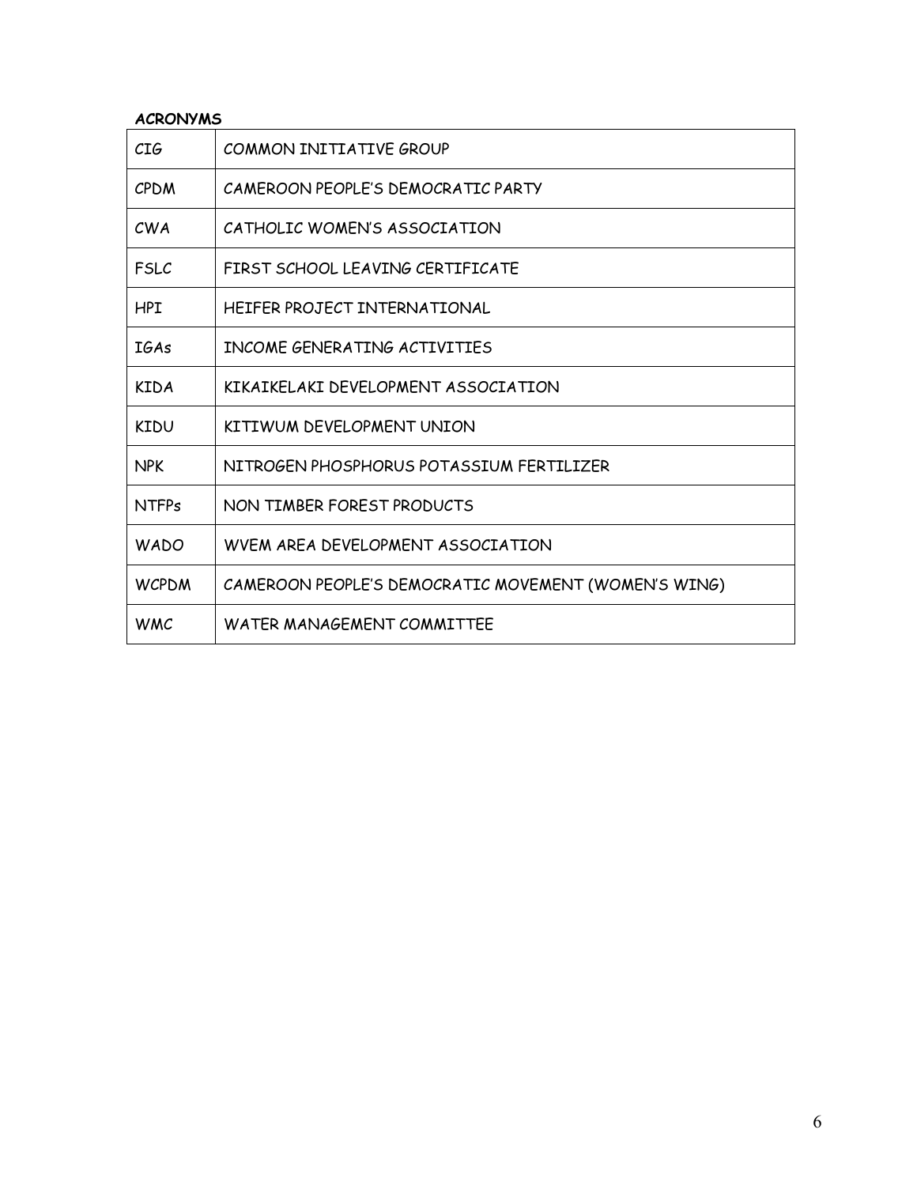**ACRONYMS**

| | |
|---|---|
| CIG | COMMON INITIATIVE GROUP |
| CPDM | CAMEROON PEOPLE'S DEMOCRATIC PARTY |
| CWA | CATHOLIC WOMEN'S ASSOCIATION |
| FSLC | FIRST SCHOOL LEAVING CERTIFICATE |
| HPI | HEIFER PROJECT INTERNATIONAL |
| IGAs | INCOME GENERATING ACTIVITIES |
| KIDA | KIKAIKELAKI DEVELOPMENT ASSOCIATION |
| KIDU | KITIWUM DEVELOPMENT UNION |
| NPK | NITROGEN PHOSPHORUS POTASSIUM FERTILIZER |
| NTFPs | NON TIMBER FOREST PRODUCTS |
| WADO | WVEM AREA DEVELOPMENT ASSOCIATION |
| WCPDM | CAMEROON PEOPLE'S DEMOCRATIC MOVEMENT (WOMEN'S WING) |
| WMC | WATER MANAGEMENT COMMITTEE |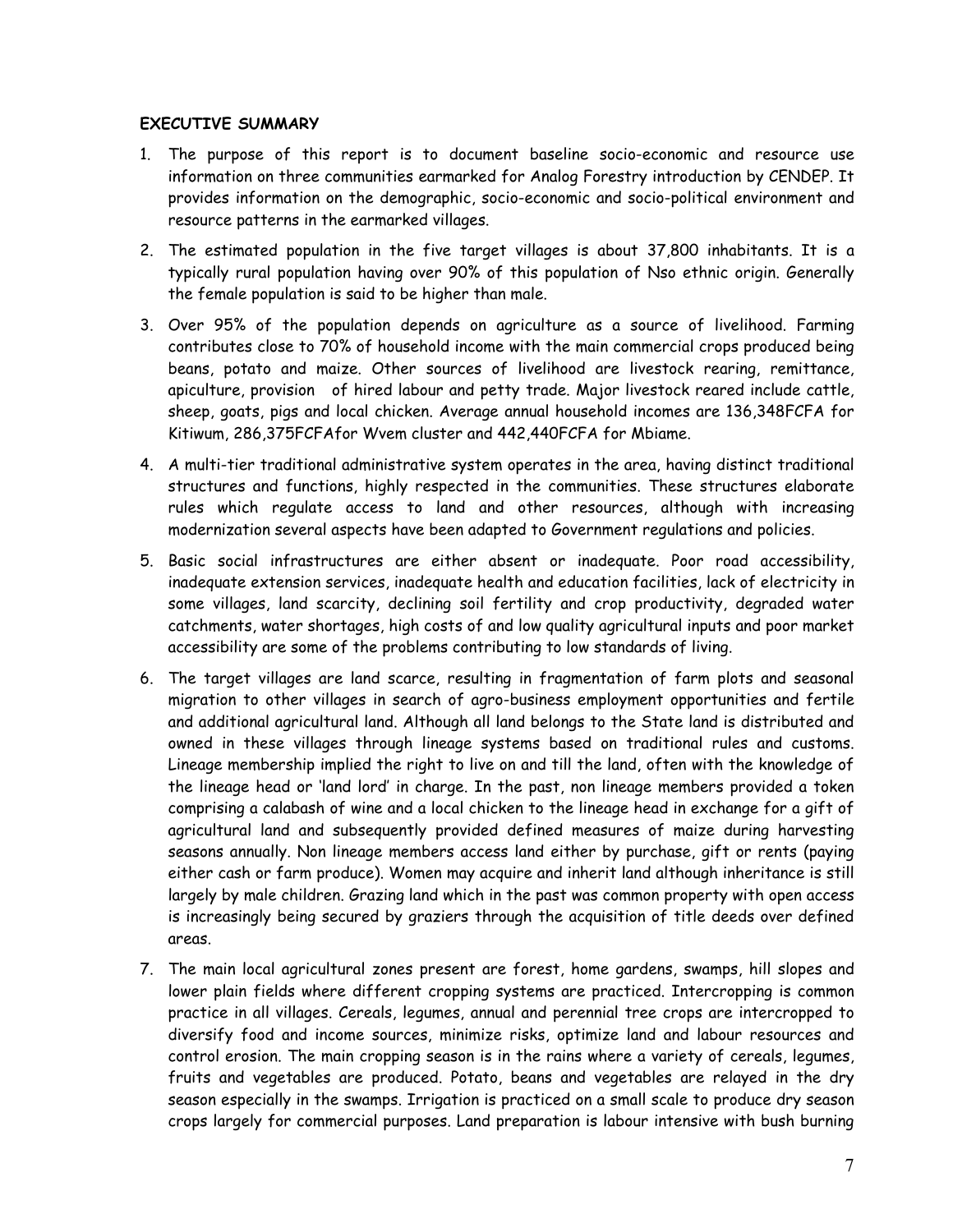**EXECUTIVE SUMMARY**

1. The purpose of this report is to document baseline socio-economic and resource use information on three communities earmarked for Analog Forestry introduction by CENDEP. It provides information on the demographic, socio-economic and socio-political environment and resource patterns in the earmarked villages.
2. The estimated population in the five target villages is about 37,800 inhabitants. It is a typically rural population having over 90% of this population of Nso ethnic origin. Generally the female population is said to be higher than male.
3. Over 95% of the population depends on agriculture as a source of livelihood. Farming contributes close to 70% of household income with the main commercial crops produced being beans, potato and maize. Other sources of livelihood are livestock rearing, remittance, apiculture, provision of hired labour and petty trade. Major livestock reared include cattle, sheep, goats, pigs and local chicken. Average annual household incomes are 136,348FCFA for Kitiwum, 286,375FCFAfor Wvem cluster and 442,440FCFA for Mbiame.
4. A multi-tier traditional administrative system operates in the area, having distinct traditional structures and functions, highly respected in the communities. These structures elaborate rules which regulate access to land and other resources, although with increasing modernization several aspects have been adapted to Government regulations and policies.
5. Basic social infrastructures are either absent or inadequate. Poor road accessibility, inadequate extension services, inadequate health and education facilities, lack of electricity in some villages, land scarcity, declining soil fertility and crop productivity, degraded water catchments, water shortages, high costs of and low quality agricultural inputs and poor market accessibility are some of the problems contributing to low standards of living.
6. The target villages are land scarce, resulting in fragmentation of farm plots and seasonal migration to other villages in search of agro-business employment opportunities and fertile and additional agricultural land. Although all land belongs to the State land is distributed and owned in these villages through lineage systems based on traditional rules and customs. Lineage membership implied the right to live on and till the land, often with the knowledge of the lineage head or 'land lord' in charge. In the past, non lineage members provided a token comprising a calabash of wine and a local chicken to the lineage head in exchange for a gift of agricultural land and subsequently provided defined measures of maize during harvesting seasons annually. Non lineage members access land either by purchase, gift or rents (paying either cash or farm produce). Women may acquire and inherit land although inheritance is still largely by male children. Grazing land which in the past was common property with open access is increasingly being secured by graziers through the acquisition of title deeds over defined areas.
7. The main local agricultural zones present are forest, home gardens, swamps, hill slopes and lower plain fields where different cropping systems are practiced. Intercropping is common practice in all villages. Cereals, legumes, annual and perennial tree crops are intercropped to diversify food and income sources, minimize risks, optimize land and labour resources and control erosion. The main cropping season is in the rains where a variety of cereals, legumes, fruits and vegetables are produced. Potato, beans and vegetables are relayed in the dry season especially in the swamps. Irrigation is practiced on a small scale to produce dry season crops largely for commercial purposes. Land preparation is labour intensive with bush burning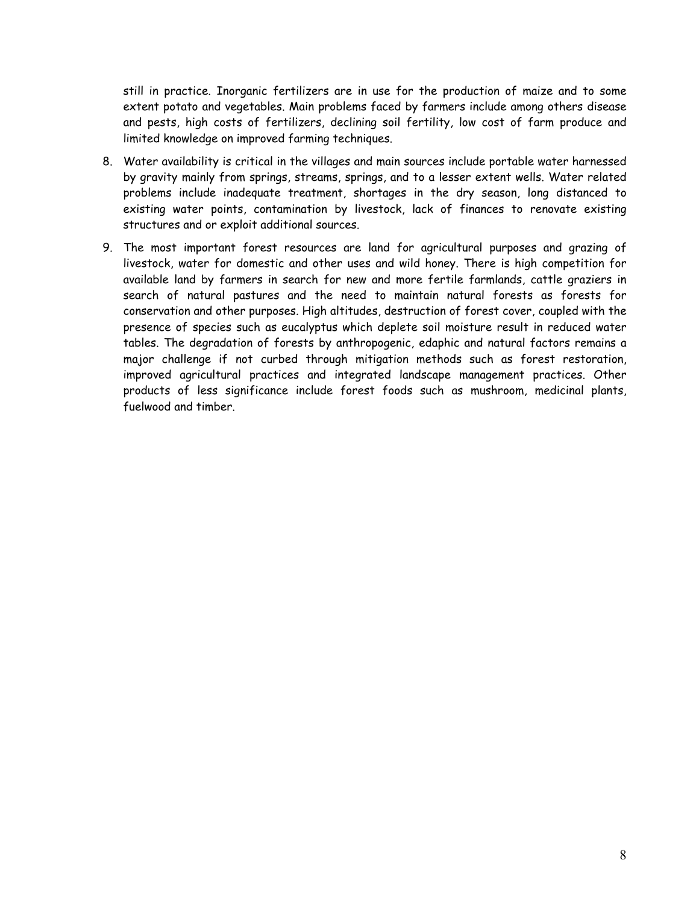still in practice. Inorganic fertilizers are in use for the production of maize and to some extent potato and vegetables. Main problems faced by farmers include among others disease and pests, high costs of fertilizers, declining soil fertility, low cost of farm produce and limited knowledge on improved farming techniques.

8. Water availability is critical in the villages and main sources include portable water harnessed by gravity mainly from springs, streams, springs, and to a lesser extent wells. Water related problems include inadequate treatment, shortages in the dry season, long distanced to existing water points, contamination by livestock, lack of finances to renovate existing structures and or exploit additional sources.

9. The most important forest resources are land for agricultural purposes and grazing of livestock, water for domestic and other uses and wild honey. There is high competition for available land by farmers in search for new and more fertile farmlands, cattle graziers in search of natural pastures and the need to maintain natural forests as forests for conservation and other purposes. High altitudes, destruction of forest cover, coupled with the presence of species such as eucalyptus which deplete soil moisture result in reduced water tables. The degradation of forests by anthropogenic, edaphic and natural factors remains a major challenge if not curbed through mitigation methods such as forest restoration, improved agricultural practices and integrated landscape management practices. Other products of less significance include forest foods such as mushroom, medicinal plants, fuelwood and timber.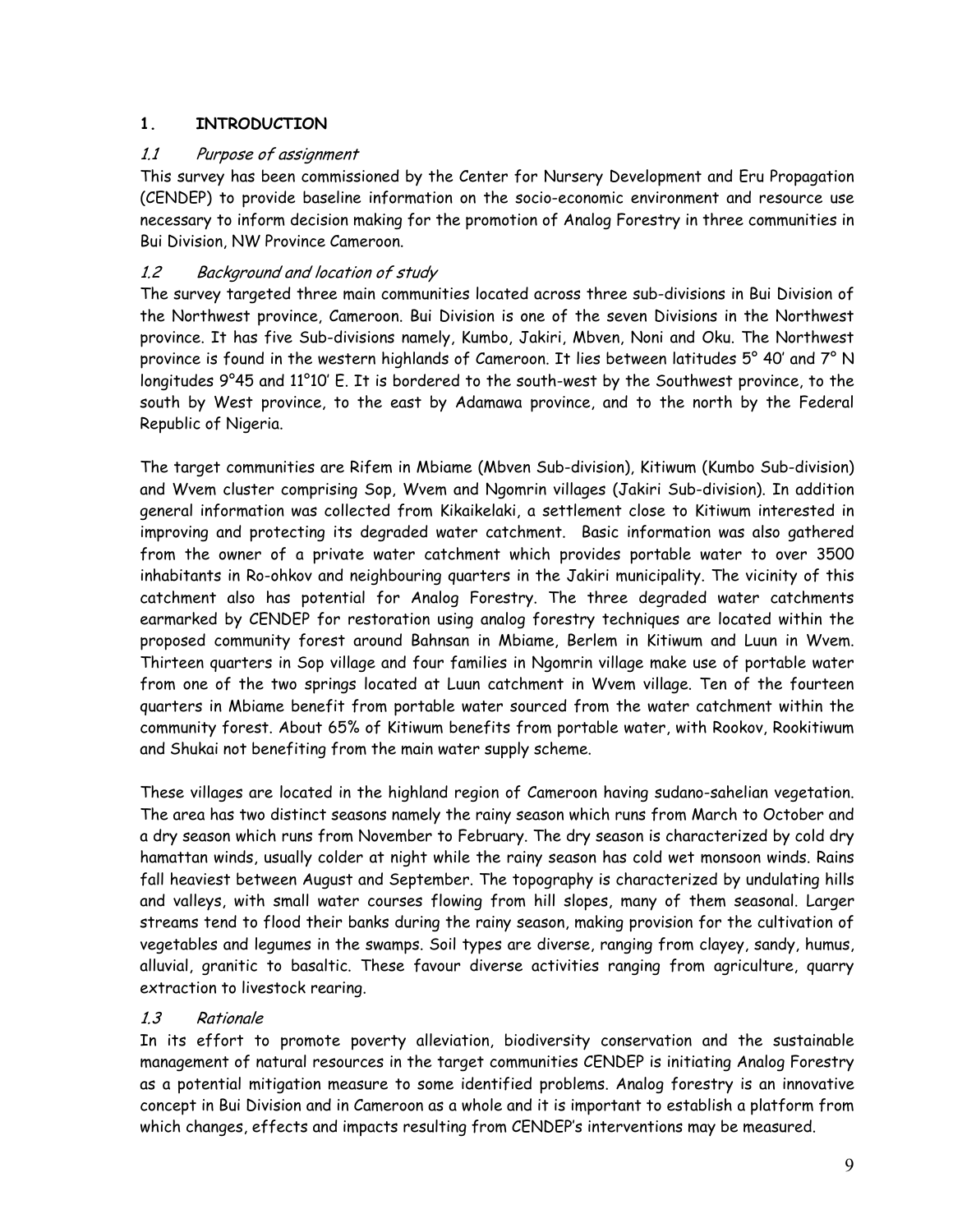# 1. INTRODUCTION

## 1.1 *Purpose of assignment*

This survey has been commissioned by the Center for Nursery Development and Eru Propagation (CENDEP) to provide baseline information on the socio-economic environment and resource use necessary to inform decision making for the promotion of Analog Forestry in three communities in Bui Division, NW Province Cameroon.

## 1.2 *Background and location of study*

The survey targeted three main communities located across three sub-divisions in Bui Division of the Northwest province, Cameroon. Bui Division is one of the seven Divisions in the Northwest province. It has five Sub-divisions namely, Kumbo, Jakiri, Mbven, Noni and Oku. The Northwest province is found in the western highlands of Cameroon. It lies between latitudes 5° 40' and 7° N longitudes 9°45 and 11°10' E. It is bordered to the south-west by the Southwest province, to the south by West province, to the east by Adamawa province, and to the north by the Federal Republic of Nigeria.

The target communities are Rifem in Mbiame (Mbven Sub-division), Kitiwum (Kumbo Sub-division) and Wvem cluster comprising Sop, Wvem and Ngomrin villages (Jakiri Sub-division). In addition general information was collected from Kikaikelaki, a settlement close to Kitiwum interested in improving and protecting its degraded water catchment. Basic information was also gathered from the owner of a private water catchment which provides portable water to over 3500 inhabitants in Ro-ohkov and neighbouring quarters in the Jakiri municipality. The vicinity of this catchment also has potential for Analog Forestry. The three degraded water catchments earmarked by CENDEP for restoration using analog forestry techniques are located within the proposed community forest around Bahnsan in Mbiame, Berlem in Kitiwum and Luun in Wvem. Thirteen quarters in Sop village and four families in Ngomrin village make use of portable water from one of the two springs located at Luun catchment in Wvem village. Ten of the fourteen quarters in Mbiame benefit from portable water sourced from the water catchment within the community forest. About 65% of Kitiwum benefits from portable water, with Rookov, Rookitiwum and Shukai not benefiting from the main water supply scheme.

These villages are located in the highland region of Cameroon having sudano-sahelian vegetation. The area has two distinct seasons namely the rainy season which runs from March to October and a dry season which runs from November to February. The dry season is characterized by cold dry hamattan winds, usually colder at night while the rainy season has cold wet monsoon winds. Rains fall heaviest between August and September. The topography is characterized by undulating hills and valleys, with small water courses flowing from hill slopes, many of them seasonal. Larger streams tend to flood their banks during the rainy season, making provision for the cultivation of vegetables and legumes in the swamps. Soil types are diverse, ranging from clayey, sandy, humus, alluvial, granitic to basaltic. These favour diverse activities ranging from agriculture, quarry extraction to livestock rearing.

## 1.3 *Rationale*

In its effort to promote poverty alleviation, biodiversity conservation and the sustainable management of natural resources in the target communities CENDEP is initiating Analog Forestry as a potential mitigation measure to some identified problems. Analog forestry is an innovative concept in Bui Division and in Cameroon as a whole and it is important to establish a platform from which changes, effects and impacts resulting from CENDEP's interventions may be measured.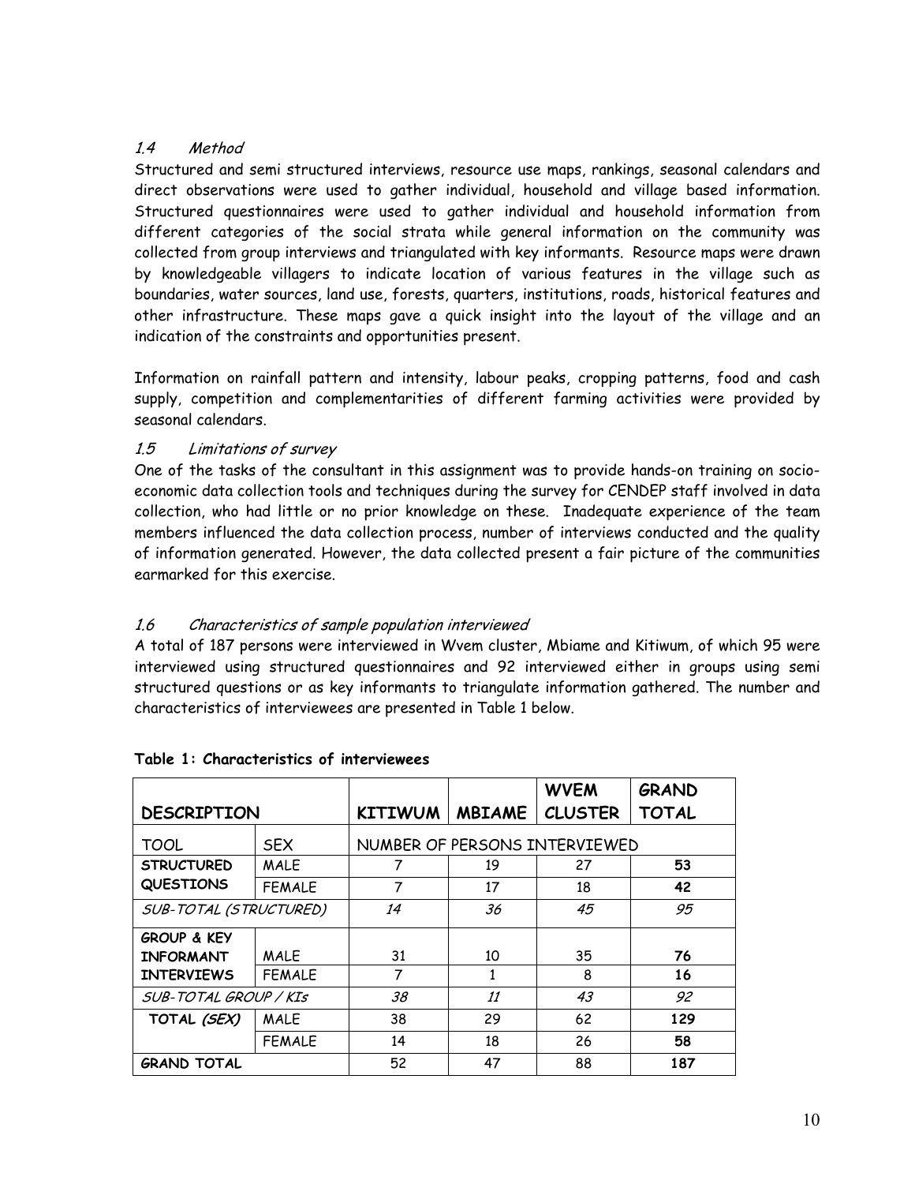### *1.4 Method*

Structured and semi structured interviews, resource use maps, rankings, seasonal calendars and direct observations were used to gather individual, household and village based information. Structured questionnaires were used to gather individual and household information from different categories of the social strata while general information on the community was collected from group interviews and triangulated with key informants. Resource maps were drawn by knowledgeable villagers to indicate location of various features in the village such as boundaries, water sources, land use, forests, quarters, institutions, roads, historical features and other infrastructure. These maps gave a quick insight into the layout of the village and an indication of the constraints and opportunities present.

Information on rainfall pattern and intensity, labour peaks, cropping patterns, food and cash supply, competition and complementarities of different farming activities were provided by seasonal calendars.

### *1.5 Limitations of survey*

One of the tasks of the consultant in this assignment was to provide hands-on training on socio-economic data collection tools and techniques during the survey for CENDEP staff involved in data collection, who had little or no prior knowledge on these. Inadequate experience of the team members influenced the data collection process, number of interviews conducted and the quality of information generated. However, the data collected present a fair picture of the communities earmarked for this exercise.

### *1.6 Characteristics of sample population interviewed*

A total of 187 persons were interviewed in Wvem cluster, Mbiame and Kitiwum, of which 95 were interviewed using structured questionnaires and 92 interviewed either in groups using semi structured questions or as key informants to triangulate information gathered. The number and characteristics of interviewees are presented in Table 1 below.

**Table 1: Characteristics of interviewees**

| DESCRIPTION | | KITIWUM | MBIAME | WVEM CLUSTER | GRAND TOTAL |
|---|---|---|---|---|---|
| TOOL | SEX | NUMBER OF PERSONS INTERVIEWED | | | |
| **STRUCTURED QUESTIONS** | MALE | 7 | 19 | 27 | **53** |
| | FEMALE | 7 | 17 | 18 | **42** |
| *SUB-TOTAL (STRUCTURED)* | | *14* | *36* | *45* | *95* |
| **GROUP & KEY INFORMANT INTERVIEWS** | MALE | 31 | 10 | 35 | **76** |
| | FEMALE | 7 | 1 | 8 | **16** |
| *SUB-TOTAL GROUP / KIs* | | *38* | *11* | *43* | *92* |
| **TOTAL *(SEX)*** | MALE | 38 | 29 | 62 | **129** |
| | FEMALE | 14 | 18 | 26 | **58** |
| **GRAND TOTAL** | | 52 | 47 | 88 | **187** |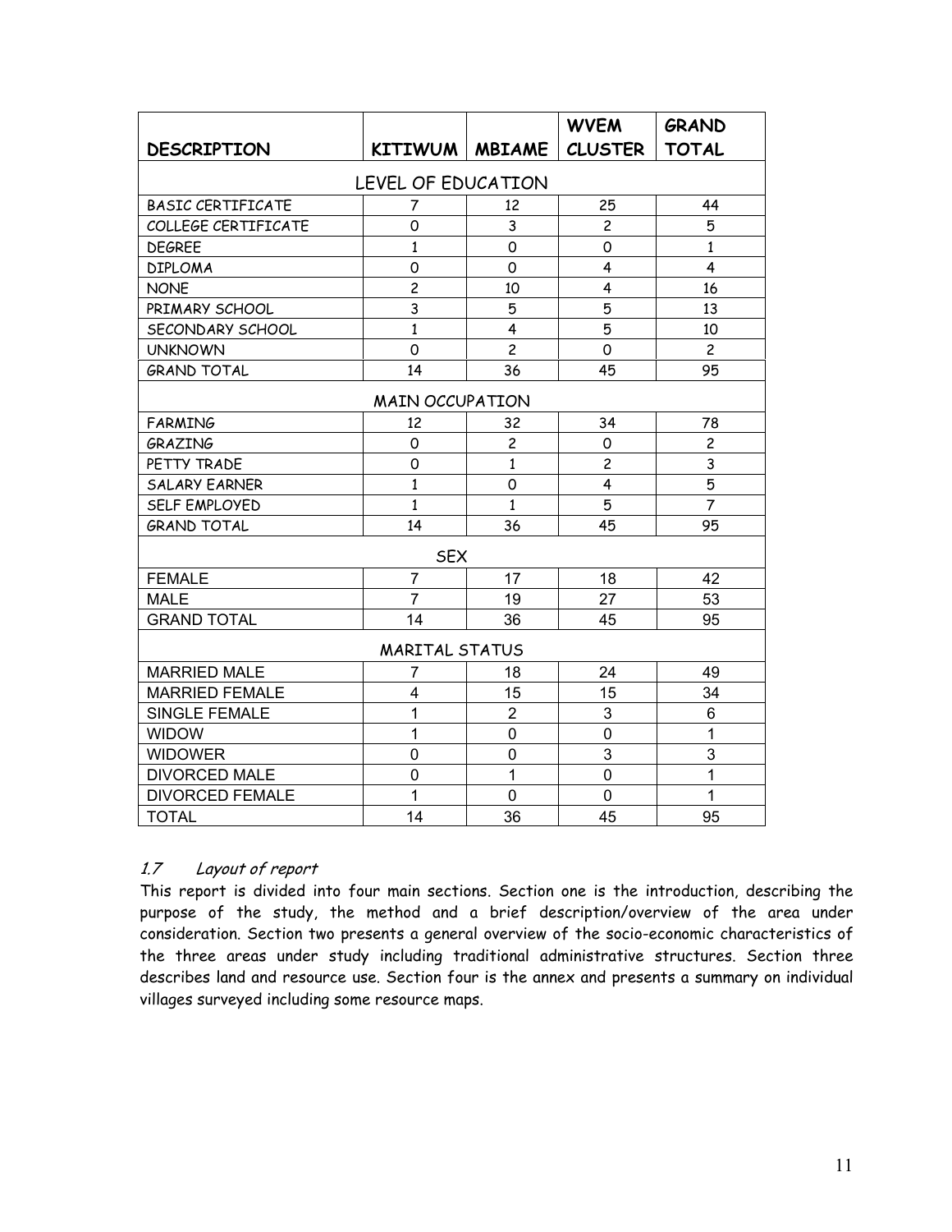| DESCRIPTION | KITIWUM | MBIAME | WVEM CLUSTER | GRAND TOTAL |
|---|---|---|---|---|
| LEVEL OF EDUCATION | | | | |
| BASIC CERTIFICATE | 7 | 12 | 25 | 44 |
| COLLEGE CERTIFICATE | 0 | 3 | 2 | 5 |
| DEGREE | 1 | 0 | 0 | 1 |
| DIPLOMA | 0 | 0 | 4 | 4 |
| NONE | 2 | 10 | 4 | 16 |
| PRIMARY SCHOOL | 3 | 5 | 5 | 13 |
| SECONDARY SCHOOL | 1 | 4 | 5 | 10 |
| UNKNOWN | 0 | 2 | 0 | 2 |
| GRAND TOTAL | 14 | 36 | 45 | 95 |
| MAIN OCCUPATION | | | | |
| FARMING | 12 | 32 | 34 | 78 |
| GRAZING | 0 | 2 | 0 | 2 |
| PETTY TRADE | 0 | 1 | 2 | 3 |
| SALARY EARNER | 1 | 0 | 4 | 5 |
| SELF EMPLOYED | 1 | 1 | 5 | 7 |
| GRAND TOTAL | 14 | 36 | 45 | 95 |
| SEX | | | | |
| FEMALE | 7 | 17 | 18 | 42 |
| MALE | 7 | 19 | 27 | 53 |
| GRAND TOTAL | 14 | 36 | 45 | 95 |
| MARITAL STATUS | | | | |
| MARRIED MALE | 7 | 18 | 24 | 49 |
| MARRIED FEMALE | 4 | 15 | 15 | 34 |
| SINGLE FEMALE | 1 | 2 | 3 | 6 |
| WIDOW | 1 | 0 | 0 | 1 |
| WIDOWER | 0 | 0 | 3 | 3 |
| DIVORCED MALE | 0 | 1 | 0 | 1 |
| DIVORCED FEMALE | 1 | 0 | 0 | 1 |
| TOTAL | 14 | 36 | 45 | 95 |

### *1.7 Layout of report*

This report is divided into four main sections. Section one is the introduction, describing the purpose of the study, the method and a brief description/overview of the area under consideration. Section two presents a general overview of the socio-economic characteristics of the three areas under study including traditional administrative structures. Section three describes land and resource use. Section four is the annex and presents a summary on individual villages surveyed including some resource maps.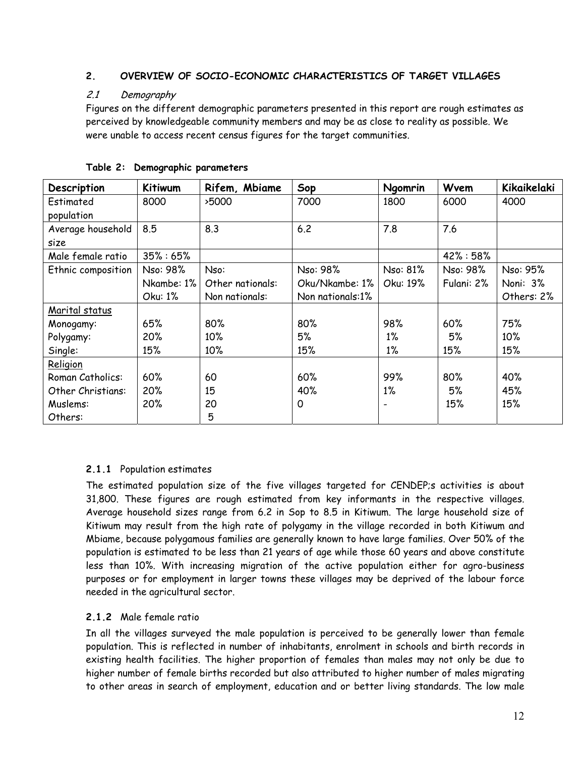## 2. OVERVIEW OF SOCIO-ECONOMIC CHARACTERISTICS OF TARGET VILLAGES

### *2.1 Demography*

Figures on the different demographic parameters presented in this report are rough estimates as perceived by knowledgeable community members and may be as close to reality as possible. We were unable to access recent census figures for the target communities.

**Table 2: Demographic parameters**

| Description | Kitiwum | Rifem, Mbiame | Sop | Ngomrin | Wvem | Kikaikelaki |
|---|---|---|---|---|---|---|
| Estimated population | 8000 | >5000 | 7000 | 1800 | 6000 | 4000 |
| Average household size | 8.5 | 8.3 | 6.2 | 7.8 | 7.6 | |
| Male female ratio | 35% : 65% | | | | 42% : 58% | |
| Ethnic composition | Nso: 98%<br>Nkambe: 1%<br>Oku: 1% | Nso:<br>Other nationals:<br>Non nationals: | Nso: 98%<br>Oku/Nkambe: 1%<br>Non nationals:1% | Nso: 81%<br>Oku: 19% | Nso: 98%<br>Fulani: 2% | Nso: 95%<br>Noni: 3%<br>Others: 2% |
| <u>Marital status</u><br>Monogamy:<br>Polygamy:<br>Single: | <br>65%<br>20%<br>15% | <br>80%<br>10%<br>10% | <br>80%<br>5%<br>15% | <br>98%<br>1%<br>1% | <br>60%<br>5%<br>15% | <br>75%<br>10%<br>15% |
| <u>Religion</u><br>Roman Catholics:<br>Other Christians:<br>Muslems:<br>Others: | <br>60%<br>20%<br>20% | <br>60<br>15<br>20<br>5 | <br>60%<br>40%<br>0 | <br>99%<br>1%<br>- | <br>80%<br>5%<br>15% | <br>40%<br>45%<br>15% |

#### **2.1.1** Population estimates

The estimated population size of the five villages targeted for CENDEP;s activities is about 31,800. These figures are rough estimated from key informants in the respective villages. Average household sizes range from 6.2 in Sop to 8.5 in Kitiwum. The large household size of Kitiwum may result from the high rate of polygamy in the village recorded in both Kitiwum and Mbiame, because polygamous families are generally known to have large families. Over 50% of the population is estimated to be less than 21 years of age while those 60 years and above constitute less than 10%. With increasing migration of the active population either for agro-business purposes or for employment in larger towns these villages may be deprived of the labour force needed in the agricultural sector.

#### **2.1.2** Male female ratio

In all the villages surveyed the male population is perceived to be generally lower than female population. This is reflected in number of inhabitants, enrolment in schools and birth records in existing health facilities. The higher proportion of females than males may not only be due to higher number of female births recorded but also attributed to higher number of males migrating to other areas in search of employment, education and or better living standards. The low male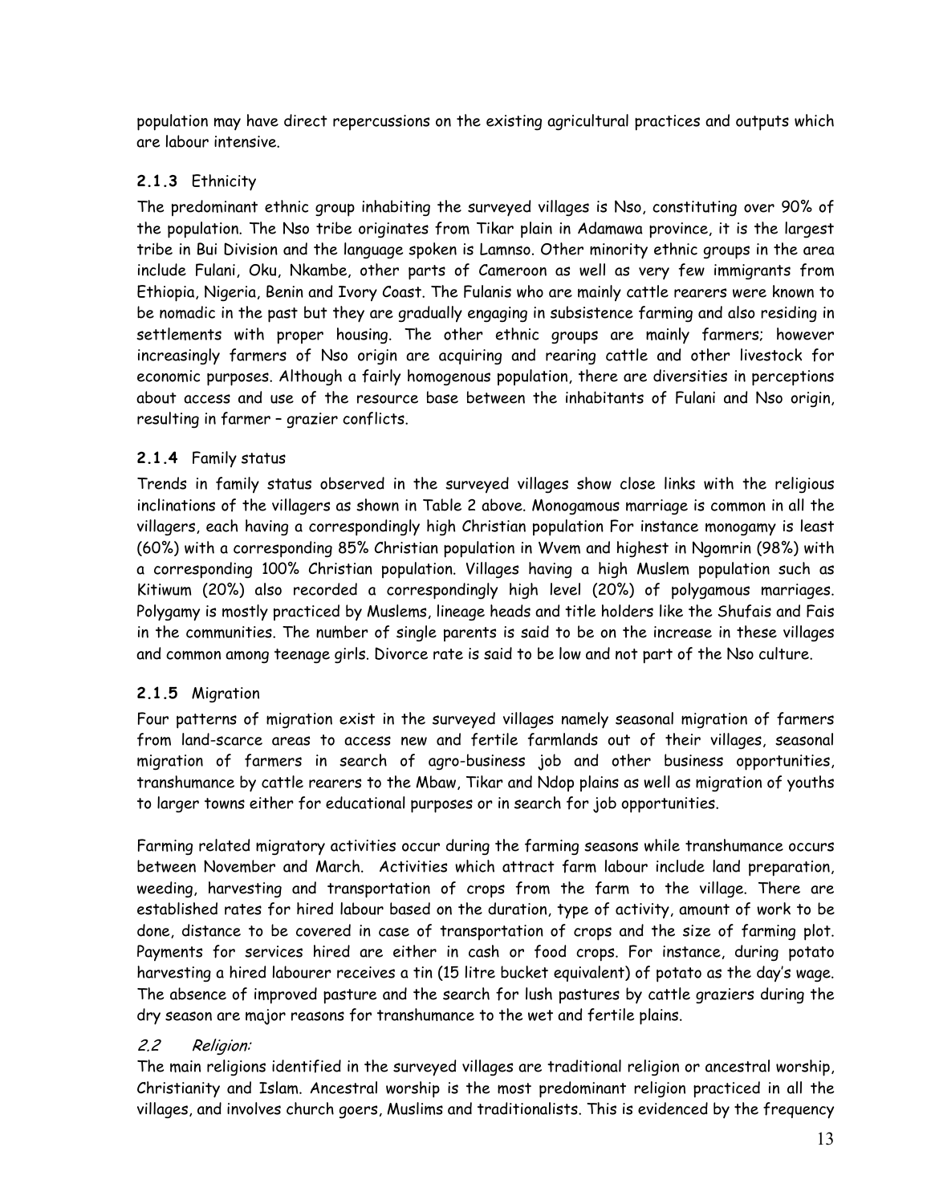population may have direct repercussions on the existing agricultural practices and outputs which are labour intensive.

### 2.1.3 Ethnicity

The predominant ethnic group inhabiting the surveyed villages is Nso, constituting over 90% of the population. The Nso tribe originates from Tikar plain in Adamawa province, it is the largest tribe in Bui Division and the language spoken is Lamnso. Other minority ethnic groups in the area include Fulani, Oku, Nkambe, other parts of Cameroon as well as very few immigrants from Ethiopia, Nigeria, Benin and Ivory Coast. The Fulanis who are mainly cattle rearers were known to be nomadic in the past but they are gradually engaging in subsistence farming and also residing in settlements with proper housing. The other ethnic groups are mainly farmers; however increasingly farmers of Nso origin are acquiring and rearing cattle and other livestock for economic purposes. Although a fairly homogenous population, there are diversities in perceptions about access and use of the resource base between the inhabitants of Fulani and Nso origin, resulting in farmer – grazier conflicts.

### 2.1.4 Family status

Trends in family status observed in the surveyed villages show close links with the religious inclinations of the villagers as shown in Table 2 above. Monogamous marriage is common in all the villagers, each having a correspondingly high Christian population For instance monogamy is least (60%) with a corresponding 85% Christian population in Wvem and highest in Ngomrin (98%) with a corresponding 100% Christian population. Villages having a high Muslem population such as Kitiwum (20%) also recorded a correspondingly high level (20%) of polygamous marriages. Polygamy is mostly practiced by Muslems, lineage heads and title holders like the Shufais and Fais in the communities. The number of single parents is said to be on the increase in these villages and common among teenage girls. Divorce rate is said to be low and not part of the Nso culture.

### 2.1.5 Migration

Four patterns of migration exist in the surveyed villages namely seasonal migration of farmers from land-scarce areas to access new and fertile farmlands out of their villages, seasonal migration of farmers in search of agro-business job and other business opportunities, transhumance by cattle rearers to the Mbaw, Tikar and Ndop plains as well as migration of youths to larger towns either for educational purposes or in search for job opportunities.

Farming related migratory activities occur during the farming seasons while transhumance occurs between November and March. Activities which attract farm labour include land preparation, weeding, harvesting and transportation of crops from the farm to the village. There are established rates for hired labour based on the duration, type of activity, amount of work to be done, distance to be covered in case of transportation of crops and the size of farming plot. Payments for services hired are either in cash or food crops. For instance, during potato harvesting a hired labourer receives a tin (15 litre bucket equivalent) of potato as the day's wage. The absence of improved pasture and the search for lush pastures by cattle graziers during the dry season are major reasons for transhumance to the wet and fertile plains.

## *2.2 Religion:*

The main religions identified in the surveyed villages are traditional religion or ancestral worship, Christianity and Islam. Ancestral worship is the most predominant religion practiced in all the villages, and involves church goers, Muslims and traditionalists. This is evidenced by the frequency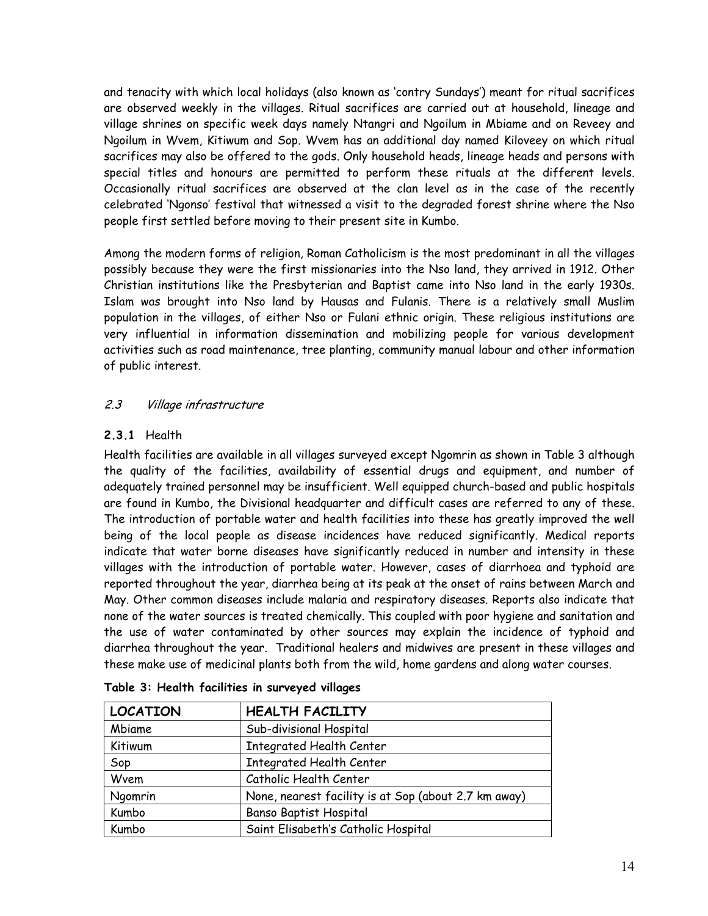and tenacity with which local holidays (also known as 'contry Sundays') meant for ritual sacrifices are observed weekly in the villages. Ritual sacrifices are carried out at household, lineage and village shrines on specific week days namely Ntangri and Ngoilum in Mbiame and on Reveey and Ngoilum in Wvem, Kitiwum and Sop. Wvem has an additional day named Kiloveey on which ritual sacrifices may also be offered to the gods. Only household heads, lineage heads and persons with special titles and honours are permitted to perform these rituals at the different levels. Occasionally ritual sacrifices are observed at the clan level as in the case of the recently celebrated 'Ngonso' festival that witnessed a visit to the degraded forest shrine where the Nso people first settled before moving to their present site in Kumbo.

Among the modern forms of religion, Roman Catholicism is the most predominant in all the villages possibly because they were the first missionaries into the Nso land, they arrived in 1912. Other Christian institutions like the Presbyterian and Baptist came into Nso land in the early 1930s. Islam was brought into Nso land by Hausas and Fulanis. There is a relatively small Muslim population in the villages, of either Nso or Fulani ethnic origin. These religious institutions are very influential in information dissemination and mobilizing people for various development activities such as road maintenance, tree planting, community manual labour and other information of public interest.

### *2.3 Village infrastructure*

#### **2.3.1** Health

Health facilities are available in all villages surveyed except Ngomrin as shown in Table 3 although the quality of the facilities, availability of essential drugs and equipment, and number of adequately trained personnel may be insufficient. Well equipped church-based and public hospitals are found in Kumbo, the Divisional headquarter and difficult cases are referred to any of these. The introduction of portable water and health facilities into these has greatly improved the well being of the local people as disease incidences have reduced significantly. Medical reports indicate that water borne diseases have significantly reduced in number and intensity in these villages with the introduction of portable water. However, cases of diarrhoea and typhoid are reported throughout the year, diarrhea being at its peak at the onset of rains between March and May. Other common diseases include malaria and respiratory diseases. Reports also indicate that none of the water sources is treated chemically. This coupled with poor hygiene and sanitation and the use of water contaminated by other sources may explain the incidence of typhoid and diarrhea throughout the year. Traditional healers and midwives are present in these villages and these make use of medicinal plants both from the wild, home gardens and along water courses.

**Table 3: Health facilities in surveyed villages**

| LOCATION | HEALTH FACILITY |
|---|---|
| Mbiame | Sub-divisional Hospital |
| Kitiwum | Integrated Health Center |
| Sop | Integrated Health Center |
| Wvem | Catholic Health Center |
| Ngomrin | None, nearest facility is at Sop (about 2.7 km away) |
| Kumbo | Banso Baptist Hospital |
| Kumbo | Saint Elisabeth's Catholic Hospital |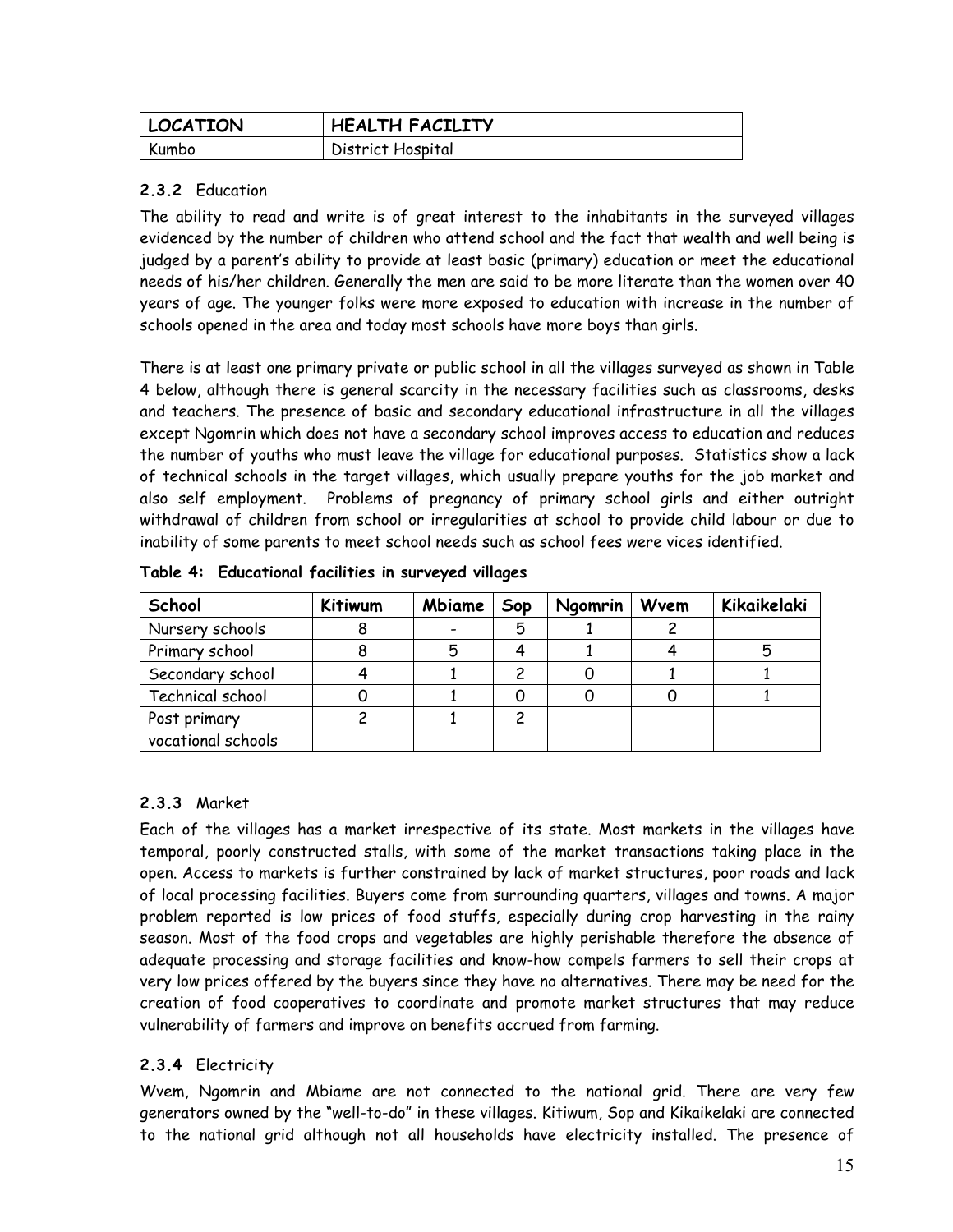| LOCATION | HEALTH FACILITY |
|---|---|
| Kumbo | District Hospital |

### 2.3.2 Education

The ability to read and write is of great interest to the inhabitants in the surveyed villages evidenced by the number of children who attend school and the fact that wealth and well being is judged by a parent's ability to provide at least basic (primary) education or meet the educational needs of his/her children. Generally the men are said to be more literate than the women over 40 years of age. The younger folks were more exposed to education with increase in the number of schools opened in the area and today most schools have more boys than girls.

There is at least one primary private or public school in all the villages surveyed as shown in Table 4 below, although there is general scarcity in the necessary facilities such as classrooms, desks and teachers. The presence of basic and secondary educational infrastructure in all the villages except Ngomrin which does not have a secondary school improves access to education and reduces the number of youths who must leave the village for educational purposes. Statistics show a lack of technical schools in the target villages, which usually prepare youths for the job market and also self employment. Problems of pregnancy of primary school girls and either outright withdrawal of children from school or irregularities at school to provide child labour or due to inability of some parents to meet school needs such as school fees were vices identified.

**Table 4: Educational facilities in surveyed villages**

| School | Kitiwum | Mbiame | Sop | Ngomrin | Wvem | Kikaikelaki |
|---|---|---|---|---|---|---|
| Nursery schools | 8 | - | 5 | 1 | 2 | |
| Primary school | 8 | 5 | 4 | 1 | 4 | 5 |
| Secondary school | 4 | 1 | 2 | 0 | 1 | 1 |
| Technical school | 0 | 1 | 0 | 0 | 0 | 1 |
| Post primary vocational schools | 2 | 1 | 2 | | | |

### 2.3.3 Market

Each of the villages has a market irrespective of its state. Most markets in the villages have temporal, poorly constructed stalls, with some of the market transactions taking place in the open. Access to markets is further constrained by lack of market structures, poor roads and lack of local processing facilities. Buyers come from surrounding quarters, villages and towns. A major problem reported is low prices of food stuffs, especially during crop harvesting in the rainy season. Most of the food crops and vegetables are highly perishable therefore the absence of adequate processing and storage facilities and know-how compels farmers to sell their crops at very low prices offered by the buyers since they have no alternatives. There may be need for the creation of food cooperatives to coordinate and promote market structures that may reduce vulnerability of farmers and improve on benefits accrued from farming.

### 2.3.4 Electricity

Wvem, Ngomrin and Mbiame are not connected to the national grid. There are very few generators owned by the "well-to-do" in these villages. Kitiwum, Sop and Kikaikelaki are connected to the national grid although not all households have electricity installed. The presence of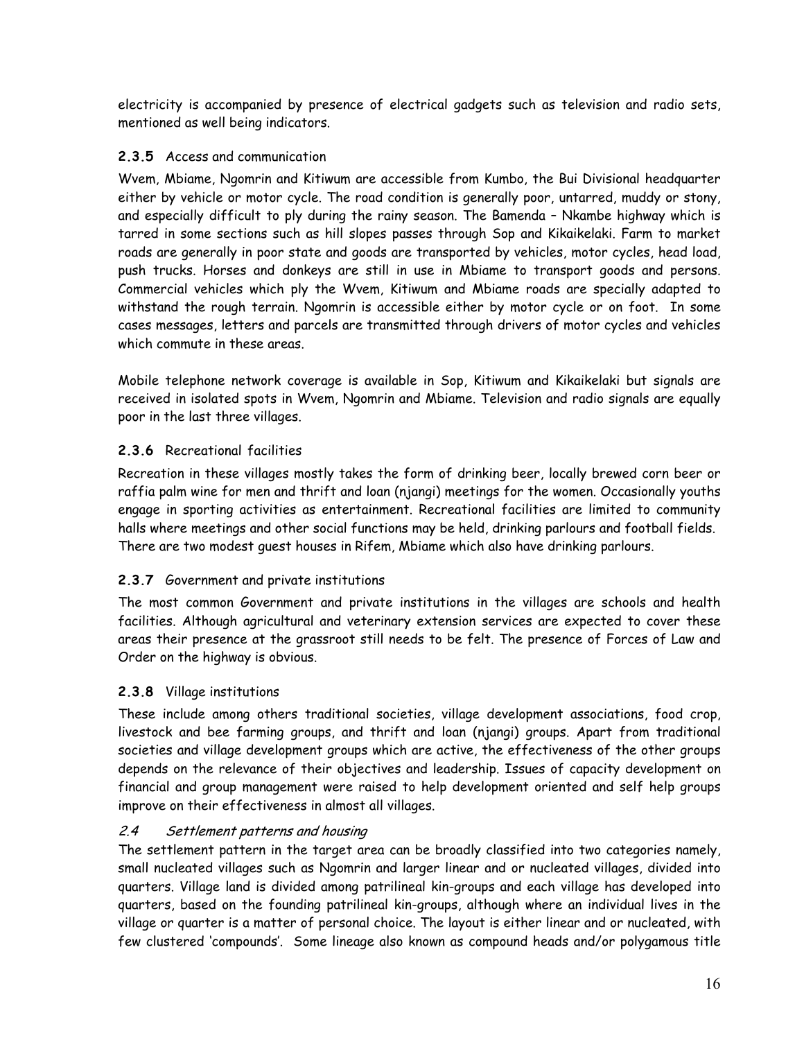electricity is accompanied by presence of electrical gadgets such as television and radio sets, mentioned as well being indicators.

### 2.3.5 Access and communication

Wvem, Mbiame, Ngomrin and Kitiwum are accessible from Kumbo, the Bui Divisional headquarter either by vehicle or motor cycle. The road condition is generally poor, untarred, muddy or stony, and especially difficult to ply during the rainy season. The Bamenda – Nkambe highway which is tarred in some sections such as hill slopes passes through Sop and Kikaikelaki. Farm to market roads are generally in poor state and goods are transported by vehicles, motor cycles, head load, push trucks. Horses and donkeys are still in use in Mbiame to transport goods and persons. Commercial vehicles which ply the Wvem, Kitiwum and Mbiame roads are specially adapted to withstand the rough terrain. Ngomrin is accessible either by motor cycle or on foot. In some cases messages, letters and parcels are transmitted through drivers of motor cycles and vehicles which commute in these areas.

Mobile telephone network coverage is available in Sop, Kitiwum and Kikaikelaki but signals are received in isolated spots in Wvem, Ngomrin and Mbiame. Television and radio signals are equally poor in the last three villages.

### 2.3.6 Recreational facilities

Recreation in these villages mostly takes the form of drinking beer, locally brewed corn beer or raffia palm wine for men and thrift and loan (njangi) meetings for the women. Occasionally youths engage in sporting activities as entertainment. Recreational facilities are limited to community halls where meetings and other social functions may be held, drinking parlours and football fields. There are two modest guest houses in Rifem, Mbiame which also have drinking parlours.

### 2.3.7 Government and private institutions

The most common Government and private institutions in the villages are schools and health facilities. Although agricultural and veterinary extension services are expected to cover these areas their presence at the grassroot still needs to be felt. The presence of Forces of Law and Order on the highway is obvious.

### 2.3.8 Village institutions

These include among others traditional societies, village development associations, food crop, livestock and bee farming groups, and thrift and loan (njangi) groups. Apart from traditional societies and village development groups which are active, the effectiveness of the other groups depends on the relevance of their objectives and leadership. Issues of capacity development on financial and group management were raised to help development oriented and self help groups improve on their effectiveness in almost all villages.

## *2.4 Settlement patterns and housing*

The settlement pattern in the target area can be broadly classified into two categories namely, small nucleated villages such as Ngomrin and larger linear and or nucleated villages, divided into quarters. Village land is divided among patrilineal kin-groups and each village has developed into quarters, based on the founding patrilineal kin-groups, although where an individual lives in the village or quarter is a matter of personal choice. The layout is either linear and or nucleated, with few clustered 'compounds'. Some lineage also known as compound heads and/or polygamous title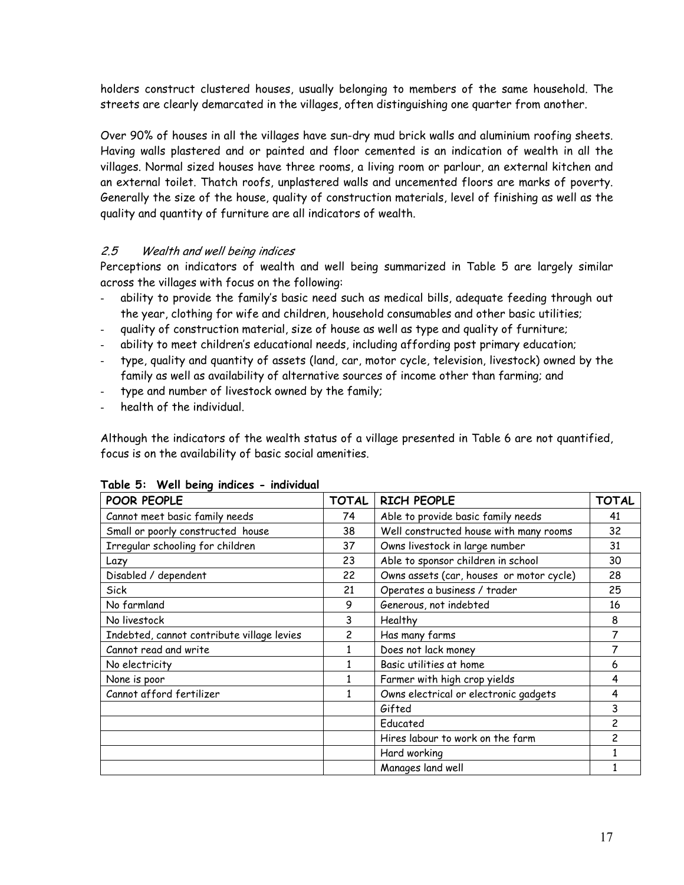holders construct clustered houses, usually belonging to members of the same household. The streets are clearly demarcated in the villages, often distinguishing one quarter from another.

Over 90% of houses in all the villages have sun-dry mud brick walls and aluminium roofing sheets. Having walls plastered and or painted and floor cemented is an indication of wealth in all the villages. Normal sized houses have three rooms, a living room or parlour, an external kitchen and an external toilet. Thatch roofs, unplastered walls and uncemented floors are marks of poverty. Generally the size of the house, quality of construction materials, level of finishing as well as the quality and quantity of furniture are all indicators of wealth.

### *2.5 Wealth and well being indices*

Perceptions on indicators of wealth and well being summarized in Table 5 are largely similar across the villages with focus on the following:

- ability to provide the family's basic need such as medical bills, adequate feeding through out the year, clothing for wife and children, household consumables and other basic utilities;
- quality of construction material, size of house as well as type and quality of furniture;
- ability to meet children's educational needs, including affording post primary education;
- type, quality and quantity of assets (land, car, motor cycle, television, livestock) owned by the family as well as availability of alternative sources of income other than farming; and
- type and number of livestock owned by the family;
- health of the individual.

Although the indicators of the wealth status of a village presented in Table 6 are not quantified, focus is on the availability of basic social amenities.

**Table 5: Well being indices - individual**

| POOR PEOPLE | TOTAL | RICH PEOPLE | TOTAL |
|---|---|---|---|
| Cannot meet basic family needs | 74 | Able to provide basic family needs | 41 |
| Small or poorly constructed house | 38 | Well constructed house with many rooms | 32 |
| Irregular schooling for children | 37 | Owns livestock in large number | 31 |
| Lazy | 23 | Able to sponsor children in school | 30 |
| Disabled / dependent | 22 | Owns assets (car, houses or motor cycle) | 28 |
| Sick | 21 | Operates a business / trader | 25 |
| No farmland | 9 | Generous, not indebted | 16 |
| No livestock | 3 | Healthy | 8 |
| Indebted, cannot contribute village levies | 2 | Has many farms | 7 |
| Cannot read and write | 1 | Does not lack money | 7 |
| No electricity | 1 | Basic utilities at home | 6 |
| None is poor | 1 | Farmer with high crop yields | 4 |
| Cannot afford fertilizer | 1 | Owns electrical or electronic gadgets | 4 |
| | | Gifted | 3 |
| | | Educated | 2 |
| | | Hires labour to work on the farm | 2 |
| | | Hard working | 1 |
| | | Manages land well | 1 |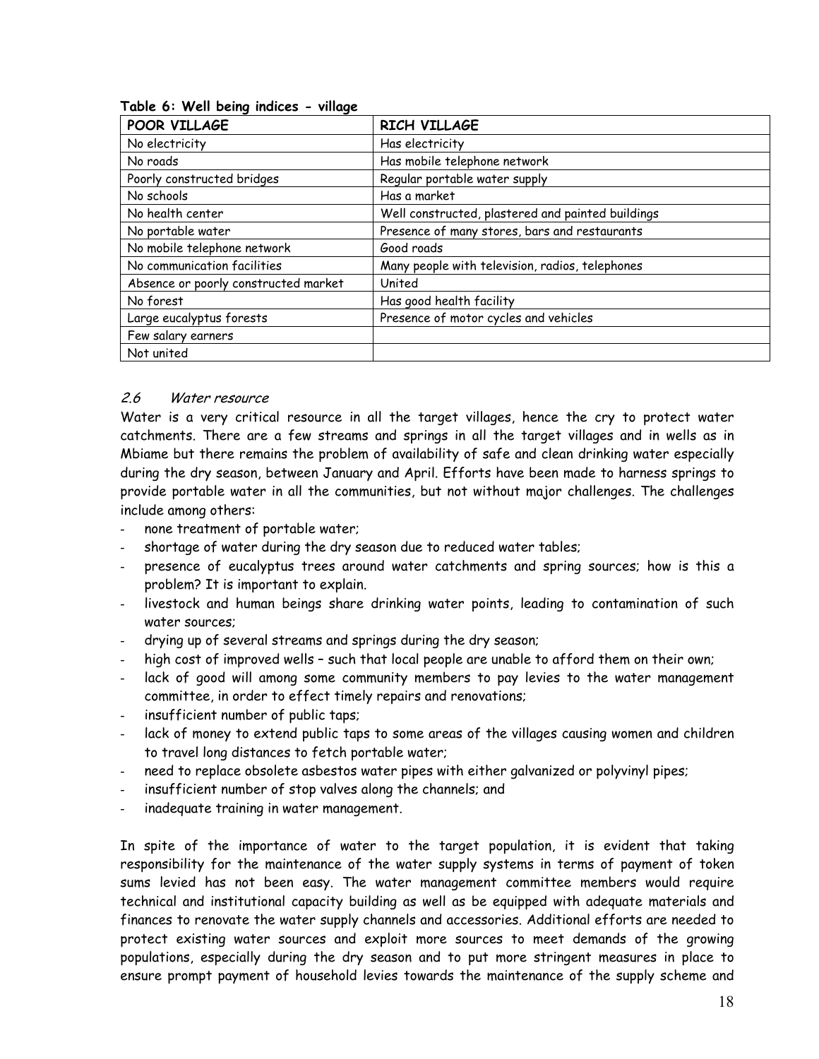**Table 6: Well being indices - village**

| POOR VILLAGE | RICH VILLAGE |
|---|---|
| No electricity | Has electricity |
| No roads | Has mobile telephone network |
| Poorly constructed bridges | Regular portable water supply |
| No schools | Has a market |
| No health center | Well constructed, plastered and painted buildings |
| No portable water | Presence of many stores, bars and restaurants |
| No mobile telephone network | Good roads |
| No communication facilities | Many people with television, radios, telephones |
| Absence or poorly constructed market | United |
| No forest | Has good health facility |
| Large eucalyptus forests | Presence of motor cycles and vehicles |
| Few salary earners | |
| Not united | |

### 2.6 *Water resource*

Water is a very critical resource in all the target villages, hence the cry to protect water catchments. There are a few streams and springs in all the target villages and in wells as in Mbiame but there remains the problem of availability of safe and clean drinking water especially during the dry season, between January and April. Efforts have been made to harness springs to provide portable water in all the communities, but not without major challenges. The challenges include among others:

- none treatment of portable water;
- shortage of water during the dry season due to reduced water tables;
- presence of eucalyptus trees around water catchments and spring sources; how is this a problem? It is important to explain.
- livestock and human beings share drinking water points, leading to contamination of such water sources;
- drying up of several streams and springs during the dry season;
- high cost of improved wells – such that local people are unable to afford them on their own;
- lack of good will among some community members to pay levies to the water management committee, in order to effect timely repairs and renovations;
- insufficient number of public taps;
- lack of money to extend public taps to some areas of the villages causing women and children to travel long distances to fetch portable water;
- need to replace obsolete asbestos water pipes with either galvanized or polyvinyl pipes;
- insufficient number of stop valves along the channels; and
- inadequate training in water management.

In spite of the importance of water to the target population, it is evident that taking responsibility for the maintenance of the water supply systems in terms of payment of token sums levied has not been easy. The water management committee members would require technical and institutional capacity building as well as be equipped with adequate materials and finances to renovate the water supply channels and accessories. Additional efforts are needed to protect existing water sources and exploit more sources to meet demands of the growing populations, especially during the dry season and to put more stringent measures in place to ensure prompt payment of household levies towards the maintenance of the supply scheme and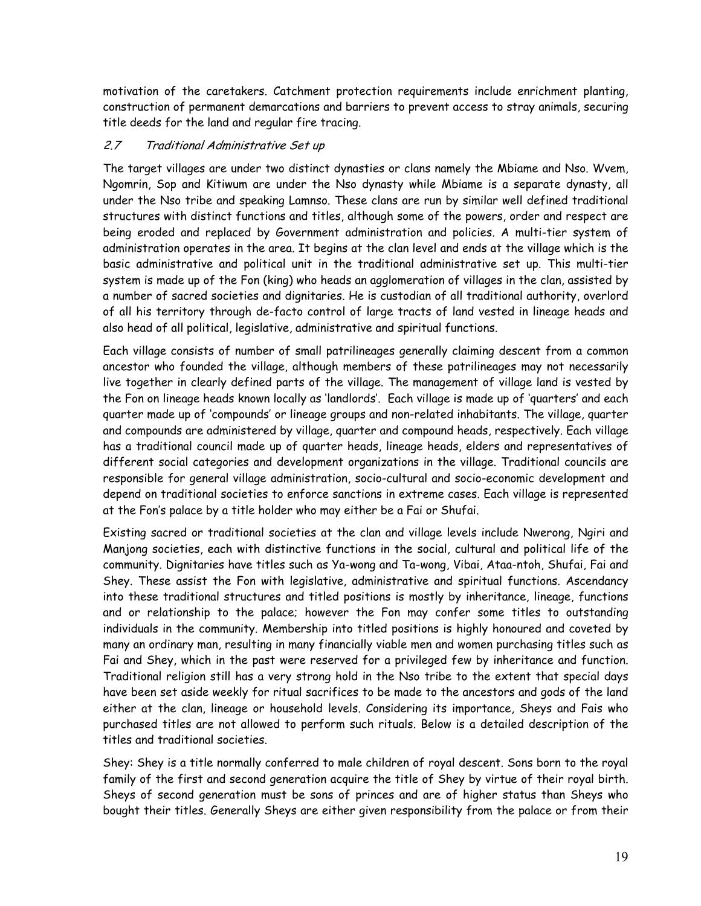motivation of the caretakers. Catchment protection requirements include enrichment planting, construction of permanent demarcations and barriers to prevent access to stray animals, securing title deeds for the land and regular fire tracing.

### *2.7 Traditional Administrative Set up*

The target villages are under two distinct dynasties or clans namely the Mbiame and Nso. Wvem, Ngomrin, Sop and Kitiwum are under the Nso dynasty while Mbiame is a separate dynasty, all under the Nso tribe and speaking Lamnso. These clans are run by similar well defined traditional structures with distinct functions and titles, although some of the powers, order and respect are being eroded and replaced by Government administration and policies. A multi-tier system of administration operates in the area. It begins at the clan level and ends at the village which is the basic administrative and political unit in the traditional administrative set up. This multi-tier system is made up of the Fon (king) who heads an agglomeration of villages in the clan, assisted by a number of sacred societies and dignitaries. He is custodian of all traditional authority, overlord of all his territory through de-facto control of large tracts of land vested in lineage heads and also head of all political, legislative, administrative and spiritual functions.

Each village consists of number of small patrilineages generally claiming descent from a common ancestor who founded the village, although members of these patrilineages may not necessarily live together in clearly defined parts of the village. The management of village land is vested by the Fon on lineage heads known locally as 'landlords'. Each village is made up of 'quarters' and each quarter made up of 'compounds' or lineage groups and non-related inhabitants. The village, quarter and compounds are administered by village, quarter and compound heads, respectively. Each village has a traditional council made up of quarter heads, lineage heads, elders and representatives of different social categories and development organizations in the village. Traditional councils are responsible for general village administration, socio-cultural and socio-economic development and depend on traditional societies to enforce sanctions in extreme cases. Each village is represented at the Fon's palace by a title holder who may either be a Fai or Shufai.

Existing sacred or traditional societies at the clan and village levels include Nwerong, Ngiri and Manjong societies, each with distinctive functions in the social, cultural and political life of the community. Dignitaries have titles such as Ya-wong and Ta-wong, Vibai, Ataa-ntoh, Shufai, Fai and Shey. These assist the Fon with legislative, administrative and spiritual functions. Ascendancy into these traditional structures and titled positions is mostly by inheritance, lineage, functions and or relationship to the palace; however the Fon may confer some titles to outstanding individuals in the community. Membership into titled positions is highly honoured and coveted by many an ordinary man, resulting in many financially viable men and women purchasing titles such as Fai and Shey, which in the past were reserved for a privileged few by inheritance and function. Traditional religion still has a very strong hold in the Nso tribe to the extent that special days have been set aside weekly for ritual sacrifices to be made to the ancestors and gods of the land either at the clan, lineage or household levels. Considering its importance, Sheys and Fais who purchased titles are not allowed to perform such rituals. Below is a detailed description of the titles and traditional societies.

Shey: Shey is a title normally conferred to male children of royal descent. Sons born to the royal family of the first and second generation acquire the title of Shey by virtue of their royal birth. Sheys of second generation must be sons of princes and are of higher status than Sheys who bought their titles. Generally Sheys are either given responsibility from the palace or from their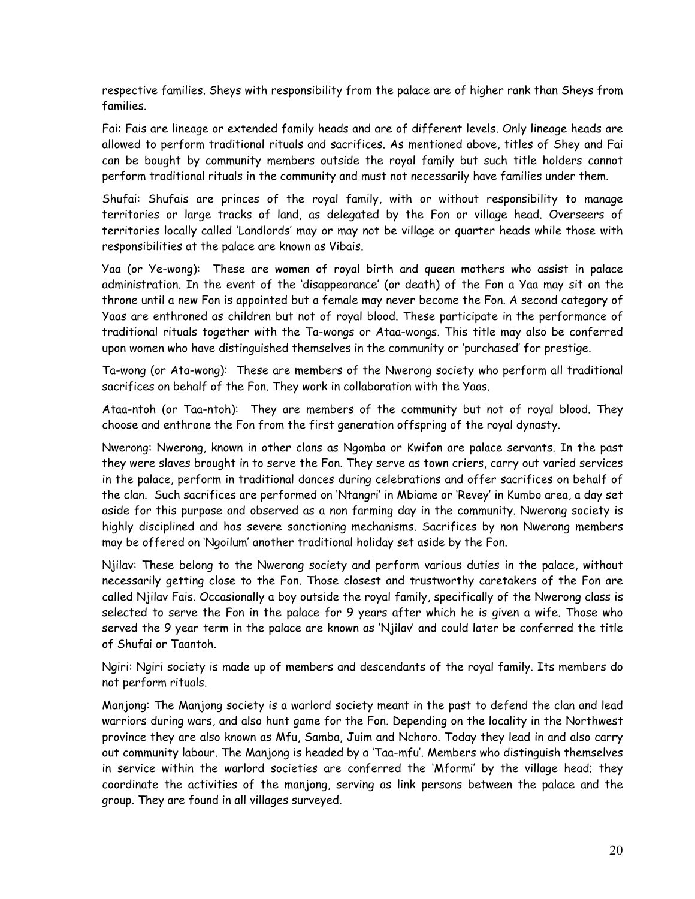respective families. Sheys with responsibility from the palace are of higher rank than Sheys from families.

Fai: Fais are lineage or extended family heads and are of different levels. Only lineage heads are allowed to perform traditional rituals and sacrifices. As mentioned above, titles of Shey and Fai can be bought by community members outside the royal family but such title holders cannot perform traditional rituals in the community and must not necessarily have families under them.

Shufai: Shufais are princes of the royal family, with or without responsibility to manage territories or large tracks of land, as delegated by the Fon or village head. Overseers of territories locally called 'Landlords' may or may not be village or quarter heads while those with responsibilities at the palace are known as Vibais.

Yaa (or Ye-wong): These are women of royal birth and queen mothers who assist in palace administration. In the event of the 'disappearance' (or death) of the Fon a Yaa may sit on the throne until a new Fon is appointed but a female may never become the Fon. A second category of Yaas are enthroned as children but not of royal blood. These participate in the performance of traditional rituals together with the Ta-wongs or Ataa-wongs. This title may also be conferred upon women who have distinguished themselves in the community or 'purchased' for prestige.

Ta-wong (or Ata-wong): These are members of the Nwerong society who perform all traditional sacrifices on behalf of the Fon. They work in collaboration with the Yaas.

Ataa-ntoh (or Taa-ntoh): They are members of the community but not of royal blood. They choose and enthrone the Fon from the first generation offspring of the royal dynasty.

Nwerong: Nwerong, known in other clans as Ngomba or Kwifon are palace servants. In the past they were slaves brought in to serve the Fon. They serve as town criers, carry out varied services in the palace, perform in traditional dances during celebrations and offer sacrifices on behalf of the clan. Such sacrifices are performed on 'Ntangri' in Mbiame or 'Revey' in Kumbo area, a day set aside for this purpose and observed as a non farming day in the community. Nwerong society is highly disciplined and has severe sanctioning mechanisms. Sacrifices by non Nwerong members may be offered on 'Ngoilum' another traditional holiday set aside by the Fon.

Njilav: These belong to the Nwerong society and perform various duties in the palace, without necessarily getting close to the Fon. Those closest and trustworthy caretakers of the Fon are called Njilav Fais. Occasionally a boy outside the royal family, specifically of the Nwerong class is selected to serve the Fon in the palace for 9 years after which he is given a wife. Those who served the 9 year term in the palace are known as 'Njilav' and could later be conferred the title of Shufai or Taantoh.

Ngiri: Ngiri society is made up of members and descendants of the royal family. Its members do not perform rituals.

Manjong: The Manjong society is a warlord society meant in the past to defend the clan and lead warriors during wars, and also hunt game for the Fon. Depending on the locality in the Northwest province they are also known as Mfu, Samba, Juim and Nchoro. Today they lead in and also carry out community labour. The Manjong is headed by a 'Taa-mfu'. Members who distinguish themselves in service within the warlord societies are conferred the 'Mformi' by the village head; they coordinate the activities of the manjong, serving as link persons between the palace and the group. They are found in all villages surveyed.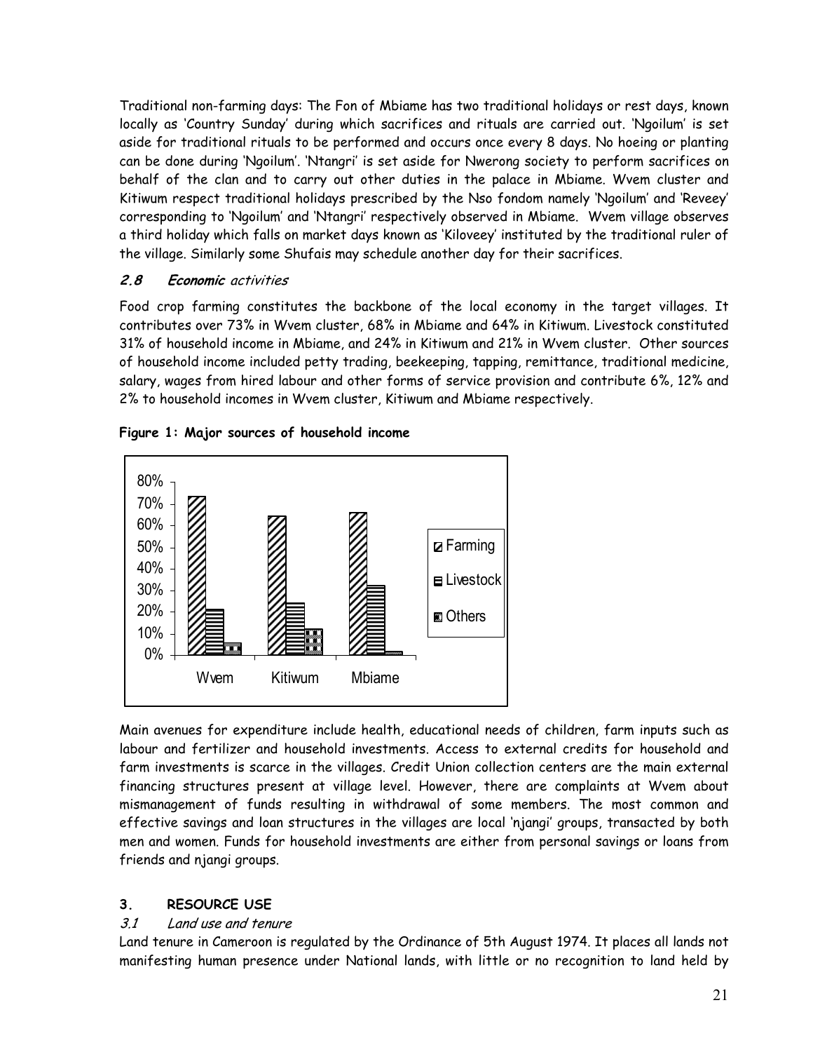Traditional non-farming days: The Fon of Mbiame has two traditional holidays or rest days, known locally as 'Country Sunday' during which sacrifices and rituals are carried out. 'Ngoilum' is set aside for traditional rituals to be performed and occurs once every 8 days. No hoeing or planting can be done during 'Ngoilum'. 'Ntangri' is set aside for Nwerong society to perform sacrifices on behalf of the clan and to carry out other duties in the palace in Mbiame. Wvem cluster and Kitiwum respect traditional holidays prescribed by the Nso fondom namely 'Ngoilum' and 'Reveey' corresponding to 'Ngoilum' and 'Ntangri' respectively observed in Mbiame. Wvem village observes a third holiday which falls on market days known as 'Kiloveey' instituted by the traditional ruler of the village. Similarly some Shufais may schedule another day for their sacrifices.

### 2.8 *Economic activities*

Food crop farming constitutes the backbone of the local economy in the target villages. It contributes over 73% in Wvem cluster, 68% in Mbiame and 64% in Kitiwum. Livestock constituted 31% of household income in Mbiame, and 24% in Kitiwum and 21% in Wvem cluster. Other sources of household income included petty trading, beekeeping, tapping, remittance, traditional medicine, salary, wages from hired labour and other forms of service provision and contribute 6%, 12% and 2% to household incomes in Wvem cluster, Kitiwum and Mbiame respectively.

**Figure 1: Major sources of household income**

Main avenues for expenditure include health, educational needs of children, farm inputs such as labour and fertilizer and household investments. Access to external credits for household and farm investments is scarce in the villages. Credit Union collection centers are the main external financing structures present at village level. However, there are complaints at Wvem about mismanagement of funds resulting in withdrawal of some members. The most common and effective savings and loan structures in the villages are local 'njangi' groups, transacted by both men and women. Funds for household investments are either from personal savings or loans from friends and njangi groups.

## 3. RESOURCE USE

### 3.1 *Land use and tenure*

Land tenure in Cameroon is regulated by the Ordinance of 5th August 1974. It places all lands not manifesting human presence under National lands, with little or no recognition to land held by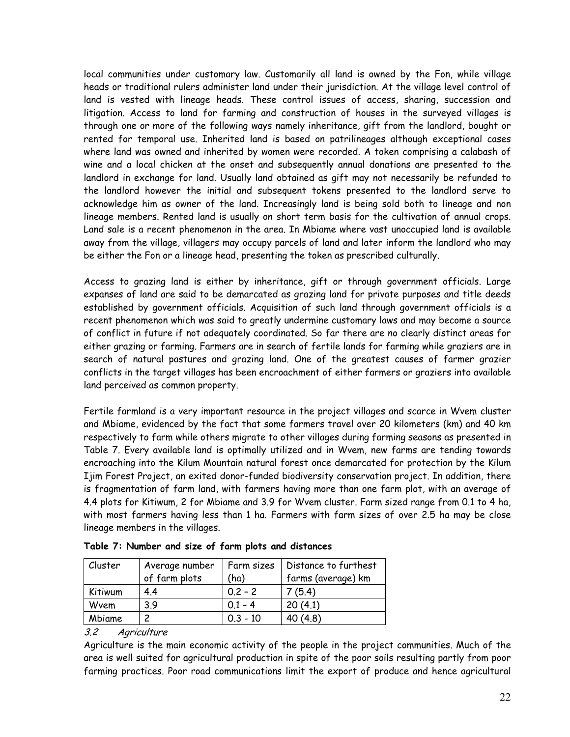local communities under customary law. Customarily all land is owned by the Fon, while village heads or traditional rulers administer land under their jurisdiction. At the village level control of land is vested with lineage heads. These control issues of access, sharing, succession and litigation. Access to land for farming and construction of houses in the surveyed villages is through one or more of the following ways namely inheritance, gift from the landlord, bought or rented for temporal use. Inherited land is based on patrilineages although exceptional cases where land was owned and inherited by women were recorded. A token comprising a calabash of wine and a local chicken at the onset and subsequently annual donations are presented to the landlord in exchange for land. Usually land obtained as gift may not necessarily be refunded to the landlord however the initial and subsequent tokens presented to the landlord serve to acknowledge him as owner of the land. Increasingly land is being sold both to lineage and non lineage members. Rented land is usually on short term basis for the cultivation of annual crops. Land sale is a recent phenomenon in the area. In Mbiame where vast unoccupied land is available away from the village, villagers may occupy parcels of land and later inform the landlord who may be either the Fon or a lineage head, presenting the token as prescribed culturally.

Access to grazing land is either by inheritance, gift or through government officials. Large expanses of land are said to be demarcated as grazing land for private purposes and title deeds established by government officials. Acquisition of such land through government officials is a recent phenomenon which was said to greatly undermine customary laws and may become a source of conflict in future if not adequately coordinated. So far there are no clearly distinct areas for either grazing or farming. Farmers are in search of fertile lands for farming while graziers are in search of natural pastures and grazing land. One of the greatest causes of farmer grazier conflicts in the target villages has been encroachment of either farmers or graziers into available land perceived as common property.

Fertile farmland is a very important resource in the project villages and scarce in Wvem cluster and Mbiame, evidenced by the fact that some farmers travel over 20 kilometers (km) and 40 km respectively to farm while others migrate to other villages during farming seasons as presented in Table 7. Every available land is optimally utilized and in Wvem, new farms are tending towards encroaching into the Kilum Mountain natural forest once demarcated for protection by the Kilum Ijim Forest Project, an exited donor-funded biodiversity conservation project. In addition, there is fragmentation of farm land, with farmers having more than one farm plot, with an average of 4.4 plots for Kitiwum, 2 for Mbiame and 3.9 for Wvem cluster. Farm sized range from 0.1 to 4 ha, with most farmers having less than 1 ha. Farmers with farm sizes of over 2.5 ha may be close lineage members in the villages.

**Table 7: Number and size of farm plots and distances**

| Cluster | Average number of farm plots | Farm sizes (ha) | Distance to furthest farms (average) km |
|---|---|---|---|
| Kitiwum | 4.4 | 0.2 – 2 | 7 (5.4) |
| Wvem | 3.9 | 0.1 – 4 | 20 (4.1) |
| Mbiame | 2 | 0.3 - 10 | 40 (4.8) |

### 3.2 *Agriculture*

Agriculture is the main economic activity of the people in the project communities. Much of the area is well suited for agricultural production in spite of the poor soils resulting partly from poor farming practices. Poor road communications limit the export of produce and hence agricultural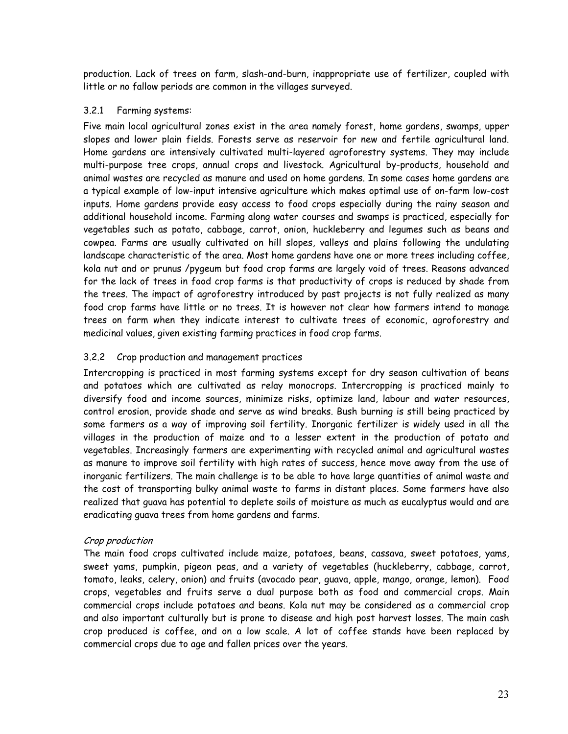production. Lack of trees on farm, slash-and-burn, inappropriate use of fertilizer, coupled with little or no fallow periods are common in the villages surveyed.

### 3.2.1 Farming systems:

Five main local agricultural zones exist in the area namely forest, home gardens, swamps, upper slopes and lower plain fields. Forests serve as reservoir for new and fertile agricultural land. Home gardens are intensively cultivated multi-layered agroforestry systems. They may include multi-purpose tree crops, annual crops and livestock. Agricultural by-products, household and animal wastes are recycled as manure and used on home gardens. In some cases home gardens are a typical example of low-input intensive agriculture which makes optimal use of on-farm low-cost inputs. Home gardens provide easy access to food crops especially during the rainy season and additional household income. Farming along water courses and swamps is practiced, especially for vegetables such as potato, cabbage, carrot, onion, huckleberry and legumes such as beans and cowpea. Farms are usually cultivated on hill slopes, valleys and plains following the undulating landscape characteristic of the area. Most home gardens have one or more trees including coffee, kola nut and or prunus /pygeum but food crop farms are largely void of trees. Reasons advanced for the lack of trees in food crop farms is that productivity of crops is reduced by shade from the trees. The impact of agroforestry introduced by past projects is not fully realized as many food crop farms have little or no trees. It is however not clear how farmers intend to manage trees on farm when they indicate interest to cultivate trees of economic, agroforestry and medicinal values, given existing farming practices in food crop farms.

### 3.2.2 Crop production and management practices

Intercropping is practiced in most farming systems except for dry season cultivation of beans and potatoes which are cultivated as relay monocrops. Intercropping is practiced mainly to diversify food and income sources, minimize risks, optimize land, labour and water resources, control erosion, provide shade and serve as wind breaks. Bush burning is still being practiced by some farmers as a way of improving soil fertility. Inorganic fertilizer is widely used in all the villages in the production of maize and to a lesser extent in the production of potato and vegetables. Increasingly farmers are experimenting with recycled animal and agricultural wastes as manure to improve soil fertility with high rates of success, hence move away from the use of inorganic fertilizers. The main challenge is to be able to have large quantities of animal waste and the cost of transporting bulky animal waste to farms in distant places. Some farmers have also realized that guava has potential to deplete soils of moisture as much as eucalyptus would and are eradicating guava trees from home gardens and farms.

*Crop production*

The main food crops cultivated include maize, potatoes, beans, cassava, sweet potatoes, yams, sweet yams, pumpkin, pigeon peas, and a variety of vegetables (huckleberry, cabbage, carrot, tomato, leaks, celery, onion) and fruits (avocado pear, guava, apple, mango, orange, lemon). Food crops, vegetables and fruits serve a dual purpose both as food and commercial crops. Main commercial crops include potatoes and beans. Kola nut may be considered as a commercial crop and also important culturally but is prone to disease and high post harvest losses. The main cash crop produced is coffee, and on a low scale. A lot of coffee stands have been replaced by commercial crops due to age and fallen prices over the years.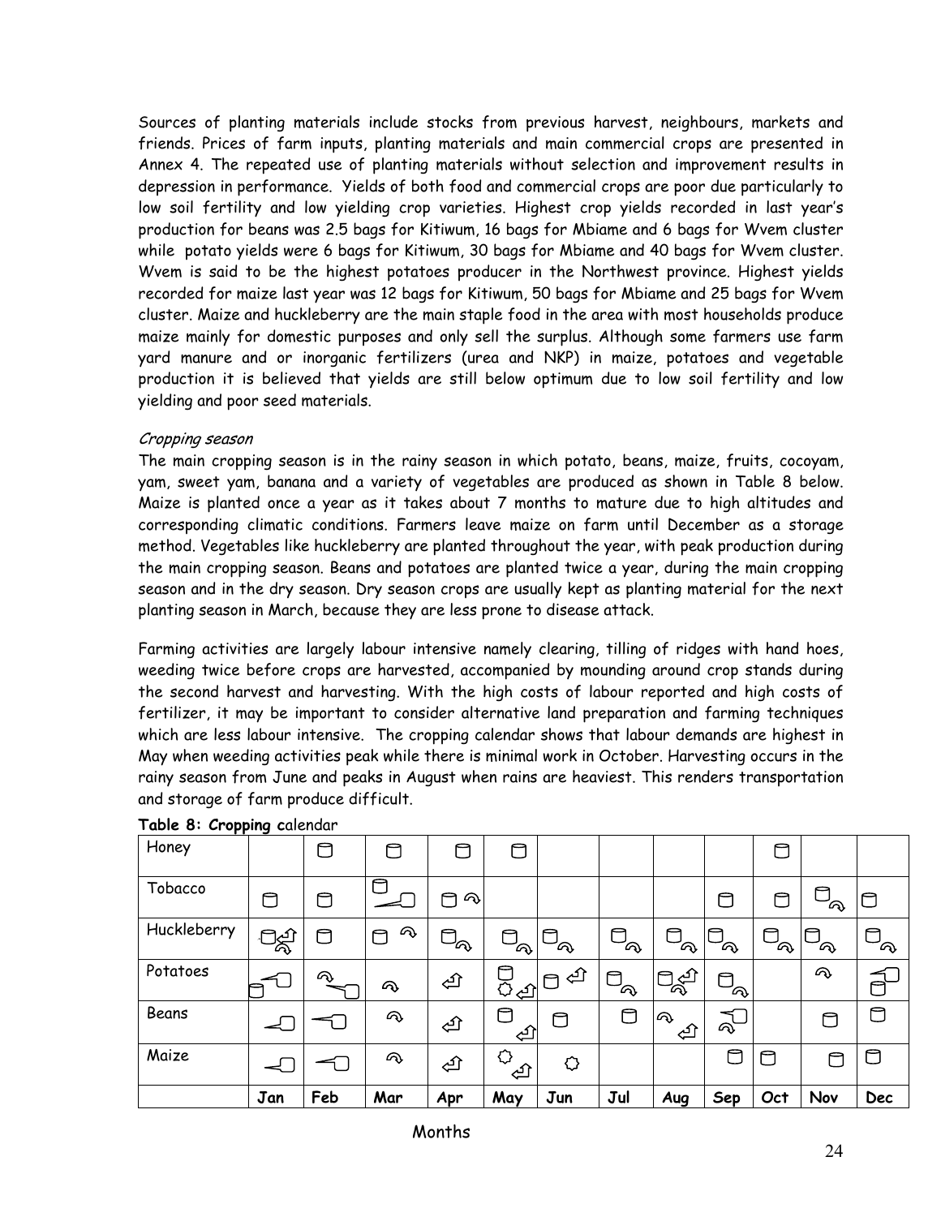Sources of planting materials include stocks from previous harvest, neighbours, markets and friends. Prices of farm inputs, planting materials and main commercial crops are presented in Annex 4. The repeated use of planting materials without selection and improvement results in depression in performance. Yields of both food and commercial crops are poor due particularly to low soil fertility and low yielding crop varieties. Highest crop yields recorded in last year's production for beans was 2.5 bags for Kitiwum, 16 bags for Mbiame and 6 bags for Wvem cluster while potato yields were 6 bags for Kitiwum, 30 bags for Mbiame and 40 bags for Wvem cluster. Wvem is said to be the highest potatoes producer in the Northwest province. Highest yields recorded for maize last year was 12 bags for Kitiwum, 50 bags for Mbiame and 25 bags for Wvem cluster. Maize and huckleberry are the main staple food in the area with most households produce maize mainly for domestic purposes and only sell the surplus. Although some farmers use farm yard manure and or inorganic fertilizers (urea and NKP) in maize, potatoes and vegetable production it is believed that yields are still below optimum due to low soil fertility and low yielding and poor seed materials.

*Cropping season*

The main cropping season is in the rainy season in which potato, beans, maize, fruits, cocoyam, yam, sweet yam, banana and a variety of vegetables are produced as shown in Table 8 below. Maize is planted once a year as it takes about 7 months to mature due to high altitudes and corresponding climatic conditions. Farmers leave maize on farm until December as a storage method. Vegetables like huckleberry are planted throughout the year, with peak production during the main cropping season. Beans and potatoes are planted twice a year, during the main cropping season and in the dry season. Dry season crops are usually kept as planting material for the next planting season in March, because they are less prone to disease attack.

Farming activities are largely labour intensive namely clearing, tilling of ridges with hand hoes, weeding twice before crops are harvested, accompanied by mounding around crop stands during the second harvest and harvesting. With the high costs of labour reported and high costs of fertilizer, it may be important to consider alternative land preparation and farming techniques which are less labour intensive. The cropping calendar shows that labour demands are highest in May when weeding activities peak while there is minimal work in October. Harvesting occurs in the rainy season from June and peaks in August when rains are heaviest. This renders transportation and storage of farm produce difficult.

**Table 8: Cropping c**alendar

| | Jan | Feb | Mar | Apr | May | Jun | Jul | Aug | Sep | Oct | Nov | Dec |
|---|---|---|---|---|---|---|---|---|---|---|---|---|
| Honey | | ⬭ | ⬭ | ⬭ | ⬭ | | | | | ⬭ | | |
| Tobacco | ⬭ | ⬭ | ⬭ | ⬭ | | | | | ⬭ | ⬭ | ⬭ | ⬭ |
| Huckleberry | ⬭ | ⬭ | ⬭ | ⬭ | ⬭ | ⬭ | ⬭ | ⬭ | ⬭ | ⬭ | ⬭ | ⬭ |
| Potatoes | ⬭ | | | | ⬭ | ⬭ | ⬭ | ⬭ | ⬭ | | | ⬭ |
| Beans | | | | | ⬭ | ⬭ | ⬭ | | | | ⬭ | ⬭ |
| Maize | | | | | | | | | ⬭ | ⬭ | ⬭ | ⬭ |

Months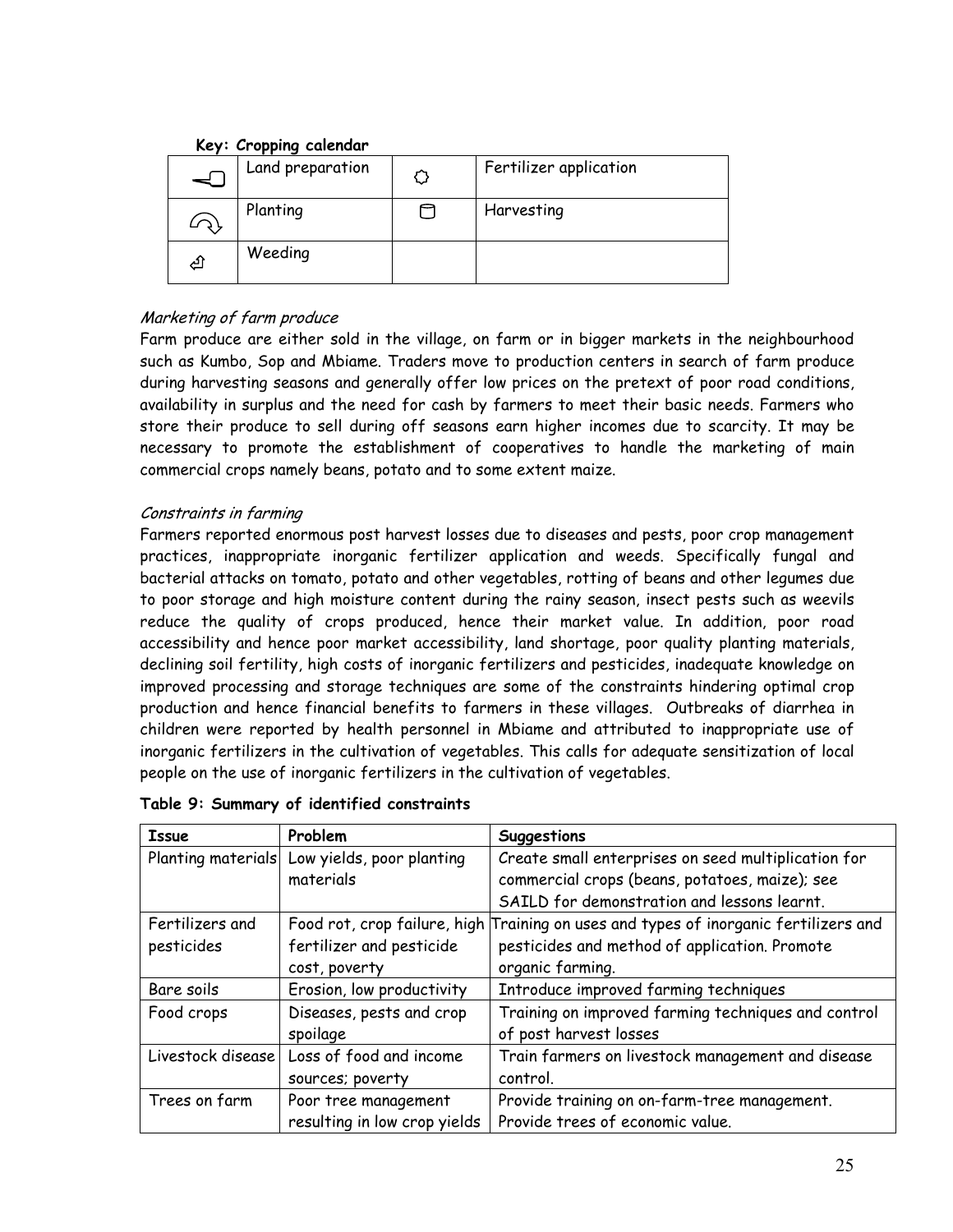**Key: Cropping calendar**

| | | | |
|---|---|---|---|
| ⌐▢ | Land preparation | ○ | Fertilizer application |
| ↷ | Planting | ▢ | Harvesting |
| ⏎ | Weeding | | |

*Marketing of farm produce*

Farm produce are either sold in the village, on farm or in bigger markets in the neighbourhood such as Kumbo, Sop and Mbiame. Traders move to production centers in search of farm produce during harvesting seasons and generally offer low prices on the pretext of poor road conditions, availability in surplus and the need for cash by farmers to meet their basic needs. Farmers who store their produce to sell during off seasons earn higher incomes due to scarcity. It may be necessary to promote the establishment of cooperatives to handle the marketing of main commercial crops namely beans, potato and to some extent maize.

*Constraints in farming*

Farmers reported enormous post harvest losses due to diseases and pests, poor crop management practices, inappropriate inorganic fertilizer application and weeds. Specifically fungal and bacterial attacks on tomato, potato and other vegetables, rotting of beans and other legumes due to poor storage and high moisture content during the rainy season, insect pests such as weevils reduce the quality of crops produced, hence their market value. In addition, poor road accessibility and hence poor market accessibility, land shortage, poor quality planting materials, declining soil fertility, high costs of inorganic fertilizers and pesticides, inadequate knowledge on improved processing and storage techniques are some of the constraints hindering optimal crop production and hence financial benefits to farmers in these villages. Outbreaks of diarrhea in children were reported by health personnel in Mbiame and attributed to inappropriate use of inorganic fertilizers in the cultivation of vegetables. This calls for adequate sensitization of local people on the use of inorganic fertilizers in the cultivation of vegetables.

**Table 9: Summary of identified constraints**

| **Issue** | **Problem** | **Suggestions** |
|---|---|---|
| Planting materials | Low yields, poor planting materials | Create small enterprises on seed multiplication for commercial crops (beans, potatoes, maize); see SAILD for demonstration and lessons learnt. |
| Fertilizers and pesticides | Food rot, crop failure, high fertilizer and pesticide cost, poverty | Training on uses and types of inorganic fertilizers and pesticides and method of application. Promote organic farming. |
| Bare soils | Erosion, low productivity | Introduce improved farming techniques |
| Food crops | Diseases, pests and crop spoilage | Training on improved farming techniques and control of post harvest losses |
| Livestock disease | Loss of food and income sources; poverty | Train farmers on livestock management and disease control. |
| Trees on farm | Poor tree management resulting in low crop yields | Provide training on on-farm-tree management. Provide trees of economic value. |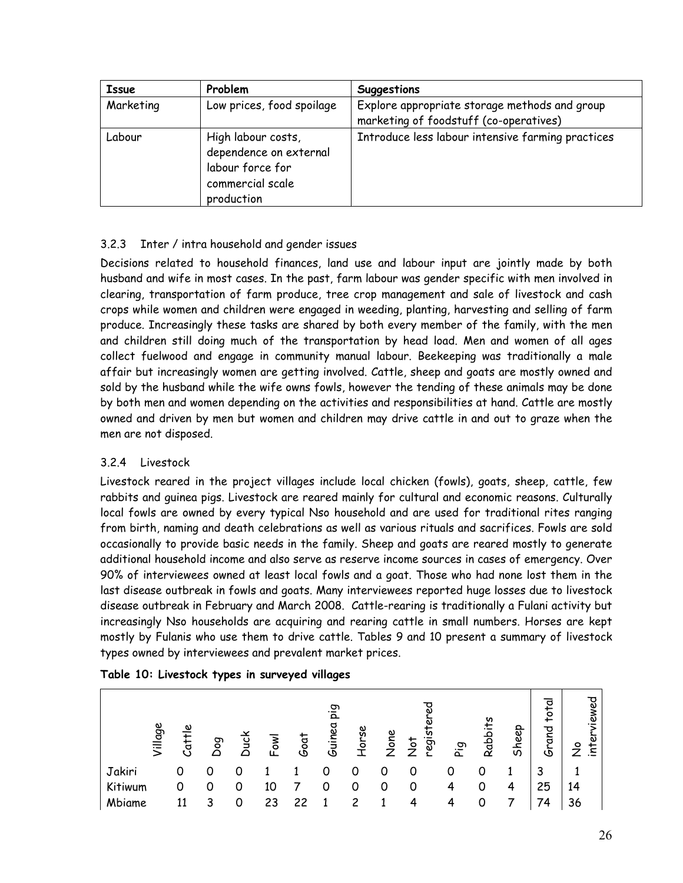| Issue | Problem | Suggestions |
| --- | --- | --- |
| Marketing | Low prices, food spoilage | Explore appropriate storage methods and group marketing of foodstuff (co-operatives) |
| Labour | High labour costs, dependence on external labour force for commercial scale production | Introduce less labour intensive farming practices |

### 3.2.3 Inter / intra household and gender issues

Decisions related to household finances, land use and labour input are jointly made by both husband and wife in most cases. In the past, farm labour was gender specific with men involved in clearing, transportation of farm produce, tree crop management and sale of livestock and cash crops while women and children were engaged in weeding, planting, harvesting and selling of farm produce. Increasingly these tasks are shared by both every member of the family, with the men and children still doing much of the transportation by head load. Men and women of all ages collect fuelwood and engage in community manual labour. Beekeeping was traditionally a male affair but increasingly women are getting involved. Cattle, sheep and goats are mostly owned and sold by the husband while the wife owns fowls, however the tending of these animals may be done by both men and women depending on the activities and responsibilities at hand. Cattle are mostly owned and driven by men but women and children may drive cattle in and out to graze when the men are not disposed.

### 3.2.4 Livestock

Livestock reared in the project villages include local chicken (fowls), goats, sheep, cattle, few rabbits and guinea pigs. Livestock are reared mainly for cultural and economic reasons. Culturally local fowls are owned by every typical Nso household and are used for traditional rites ranging from birth, naming and death celebrations as well as various rituals and sacrifices. Fowls are sold occasionally to provide basic needs in the family. Sheep and goats are reared mostly to generate additional household income and also serve as reserve income sources in cases of emergency. Over 90% of interviewees owned at least local fowls and a goat. Those who had none lost them in the last disease outbreak in fowls and goats. Many interviewees reported huge losses due to livestock disease outbreak in February and March 2008. Cattle-rearing is traditionally a Fulani activity but increasingly Nso households are acquiring and rearing cattle in small numbers. Horses are kept mostly by Fulanis who use them to drive cattle. Tables 9 and 10 present a summary of livestock types owned by interviewees and prevalent market prices.

**Table 10: Livestock types in surveyed villages**

| Village | Cattle | Dog | Duck | Fowl | Goat | Guinea pig | Horse | None | Not registered | Pig | Rabbits | Sheep | Grand total | No interviewed |
| --- | --- | --- | --- | --- | --- | --- | --- | --- | --- | --- | --- | --- | --- | --- |
| Jakiri | 0 | 0 | 0 | 1 | 1 | 0 | 0 | 0 | 0 | 0 | 0 | 1 | 3 | 1 |
| Kitiwum | 0 | 0 | 0 | 10 | 7 | 0 | 0 | 0 | 0 | 4 | 0 | 4 | 25 | 14 |
| Mbiame | 11 | 3 | 0 | 23 | 22 | 1 | 2 | 1 | 4 | 4 | 0 | 7 | 74 | 36 |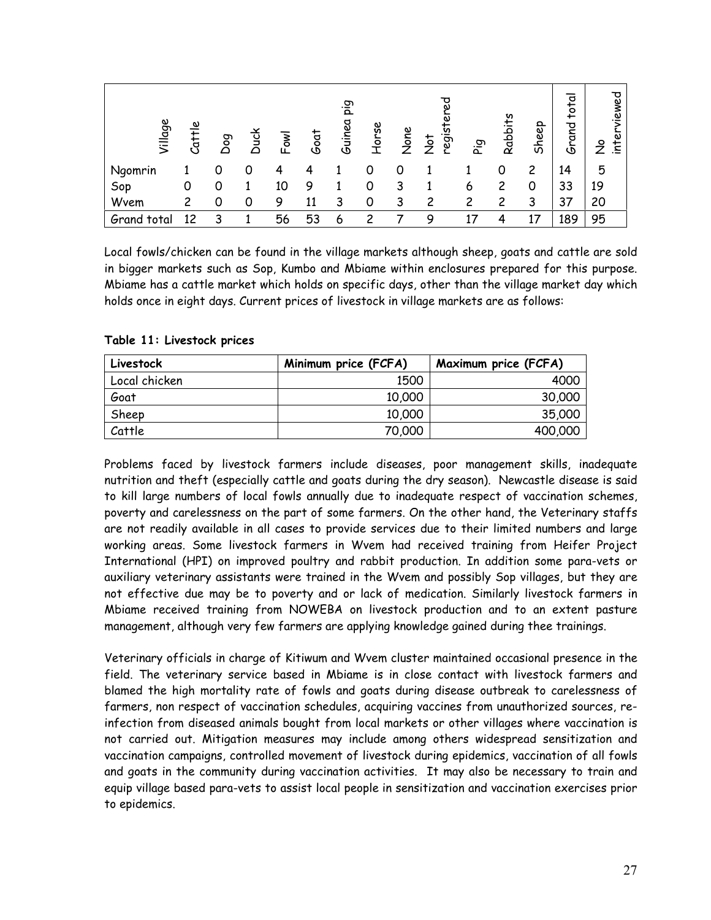| Village | Cattle | Dog | Duck | Fowl | Goat | Guinea pig | Horse | None | Not registered | Pig | Rabbits | Sheep | Grand total | No interviewed |
|---|---|---|---|---|---|---|---|---|---|---|---|---|---|---|
| Ngomrin | 1 | 0 | 0 | 4 | 4 | 1 | 0 | 0 | 1 | 1 | 0 | 2 | 14 | 5 |
| Sop | 0 | 0 | 1 | 10 | 9 | 1 | 0 | 3 | 1 | 6 | 2 | 0 | 33 | 19 |
| Wvem | 2 | 0 | 0 | 9 | 11 | 3 | 0 | 3 | 2 | 2 | 2 | 3 | 37 | 20 |
| Grand total | 12 | 3 | 1 | 56 | 53 | 6 | 2 | 7 | 9 | 17 | 4 | 17 | 189 | 95 |

Local fowls/chicken can be found in the village markets although sheep, goats and cattle are sold in bigger markets such as Sop, Kumbo and Mbiame within enclosures prepared for this purpose. Mbiame has a cattle market which holds on specific days, other than the village market day which holds once in eight days. Current prices of livestock in village markets are as follows:

**Table 11: Livestock prices**

| Livestock | Minimum price (FCFA) | Maximum price (FCFA) |
|---|---|---|
| Local chicken | 1500 | 4000 |
| Goat | 10,000 | 30,000 |
| Sheep | 10,000 | 35,000 |
| Cattle | 70,000 | 400,000 |

Problems faced by livestock farmers include diseases, poor management skills, inadequate nutrition and theft (especially cattle and goats during the dry season). Newcastle disease is said to kill large numbers of local fowls annually due to inadequate respect of vaccination schemes, poverty and carelessness on the part of some farmers. On the other hand, the Veterinary staffs are not readily available in all cases to provide services due to their limited numbers and large working areas. Some livestock farmers in Wvem had received training from Heifer Project International (HPI) on improved poultry and rabbit production. In addition some para-vets or auxiliary veterinary assistants were trained in the Wvem and possibly Sop villages, but they are not effective due may be to poverty and or lack of medication. Similarly livestock farmers in Mbiame received training from NOWEBA on livestock production and to an extent pasture management, although very few farmers are applying knowledge gained during thee trainings.

Veterinary officials in charge of Kitiwum and Wvem cluster maintained occasional presence in the field. The veterinary service based in Mbiame is in close contact with livestock farmers and blamed the high mortality rate of fowls and goats during disease outbreak to carelessness of farmers, non respect of vaccination schedules, acquiring vaccines from unauthorized sources, re-infection from diseased animals bought from local markets or other villages where vaccination is not carried out. Mitigation measures may include among others widespread sensitization and vaccination campaigns, controlled movement of livestock during epidemics, vaccination of all fowls and goats in the community during vaccination activities. It may also be necessary to train and equip village based para-vets to assist local people in sensitization and vaccination exercises prior to epidemics.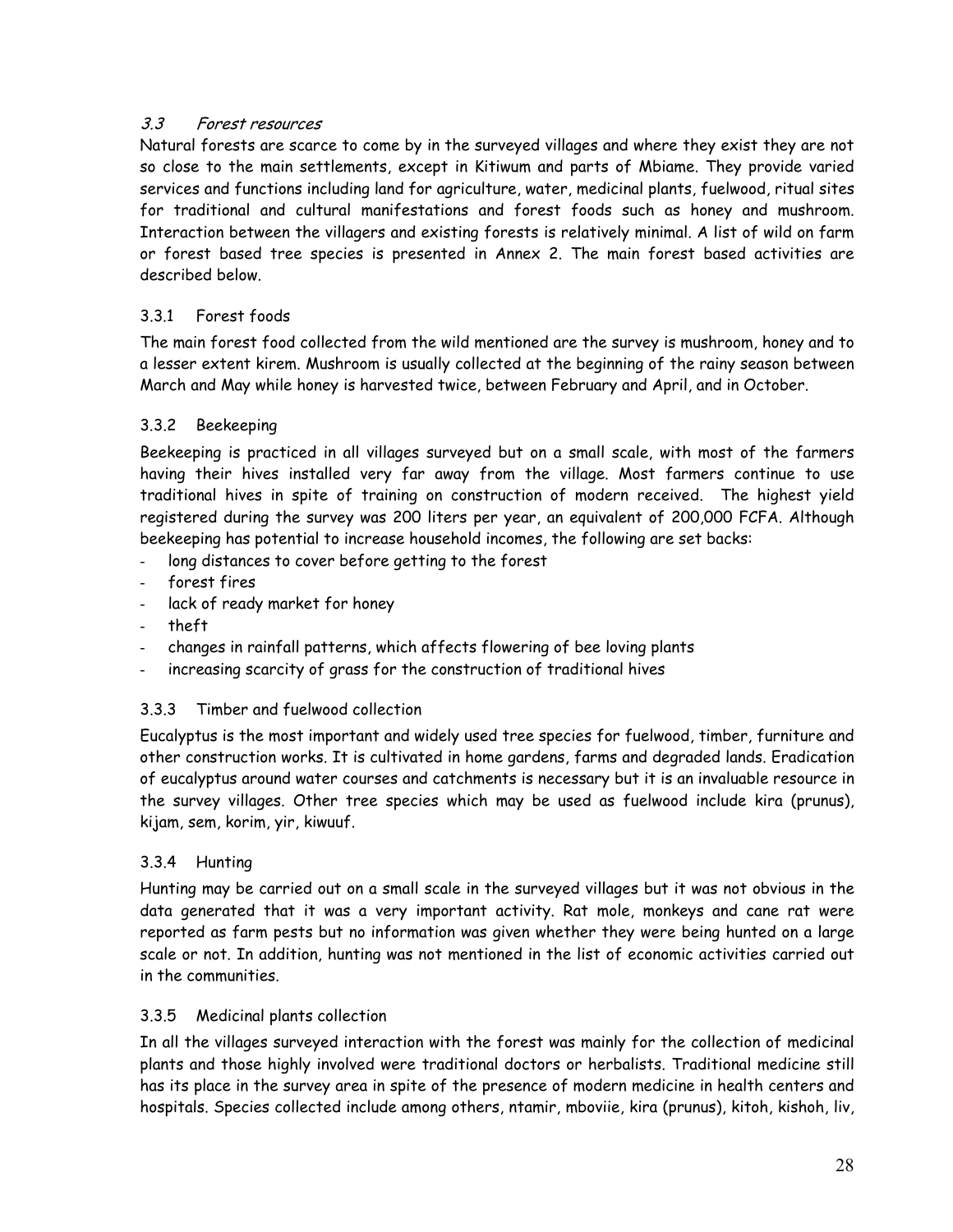### *3.3 Forest resources*

Natural forests are scarce to come by in the surveyed villages and where they exist they are not so close to the main settlements, except in Kitiwum and parts of Mbiame. They provide varied services and functions including land for agriculture, water, medicinal plants, fuelwood, ritual sites for traditional and cultural manifestations and forest foods such as honey and mushroom. Interaction between the villagers and existing forests is relatively minimal. A list of wild on farm or forest based tree species is presented in Annex 2. The main forest based activities are described below.

#### 3.3.1 Forest foods

The main forest food collected from the wild mentioned are the survey is mushroom, honey and to a lesser extent kirem. Mushroom is usually collected at the beginning of the rainy season between March and May while honey is harvested twice, between February and April, and in October.

#### 3.3.2 Beekeeping

Beekeeping is practiced in all villages surveyed but on a small scale, with most of the farmers having their hives installed very far away from the village. Most farmers continue to use traditional hives in spite of training on construction of modern received. The highest yield registered during the survey was 200 liters per year, an equivalent of 200,000 FCFA. Although beekeeping has potential to increase household incomes, the following are set backs:

- long distances to cover before getting to the forest
- forest fires
- lack of ready market for honey
- theft
- changes in rainfall patterns, which affects flowering of bee loving plants
- increasing scarcity of grass for the construction of traditional hives

#### 3.3.3 Timber and fuelwood collection

Eucalyptus is the most important and widely used tree species for fuelwood, timber, furniture and other construction works. It is cultivated in home gardens, farms and degraded lands. Eradication of eucalyptus around water courses and catchments is necessary but it is an invaluable resource in the survey villages. Other tree species which may be used as fuelwood include kira (prunus), kijam, sem, korim, yir, kiwuuf.

#### 3.3.4 Hunting

Hunting may be carried out on a small scale in the surveyed villages but it was not obvious in the data generated that it was a very important activity. Rat mole, monkeys and cane rat were reported as farm pests but no information was given whether they were being hunted on a large scale or not. In addition, hunting was not mentioned in the list of economic activities carried out in the communities.

#### 3.3.5 Medicinal plants collection

In all the villages surveyed interaction with the forest was mainly for the collection of medicinal plants and those highly involved were traditional doctors or herbalists. Traditional medicine still has its place in the survey area in spite of the presence of modern medicine in health centers and hospitals. Species collected include among others, ntamir, mboviie, kira (prunus), kitoh, kishoh, liv,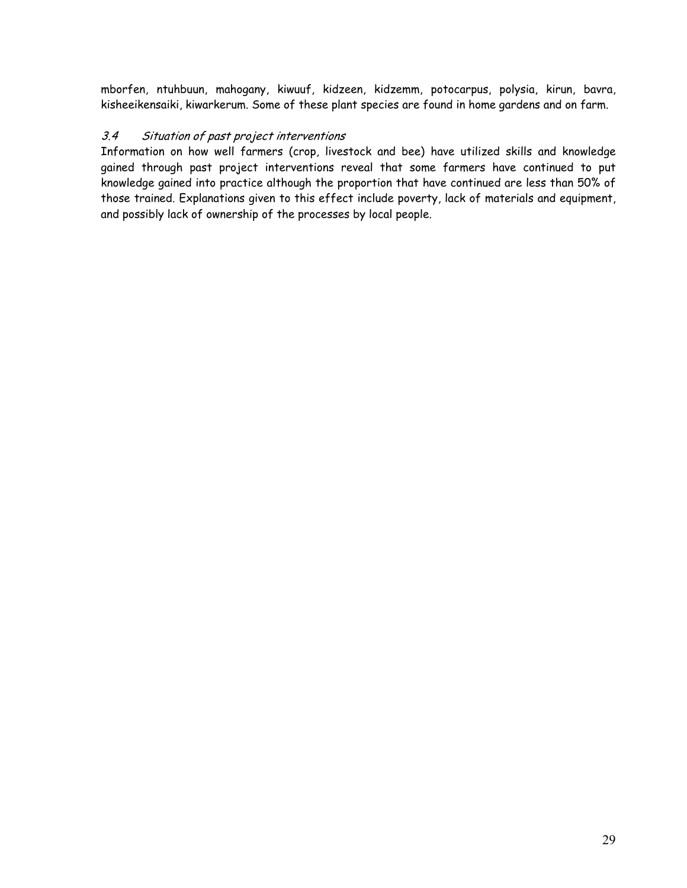mborfen, ntuhbuun, mahogany, kiwuuf, kidzeen, kidzemm, potocarpus, polysia, kirun, bavra, kisheeikensaiki, kiwarkerum. Some of these plant species are found in home gardens and on farm.

### *3.4 Situation of past project interventions*

Information on how well farmers (crop, livestock and bee) have utilized skills and knowledge gained through past project interventions reveal that some farmers have continued to put knowledge gained into practice although the proportion that have continued are less than 50% of those trained. Explanations given to this effect include poverty, lack of materials and equipment, and possibly lack of ownership of the processes by local people.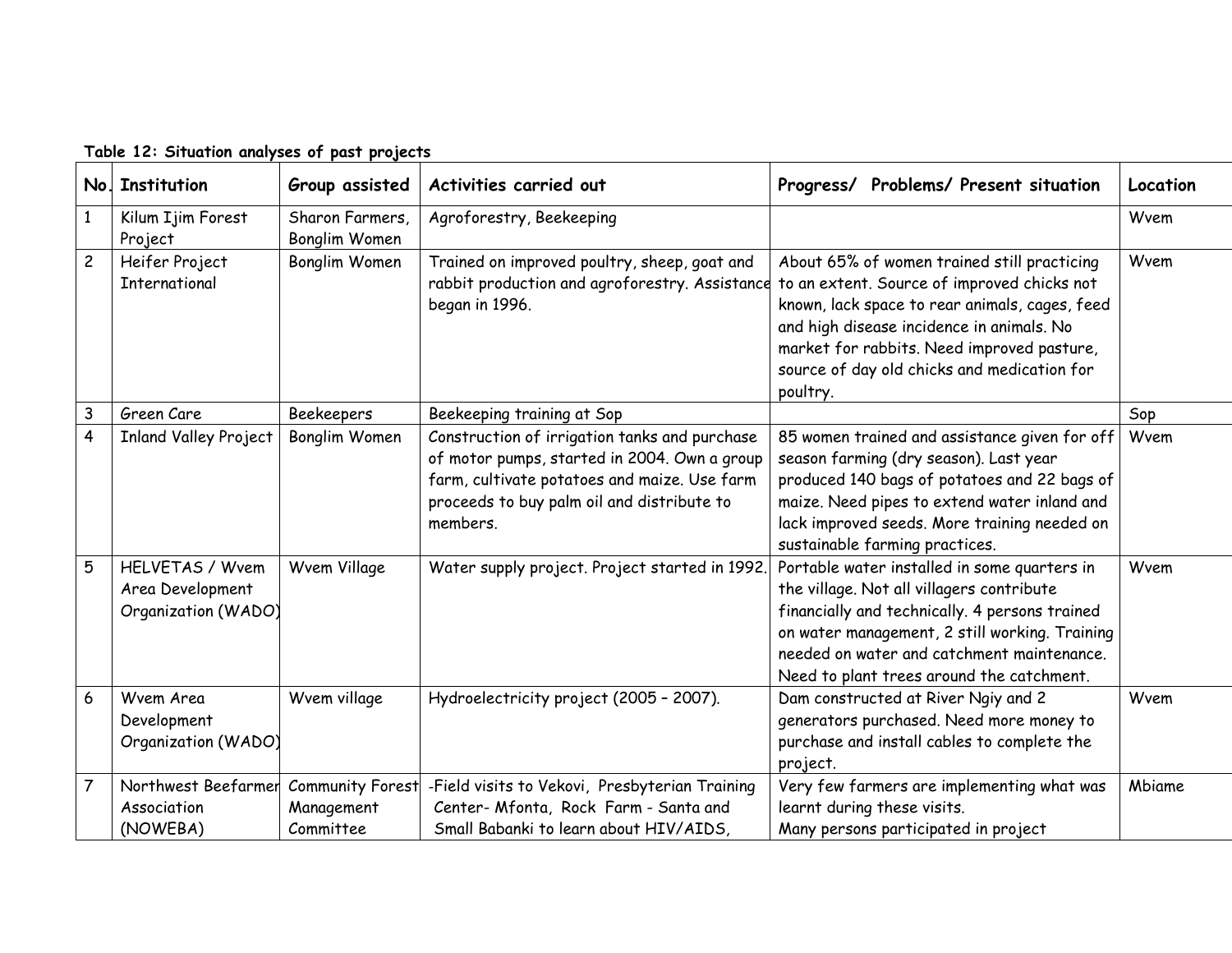**Table 12: Situation analyses of past projects**

| No. | Institution | Group assisted | Activities carried out | Progress/ Problems/ Present situation | Location |
|---|---|---|---|---|---|
| 1 | Kilum Ijim Forest Project | Sharon Farmers, Bonglim Women | Agroforestry, Beekeeping | | Wvem |
| 2 | Heifer Project International | Bonglim Women | Trained on improved poultry, sheep, goat and rabbit production and agroforestry. Assistance began in 1996. | About 65% of women trained still practicing to an extent. Source of improved chicks not known, lack space to rear animals, cages, feed and high disease incidence in animals. No market for rabbits. Need improved pasture, source of day old chicks and medication for poultry. | Wvem |
| 3 | Green Care | Beekeepers | Beekeeping training at Sop | | Sop |
| 4 | Inland Valley Project | Bonglim Women | Construction of irrigation tanks and purchase of motor pumps, started in 2004. Own a group farm, cultivate potatoes and maize. Use farm proceeds to buy palm oil and distribute to members. | 85 women trained and assistance given for off season farming (dry season). Last year produced 140 bags of potatoes and 22 bags of maize. Need pipes to extend water inland and lack improved seeds. More training needed on sustainable farming practices. | Wvem |
| 5 | HELVETAS / Wvem Area Development Organization (WADO) | Wvem Village | Water supply project. Project started in 1992. | Portable water installed in some quarters in the village. Not all villagers contribute financially and technically. 4 persons trained on water management, 2 still working. Training needed on water and catchment maintenance. Need to plant trees around the catchment. | Wvem |
| 6 | Wvem Area Development Organization (WADO) | Wvem village | Hydroelectricity project (2005 – 2007). | Dam constructed at River Ngiy and 2 generators purchased. Need more money to purchase and install cables to complete the project. | Wvem |
| 7 | Northwest Beefarmer Association (NOWEBA) | Community Forest Management Committee | -Field visits to Vekovi, Presbyterian Training Center- Mfonta, Rock Farm - Santa and Small Babanki to learn about HIV/AIDS, | Very few farmers are implementing what was learnt during these visits. Many persons participated in project | Mbiame |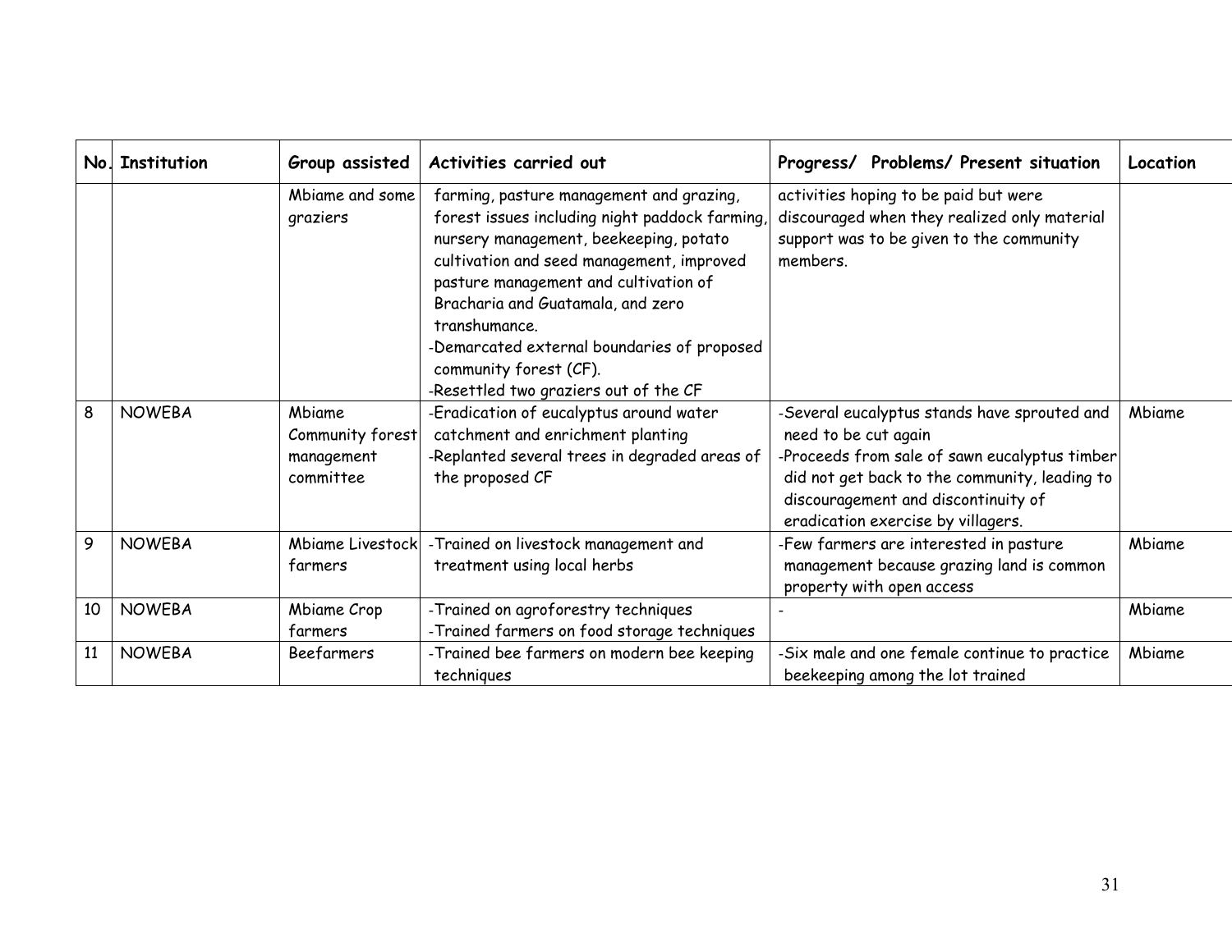| No. | Institution | Group assisted | Activities carried out | Progress/ Problems/ Present situation | Location |
|---|---|---|---|---|---|
| | | Mbiame and some graziers | farming, pasture management and grazing, forest issues including night paddock farming, nursery management, beekeeping, potato cultivation and seed management, improved pasture management and cultivation of Bracharia and Guatamala, and zero transhumance.<br>-Demarcated external boundaries of proposed community forest (CF).<br>-Resettled two graziers out of the CF | activities hoping to be paid but were discouraged when they realized only material support was to be given to the community members. | |
| 8 | NOWEBA | Mbiame Community forest management committee | -Eradication of eucalyptus around water catchment and enrichment planting<br>-Replanted several trees in degraded areas of the proposed CF | -Several eucalyptus stands have sprouted and need to be cut again<br>-Proceeds from sale of sawn eucalyptus timber did not get back to the community, leading to discouragement and discontinuity of eradication exercise by villagers. | Mbiame |
| 9 | NOWEBA | Mbiame Livestock farmers | -Trained on livestock management and treatment using local herbs | -Few farmers are interested in pasture management because grazing land is common property with open access | Mbiame |
| 10 | NOWEBA | Mbiame Crop farmers | -Trained on agroforestry techniques<br>-Trained farmers on food storage techniques | - | Mbiame |
| 11 | NOWEBA | Beefarmers | -Trained bee farmers on modern bee keeping techniques | -Six male and one female continue to practice beekeeping among the lot trained | Mbiame |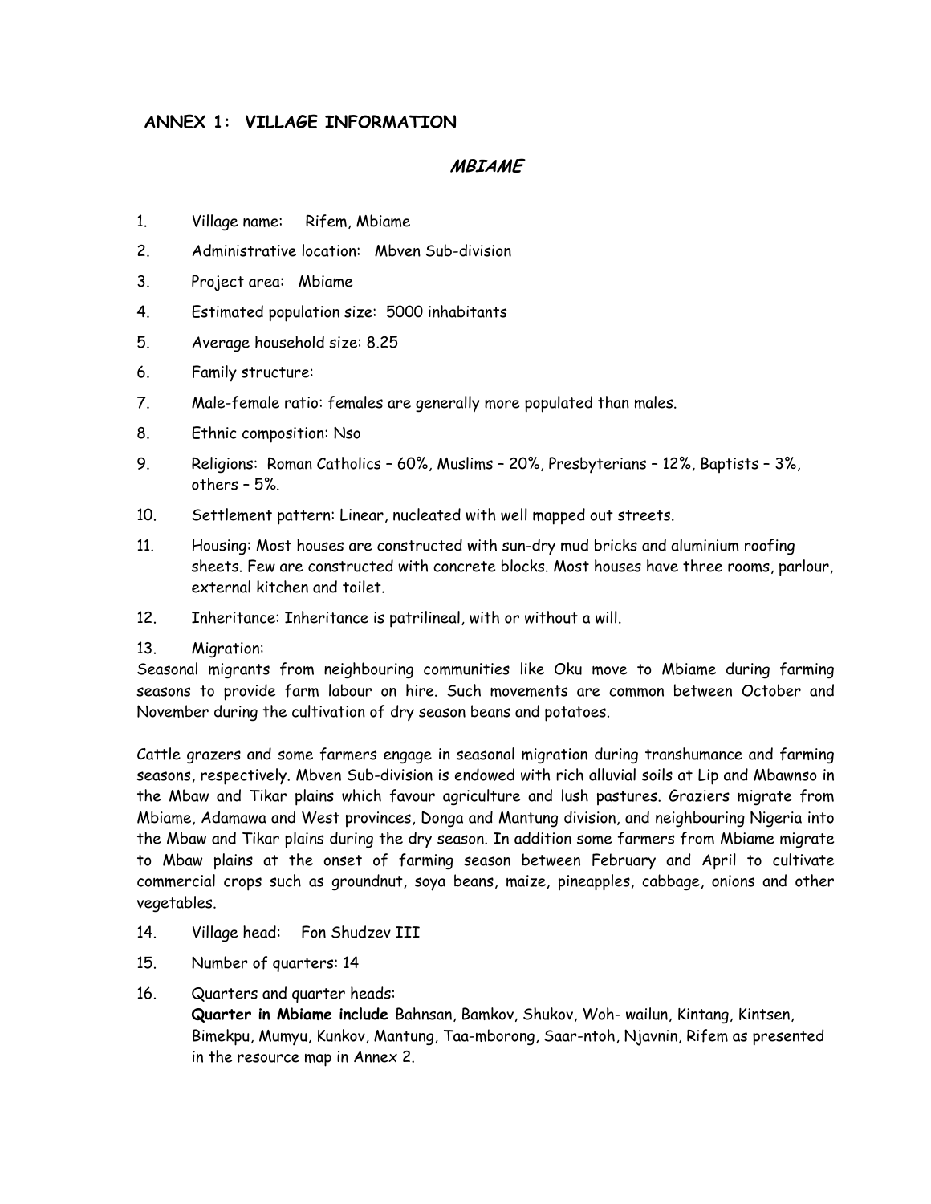## ANNEX 1: VILLAGE INFORMATION

### *MBIAME*

1. Village name: Rifem, Mbiame
2. Administrative location: Mbven Sub-division
3. Project area: Mbiame
4. Estimated population size: 5000 inhabitants
5. Average household size: 8.25
6. Family structure:
7. Male-female ratio: females are generally more populated than males.
8. Ethnic composition: Nso
9. Religions: Roman Catholics – 60%, Muslims – 20%, Presbyterians – 12%, Baptists – 3%, others – 5%.
10. Settlement pattern: Linear, nucleated with well mapped out streets.
11. Housing: Most houses are constructed with sun-dry mud bricks and aluminium roofing sheets. Few are constructed with concrete blocks. Most houses have three rooms, parlour, external kitchen and toilet.
12. Inheritance: Inheritance is patrilineal, with or without a will.
13. Migration:

Seasonal migrants from neighbouring communities like Oku move to Mbiame during farming seasons to provide farm labour on hire. Such movements are common between October and November during the cultivation of dry season beans and potatoes.

Cattle grazers and some farmers engage in seasonal migration during transhumance and farming seasons, respectively. Mbven Sub-division is endowed with rich alluvial soils at Lip and Mbawnso in the Mbaw and Tikar plains which favour agriculture and lush pastures. Graziers migrate from Mbiame, Adamawa and West provinces, Donga and Mantung division, and neighbouring Nigeria into the Mbaw and Tikar plains during the dry season. In addition some farmers from Mbiame migrate to Mbaw plains at the onset of farming season between February and April to cultivate commercial crops such as groundnut, soya beans, maize, pineapples, cabbage, onions and other vegetables.

14. Village head: Fon Shudzev III
15. Number of quarters: 14
16. Quarters and quarter heads:
    **Quarter in Mbiame include** Bahnsan, Bamkov, Shukov, Woh- wailun, Kintang, Kintsen, Bimekpu, Mumyu, Kunkov, Mantung, Taa-mborong, Saar-ntoh, Njavnin, Rifem as presented in the resource map in Annex 2.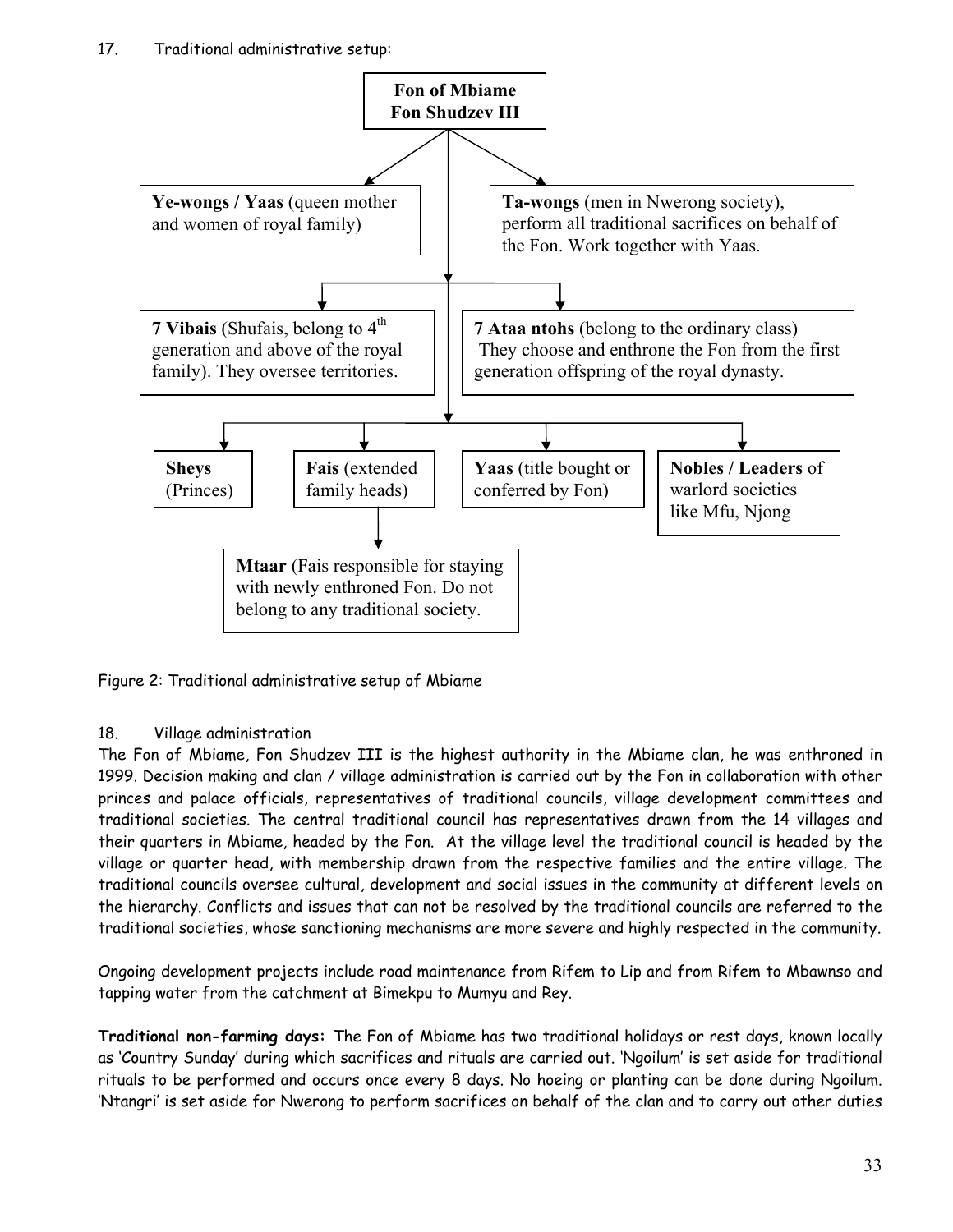17. Traditional administrative setup:

**Fon of Mbiame**
**Fon Shudzev III**

- **Ye-wongs / Yaas** (queen mother and women of royal family)
- **Ta-wongs** (men in Nwerong society), perform all traditional sacrifices on behalf of the Fon. Work together with Yaas.
- **7 Vibais** (Shufais, belong to 4th generation and above of the royal family). They oversee territories.
- **7 Ataa ntohs** (belong to the ordinary class) They choose and enthrone the Fon from the first generation offspring of the royal dynasty.
- **Sheys** (Princes)
- **Fais** (extended family heads)
  - **Mtaar** (Fais responsible for staying with newly enthroned Fon. Do not belong to any traditional society.
- **Yaas** (title bought or conferred by Fon)
- **Nobles / Leaders** of warlord societies like Mfu, Njong

Figure 2: Traditional administrative setup of Mbiame

18. Village administration

The Fon of Mbiame, Fon Shudzev III is the highest authority in the Mbiame clan, he was enthroned in 1999. Decision making and clan / village administration is carried out by the Fon in collaboration with other princes and palace officials, representatives of traditional councils, village development committees and traditional societies. The central traditional council has representatives drawn from the 14 villages and their quarters in Mbiame, headed by the Fon. At the village level the traditional council is headed by the village or quarter head, with membership drawn from the respective families and the entire village. The traditional councils oversee cultural, development and social issues in the community at different levels on the hierarchy. Conflicts and issues that can not be resolved by the traditional councils are referred to the traditional societies, whose sanctioning mechanisms are more severe and highly respected in the community.

Ongoing development projects include road maintenance from Rifem to Lip and from Rifem to Mbawnso and tapping water from the catchment at Bimekpu to Mumyu and Rey.

**Traditional non-farming days:** The Fon of Mbiame has two traditional holidays or rest days, known locally as 'Country Sunday' during which sacrifices and rituals are carried out. 'Ngoilum' is set aside for traditional rituals to be performed and occurs once every 8 days. No hoeing or planting can be done during Ngoilum. 'Ntangri' is set aside for Nwerong to perform sacrifices on behalf of the clan and to carry out other duties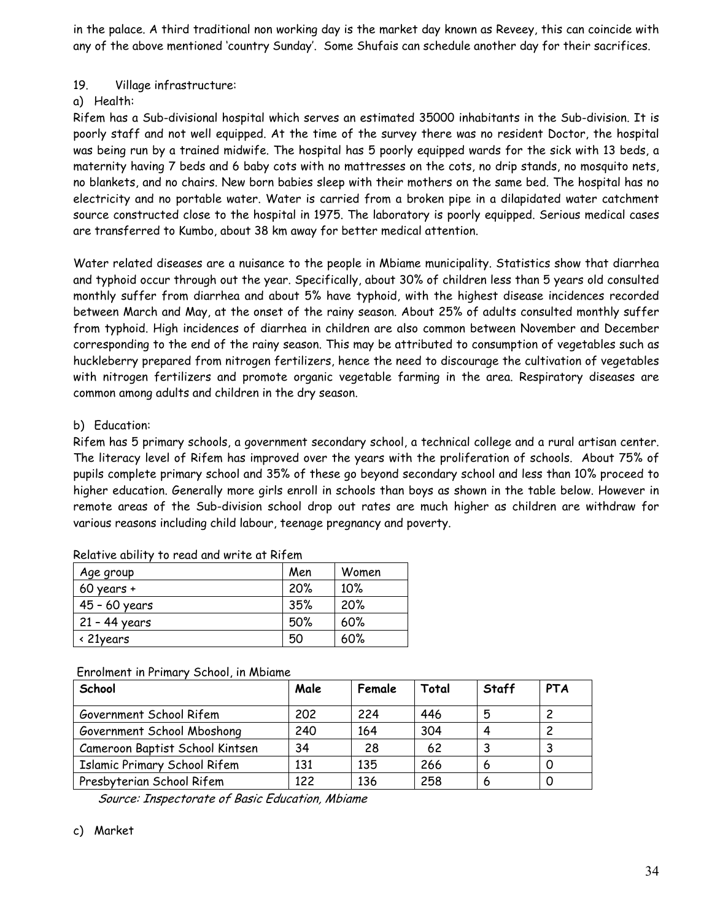in the palace. A third traditional non working day is the market day known as Reveey, this can coincide with any of the above mentioned 'country Sunday'. Some Shufais can schedule another day for their sacrifices.

19. Village infrastructure:

a) Health:

Rifem has a Sub-divisional hospital which serves an estimated 35000 inhabitants in the Sub-division. It is poorly staff and not well equipped. At the time of the survey there was no resident Doctor, the hospital was being run by a trained midwife. The hospital has 5 poorly equipped wards for the sick with 13 beds, a maternity having 7 beds and 6 baby cots with no mattresses on the cots, no drip stands, no mosquito nets, no blankets, and no chairs. New born babies sleep with their mothers on the same bed. The hospital has no electricity and no portable water. Water is carried from a broken pipe in a dilapidated water catchment source constructed close to the hospital in 1975. The laboratory is poorly equipped. Serious medical cases are transferred to Kumbo, about 38 km away for better medical attention.

Water related diseases are a nuisance to the people in Mbiame municipality. Statistics show that diarrhea and typhoid occur through out the year. Specifically, about 30% of children less than 5 years old consulted monthly suffer from diarrhea and about 5% have typhoid, with the highest disease incidences recorded between March and May, at the onset of the rainy season. About 25% of adults consulted monthly suffer from typhoid. High incidences of diarrhea in children are also common between November and December corresponding to the end of the rainy season. This may be attributed to consumption of vegetables such as huckleberry prepared from nitrogen fertilizers, hence the need to discourage the cultivation of vegetables with nitrogen fertilizers and promote organic vegetable farming in the area. Respiratory diseases are common among adults and children in the dry season.

b) Education:

Rifem has 5 primary schools, a government secondary school, a technical college and a rural artisan center. The literacy level of Rifem has improved over the years with the proliferation of schools. About 75% of pupils complete primary school and 35% of these go beyond secondary school and less than 10% proceed to higher education. Generally more girls enroll in schools than boys as shown in the table below. However in remote areas of the Sub-division school drop out rates are much higher as children are withdraw for various reasons including child labour, teenage pregnancy and poverty.

Relative ability to read and write at Rifem

| Age group | Men | Women |
|---|---|---|
| 60 years + | 20% | 10% |
| 45 – 60 years | 35% | 20% |
| 21 – 44 years | 50% | 60% |
| < 21years | 50 | 60% |

Enrolment in Primary School, in Mbiame

| School | Male | Female | Total | Staff | PTA |
|---|---|---|---|---|---|
| Government School Rifem | 202 | 224 | 446 | 5 | 2 |
| Government School Mboshong | 240 | 164 | 304 | 4 | 2 |
| Cameroon Baptist School Kintsen | 34 | 28 | 62 | 3 | 3 |
| Islamic Primary School Rifem | 131 | 135 | 266 | 6 | 0 |
| Presbyterian School Rifem | 122 | 136 | 258 | 6 | 0 |

*Source: Inspectorate of Basic Education, Mbiame*

c) Market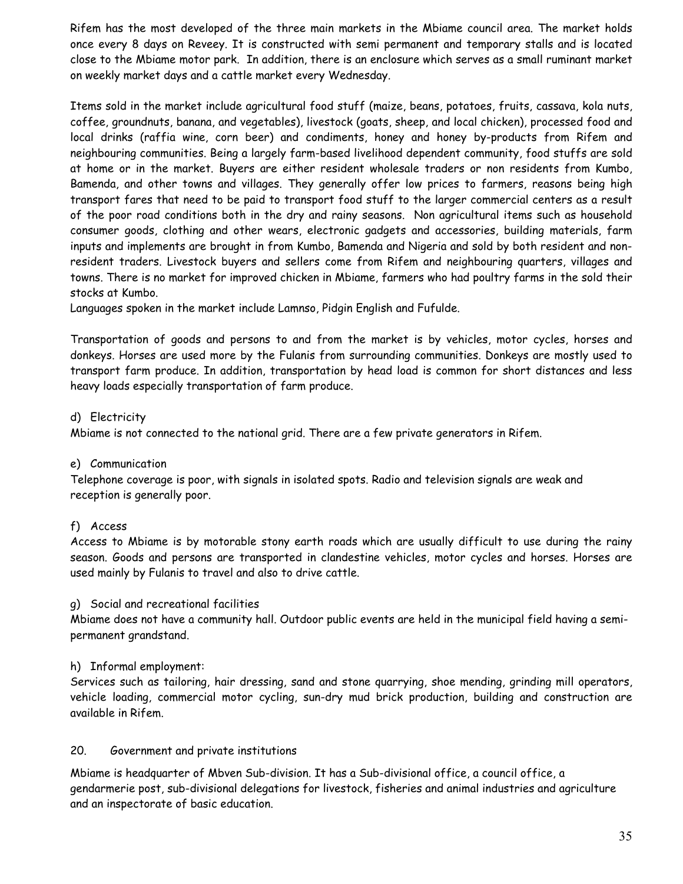Rifem has the most developed of the three main markets in the Mbiame council area. The market holds once every 8 days on Reveey. It is constructed with semi permanent and temporary stalls and is located close to the Mbiame motor park. In addition, there is an enclosure which serves as a small ruminant market on weekly market days and a cattle market every Wednesday.

Items sold in the market include agricultural food stuff (maize, beans, potatoes, fruits, cassava, kola nuts, coffee, groundnuts, banana, and vegetables), livestock (goats, sheep, and local chicken), processed food and local drinks (raffia wine, corn beer) and condiments, honey and honey by-products from Rifem and neighbouring communities. Being a largely farm-based livelihood dependent community, food stuffs are sold at home or in the market. Buyers are either resident wholesale traders or non residents from Kumbo, Bamenda, and other towns and villages. They generally offer low prices to farmers, reasons being high transport fares that need to be paid to transport food stuff to the larger commercial centers as a result of the poor road conditions both in the dry and rainy seasons. Non agricultural items such as household consumer goods, clothing and other wears, electronic gadgets and accessories, building materials, farm inputs and implements are brought in from Kumbo, Bamenda and Nigeria and sold by both resident and non-resident traders. Livestock buyers and sellers come from Rifem and neighbouring quarters, villages and towns. There is no market for improved chicken in Mbiame, farmers who had poultry farms in the sold their stocks at Kumbo.
Languages spoken in the market include Lamnso, Pidgin English and Fufulde.

Transportation of goods and persons to and from the market is by vehicles, motor cycles, horses and donkeys. Horses are used more by the Fulanis from surrounding communities. Donkeys are mostly used to transport farm produce. In addition, transportation by head load is common for short distances and less heavy loads especially transportation of farm produce.

d) Electricity

Mbiame is not connected to the national grid. There are a few private generators in Rifem.

e) Communication

Telephone coverage is poor, with signals in isolated spots. Radio and television signals are weak and reception is generally poor.

f) Access

Access to Mbiame is by motorable stony earth roads which are usually difficult to use during the rainy season. Goods and persons are transported in clandestine vehicles, motor cycles and horses. Horses are used mainly by Fulanis to travel and also to drive cattle.

g) Social and recreational facilities

Mbiame does not have a community hall. Outdoor public events are held in the municipal field having a semi-permanent grandstand.

h) Informal employment:

Services such as tailoring, hair dressing, sand and stone quarrying, shoe mending, grinding mill operators, vehicle loading, commercial motor cycling, sun-dry mud brick production, building and construction are available in Rifem.

20. Government and private institutions

Mbiame is headquarter of Mbven Sub-division. It has a Sub-divisional office, a council office, a gendarmerie post, sub-divisional delegations for livestock, fisheries and animal industries and agriculture and an inspectorate of basic education.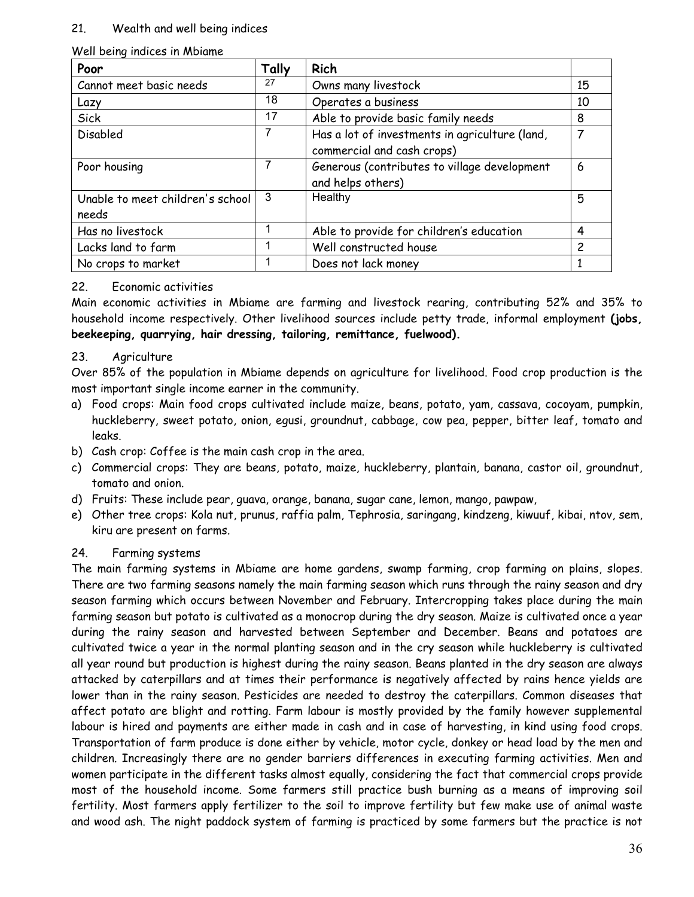21. Wealth and well being indices

Well being indices in Mbiame

| Poor | Tally | Rich | |
|---|---|---|---|
| Cannot meet basic needs | 27 | Owns many livestock | 15 |
| Lazy | 18 | Operates a business | 10 |
| Sick | 17 | Able to provide basic family needs | 8 |
| Disabled | 7 | Has a lot of investments in agriculture (land, commercial and cash crops) | 7 |
| Poor housing | 7 | Generous (contributes to village development and helps others) | 6 |
| Unable to meet children's school needs | 3 | Healthy | 5 |
| Has no livestock | 1 | Able to provide for children's education | 4 |
| Lacks land to farm | 1 | Well constructed house | 2 |
| No crops to market | 1 | Does not lack money | 1 |

22. Economic activities

Main economic activities in Mbiame are farming and livestock rearing, contributing 52% and 35% to household income respectively. Other livelihood sources include petty trade, informal employment **(jobs, beekeeping, quarrying, hair dressing, tailoring, remittance, fuelwood).**

23. Agriculture

Over 85% of the population in Mbiame depends on agriculture for livelihood. Food crop production is the most important single income earner in the community.

a) Food crops: Main food crops cultivated include maize, beans, potato, yam, cassava, cocoyam, pumpkin, huckleberry, sweet potato, onion, egusi, groundnut, cabbage, cow pea, pepper, bitter leaf, tomato and leaks.
b) Cash crop: Coffee is the main cash crop in the area.
c) Commercial crops: They are beans, potato, maize, huckleberry, plantain, banana, castor oil, groundnut, tomato and onion.
d) Fruits: These include pear, guava, orange, banana, sugar cane, lemon, mango, pawpaw,
e) Other tree crops: Kola nut, prunus, raffia palm, Tephrosia, saringang, kindzeng, kiwuuf, kibai, ntov, sem, kiru are present on farms.

24. Farming systems

The main farming systems in Mbiame are home gardens, swamp farming, crop farming on plains, slopes. There are two farming seasons namely the main farming season which runs through the rainy season and dry season farming which occurs between November and February. Intercropping takes place during the main farming season but potato is cultivated as a monocrop during the dry season. Maize is cultivated once a year during the rainy season and harvested between September and December. Beans and potatoes are cultivated twice a year in the normal planting season and in the cry season while huckleberry is cultivated all year round but production is highest during the rainy season. Beans planted in the dry season are always attacked by caterpillars and at times their performance is negatively affected by rains hence yields are lower than in the rainy season. Pesticides are needed to destroy the caterpillars. Common diseases that affect potato are blight and rotting. Farm labour is mostly provided by the family however supplemental labour is hired and payments are either made in cash and in case of harvesting, in kind using food crops. Transportation of farm produce is done either by vehicle, motor cycle, donkey or head load by the men and children. Increasingly there are no gender barriers differences in executing farming activities. Men and women participate in the different tasks almost equally, considering the fact that commercial crops provide most of the household income. Some farmers still practice bush burning as a means of improving soil fertility. Most farmers apply fertilizer to the soil to improve fertility but few make use of animal waste and wood ash. The night paddock system of farming is practiced by some farmers but the practice is not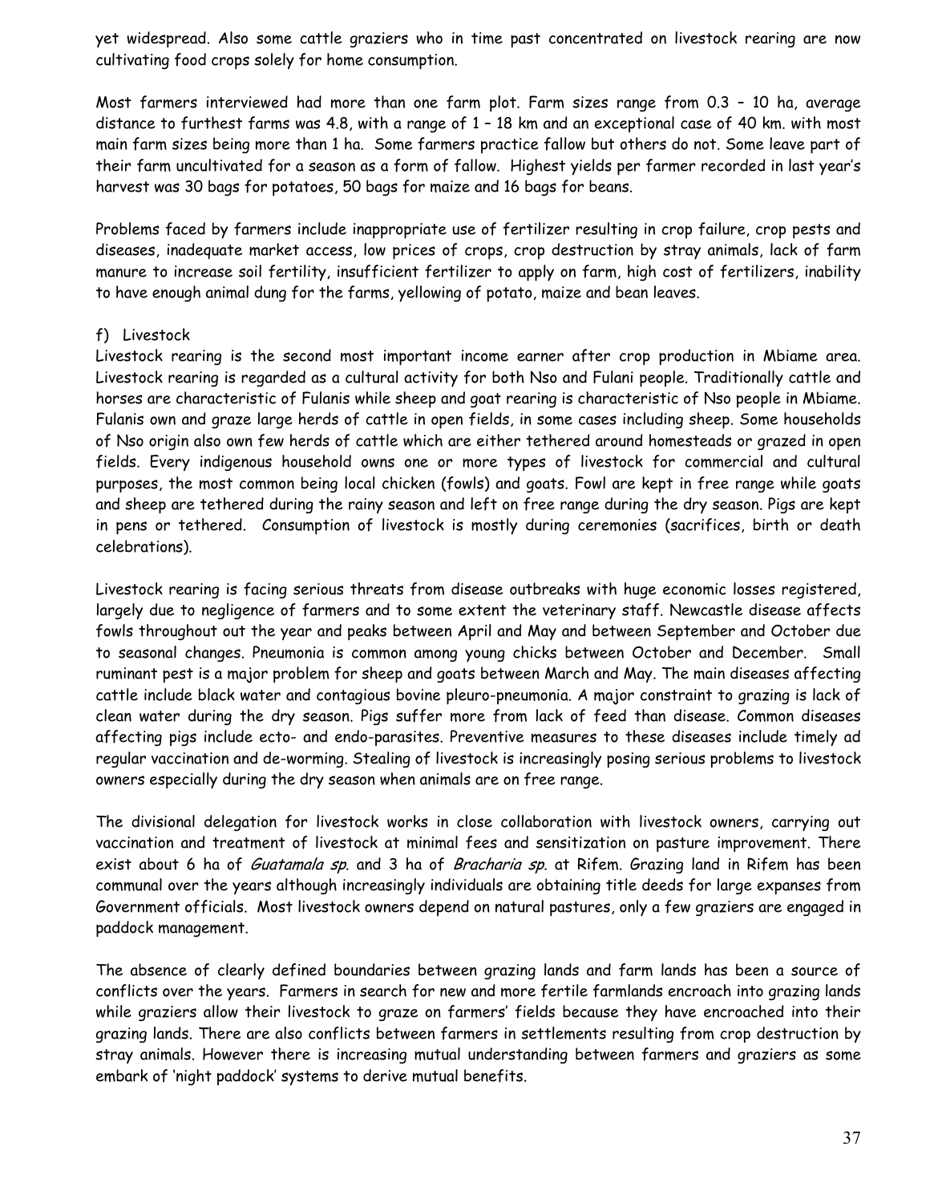yet widespread. Also some cattle graziers who in time past concentrated on livestock rearing are now cultivating food crops solely for home consumption.

Most farmers interviewed had more than one farm plot. Farm sizes range from 0.3 – 10 ha, average distance to furthest farms was 4.8, with a range of 1 – 18 km and an exceptional case of 40 km. with most main farm sizes being more than 1 ha. Some farmers practice fallow but others do not. Some leave part of their farm uncultivated for a season as a form of fallow. Highest yields per farmer recorded in last year's harvest was 30 bags for potatoes, 50 bags for maize and 16 bags for beans.

Problems faced by farmers include inappropriate use of fertilizer resulting in crop failure, crop pests and diseases, inadequate market access, low prices of crops, crop destruction by stray animals, lack of farm manure to increase soil fertility, insufficient fertilizer to apply on farm, high cost of fertilizers, inability to have enough animal dung for the farms, yellowing of potato, maize and bean leaves.

### f) Livestock

Livestock rearing is the second most important income earner after crop production in Mbiame area. Livestock rearing is regarded as a cultural activity for both Nso and Fulani people. Traditionally cattle and horses are characteristic of Fulanis while sheep and goat rearing is characteristic of Nso people in Mbiame. Fulanis own and graze large herds of cattle in open fields, in some cases including sheep. Some households of Nso origin also own few herds of cattle which are either tethered around homesteads or grazed in open fields. Every indigenous household owns one or more types of livestock for commercial and cultural purposes, the most common being local chicken (fowls) and goats. Fowl are kept in free range while goats and sheep are tethered during the rainy season and left on free range during the dry season. Pigs are kept in pens or tethered. Consumption of livestock is mostly during ceremonies (sacrifices, birth or death celebrations).

Livestock rearing is facing serious threats from disease outbreaks with huge economic losses registered, largely due to negligence of farmers and to some extent the veterinary staff. Newcastle disease affects fowls throughout out the year and peaks between April and May and between September and October due to seasonal changes. Pneumonia is common among young chicks between October and December. Small ruminant pest is a major problem for sheep and goats between March and May. The main diseases affecting cattle include black water and contagious bovine pleuro-pneumonia. A major constraint to grazing is lack of clean water during the dry season. Pigs suffer more from lack of feed than disease. Common diseases affecting pigs include ecto- and endo-parasites. Preventive measures to these diseases include timely ad regular vaccination and de-worming. Stealing of livestock is increasingly posing serious problems to livestock owners especially during the dry season when animals are on free range.

The divisional delegation for livestock works in close collaboration with livestock owners, carrying out vaccination and treatment of livestock at minimal fees and sensitization on pasture improvement. There exist about 6 ha of *Guatamala sp.* and 3 ha of *Bracharia sp.* at Rifem. Grazing land in Rifem has been communal over the years although increasingly individuals are obtaining title deeds for large expanses from Government officials. Most livestock owners depend on natural pastures, only a few graziers are engaged in paddock management.

The absence of clearly defined boundaries between grazing lands and farm lands has been a source of conflicts over the years. Farmers in search for new and more fertile farmlands encroach into grazing lands while graziers allow their livestock to graze on farmers' fields because they have encroached into their grazing lands. There are also conflicts between farmers in settlements resulting from crop destruction by stray animals. However there is increasing mutual understanding between farmers and graziers as some embark of 'night paddock' systems to derive mutual benefits.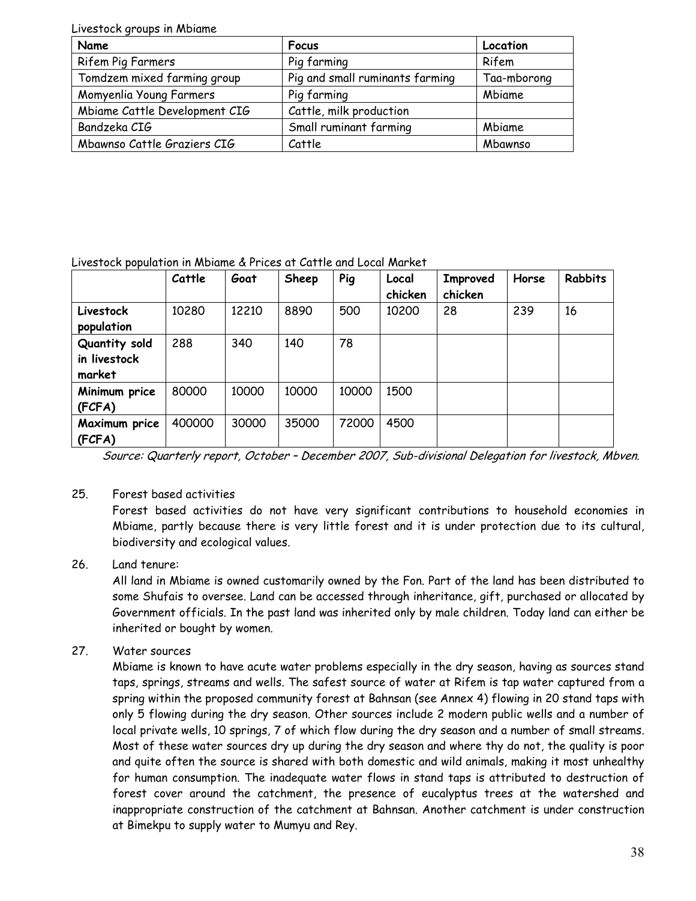Livestock groups in Mbiame

| Name | Focus | Location |
|---|---|---|
| Rifem Pig Farmers | Pig farming | Rifem |
| Tomdzem mixed farming group | Pig and small ruminants farming | Taa-mborong |
| Momyenlia Young Farmers | Pig farming | Mbiame |
| Mbiame Cattle Development CIG | Cattle, milk production | |
| Bandzeka CIG | Small ruminant farming | Mbiame |
| Mbawnso Cattle Graziers CIG | Cattle | Mbawnso |

Livestock population in Mbiame & Prices at Cattle and Local Market

| | Cattle | Goat | Sheep | Pig | Local chicken | Improved chicken | Horse | Rabbits |
|---|---|---|---|---|---|---|---|---|
| **Livestock population** | 10280 | 12210 | 8890 | 500 | 10200 | 28 | 239 | 16 |
| **Quantity sold in livestock market** | 288 | 340 | 140 | 78 | | | | |
| **Minimum price (FCFA)** | 80000 | 10000 | 10000 | 10000 | 1500 | | | |
| **Maximum price (FCFA)** | 400000 | 30000 | 35000 | 72000 | 4500 | | | |

*Source: Quarterly report, October – December 2007, Sub-divisional Delegation for livestock, Mbven.*

25. Forest based activities

Forest based activities do not have very significant contributions to household economies in Mbiame, partly because there is very little forest and it is under protection due to its cultural, biodiversity and ecological values.

26. Land tenure:

All land in Mbiame is owned customarily owned by the Fon. Part of the land has been distributed to some Shufais to oversee. Land can be accessed through inheritance, gift, purchased or allocated by Government officials. In the past land was inherited only by male children. Today land can either be inherited or bought by women.

27. Water sources

Mbiame is known to have acute water problems especially in the dry season, having as sources stand taps, springs, streams and wells. The safest source of water at Rifem is tap water captured from a spring within the proposed community forest at Bahnsan (see Annex 4) flowing in 20 stand taps with only 5 flowing during the dry season. Other sources include 2 modern public wells and a number of local private wells, 10 springs, 7 of which flow during the dry season and a number of small streams. Most of these water sources dry up during the dry season and where thy do not, the quality is poor and quite often the source is shared with both domestic and wild animals, making it most unhealthy for human consumption. The inadequate water flows in stand taps is attributed to destruction of forest cover around the catchment, the presence of eucalyptus trees at the watershed and inappropriate construction of the catchment at Bahnsan. Another catchment is under construction at Bimekpu to supply water to Mumyu and Rey.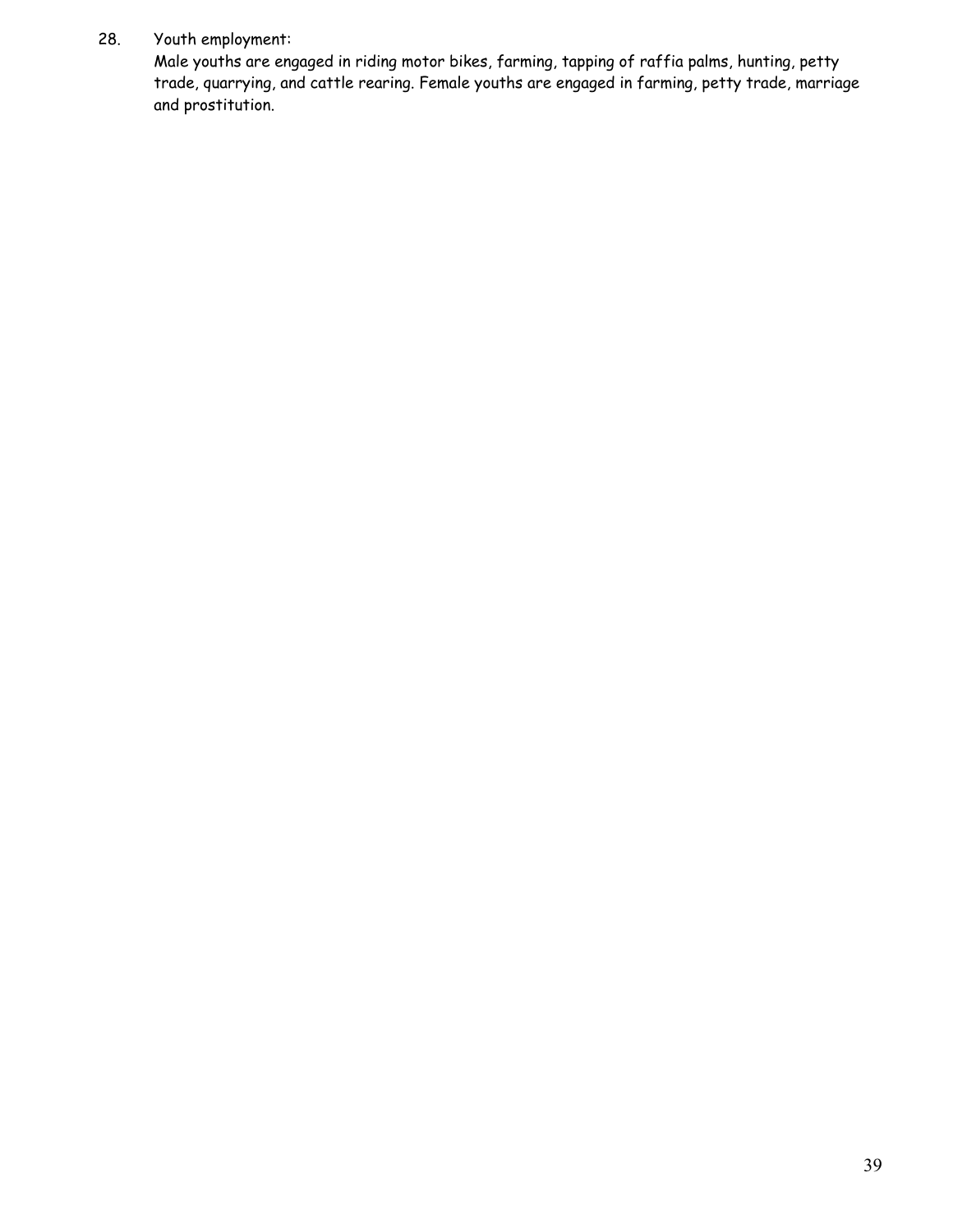28. Youth employment:

Male youths are engaged in riding motor bikes, farming, tapping of raffia palms, hunting, petty trade, quarrying, and cattle rearing. Female youths are engaged in farming, petty trade, marriage and prostitution.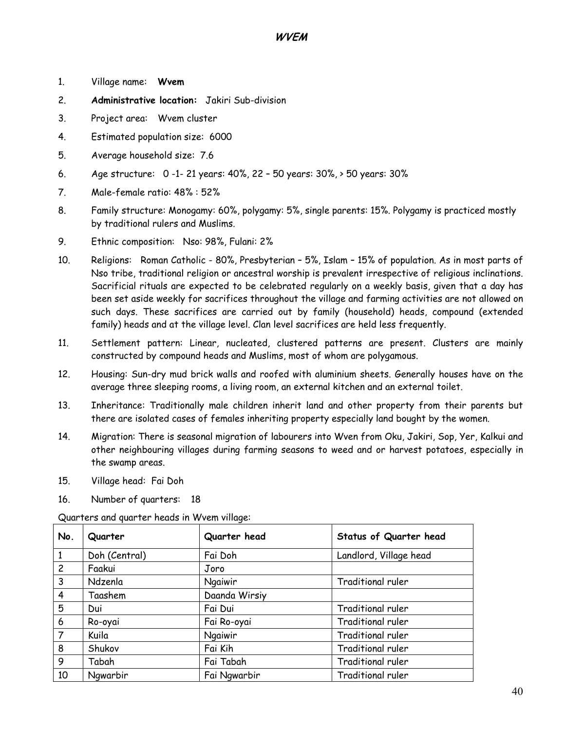# WVEM

1. Village name: **Wvem**
2. **Administrative location:** Jakiri Sub-division
3. Project area: Wvem cluster
4. Estimated population size: 6000
5. Average household size: 7.6
6. Age structure: 0 -1- 21 years: 40%, 22 – 50 years: 30%, > 50 years: 30%
7. Male-female ratio: 48% : 52%
8. Family structure: Monogamy: 60%, polygamy: 5%, single parents: 15%. Polygamy is practiced mostly by traditional rulers and Muslims.
9. Ethnic composition: Nso: 98%, Fulani: 2%
10. Religions: Roman Catholic - 80%, Presbyterian – 5%, Islam – 15% of population. As in most parts of Nso tribe, traditional religion or ancestral worship is prevalent irrespective of religious inclinations. Sacrificial rituals are expected to be celebrated regularly on a weekly basis, given that a day has been set aside weekly for sacrifices throughout the village and farming activities are not allowed on such days. These sacrifices are carried out by family (household) heads, compound (extended family) heads and at the village level. Clan level sacrifices are held less frequently.
11. Settlement pattern: Linear, nucleated, clustered patterns are present. Clusters are mainly constructed by compound heads and Muslims, most of whom are polygamous.
12. Housing: Sun-dry mud brick walls and roofed with aluminium sheets. Generally houses have on the average three sleeping rooms, a living room, an external kitchen and an external toilet.
13. Inheritance: Traditionally male children inherit land and other property from their parents but there are isolated cases of females inheriting property especially land bought by the women.
14. Migration: There is seasonal migration of labourers into Wven from Oku, Jakiri, Sop, Yer, Kalkui and other neighbouring villages during farming seasons to weed and or harvest potatoes, especially in the swamp areas.
15. Village head: Fai Doh
16. Number of quarters: 18

Quarters and quarter heads in Wvem village:

| No. | Quarter | Quarter head | Status of Quarter head |
|---|---|---|---|
| 1 | Doh (Central) | Fai Doh | Landlord, Village head |
| 2 | Faakui | Joro | |
| 3 | Ndzenla | Ngaiwir | Traditional ruler |
| 4 | Taashem | Daanda Wirsiy | |
| 5 | Dui | Fai Dui | Traditional ruler |
| 6 | Ro-oyai | Fai Ro-oyai | Traditional ruler |
| 7 | Kuila | Ngaiwir | Traditional ruler |
| 8 | Shukov | Fai Kih | Traditional ruler |
| 9 | Tabah | Fai Tabah | Traditional ruler |
| 10 | Ngwarbir | Fai Ngwarbir | Traditional ruler |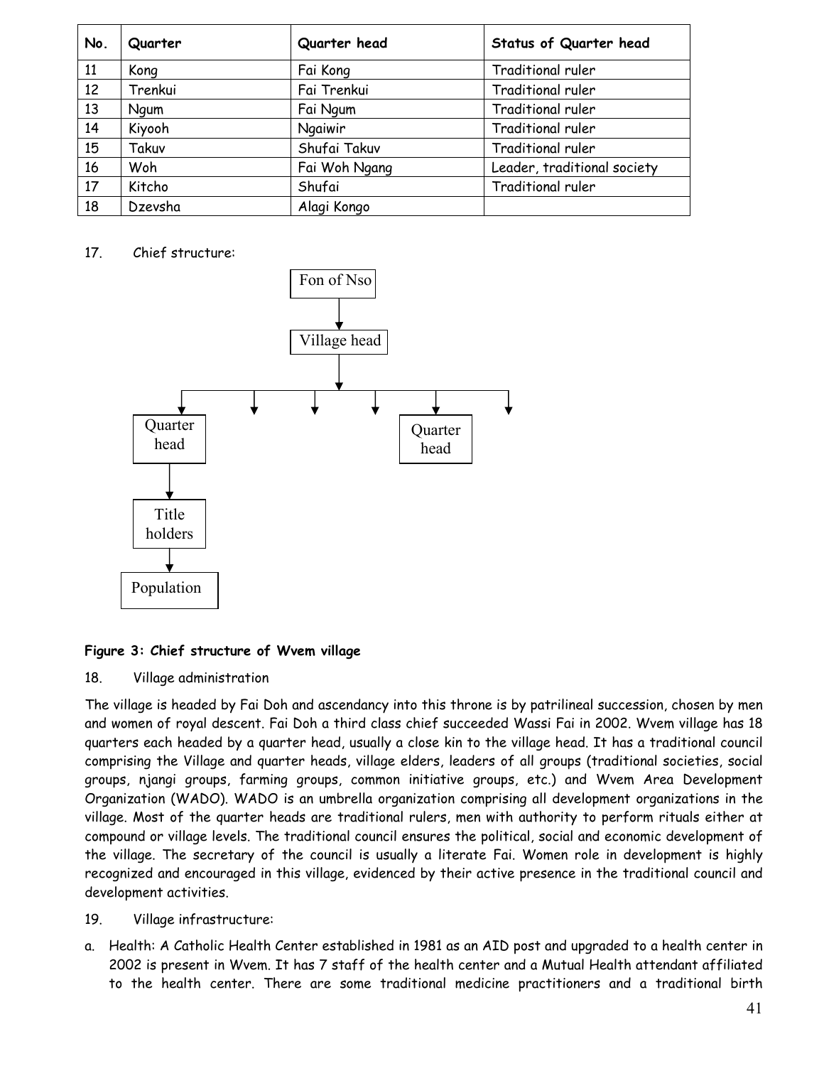| No. | Quarter | Quarter head | Status of Quarter head |
|---|---|---|---|
| 11 | Kong | Fai Kong | Traditional ruler |
| 12 | Trenkui | Fai Trenkui | Traditional ruler |
| 13 | Ngum | Fai Ngum | Traditional ruler |
| 14 | Kiyooh | Ngaiwir | Traditional ruler |
| 15 | Takuv | Shufai Takuv | Traditional ruler |
| 16 | Woh | Fai Woh Ngang | Leader, traditional society |
| 17 | Kitcho | Shufai | Traditional ruler |
| 18 | Dzevsha | Alagi Kongo | |

17. Chief structure:

Fon of Nso
↓
Village head
↓
Quarter head … Quarter head
↓
Title holders
↓
Population

**Figure 3: Chief structure of Wvem village**

18. Village administration

The village is headed by Fai Doh and ascendancy into this throne is by patrilineal succession, chosen by men and women of royal descent. Fai Doh a third class chief succeeded Wassi Fai in 2002. Wvem village has 18 quarters each headed by a quarter head, usually a close kin to the village head. It has a traditional council comprising the Village and quarter heads, village elders, leaders of all groups (traditional societies, social groups, njangi groups, farming groups, common initiative groups, etc.) and Wvem Area Development Organization (WADO). WADO is an umbrella organization comprising all development organizations in the village. Most of the quarter heads are traditional rulers, men with authority to perform rituals either at compound or village levels. The traditional council ensures the political, social and economic development of the village. The secretary of the council is usually a literate Fai. Women role in development is highly recognized and encouraged in this village, evidenced by their active presence in the traditional council and development activities.

19. Village infrastructure:

a. Health: A Catholic Health Center established in 1981 as an AID post and upgraded to a health center in 2002 is present in Wvem. It has 7 staff of the health center and a Mutual Health attendant affiliated to the health center. There are some traditional medicine practitioners and a traditional birth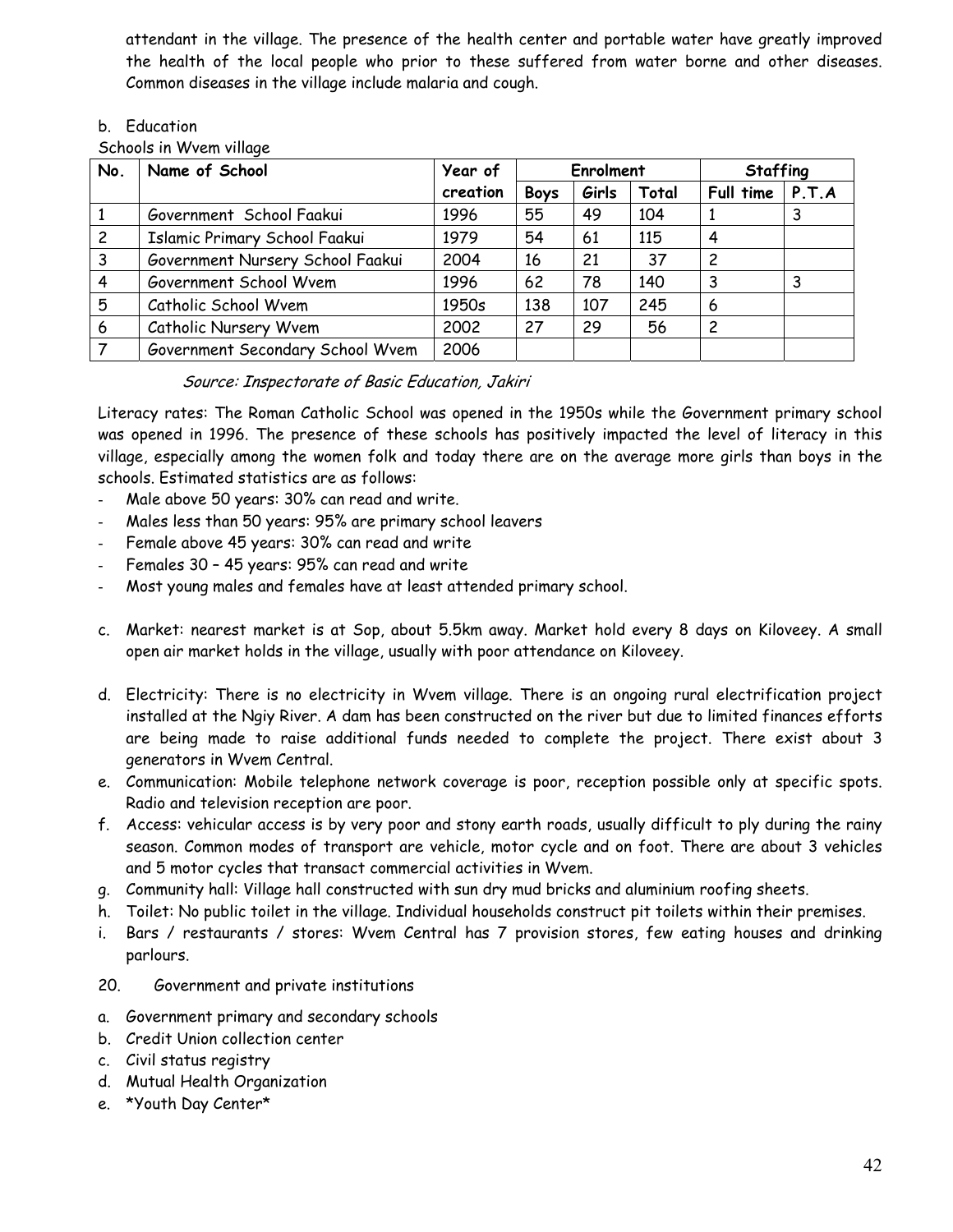attendant in the village. The presence of the health center and portable water have greatly improved the health of the local people who prior to these suffered from water borne and other diseases. Common diseases in the village include malaria and cough.

b. Education

Schools in Wvem village

| No. | Name of School | Year of creation | Enrolment | | | Staffing | |
|---|---|---|---|---|---|---|---|
| | | | Boys | Girls | Total | Full time | P.T.A |
| 1 | Government School Faakui | 1996 | 55 | 49 | 104 | 1 | 3 |
| 2 | Islamic Primary School Faakui | 1979 | 54 | 61 | 115 | 4 | |
| 3 | Government Nursery School Faakui | 2004 | 16 | 21 | 37 | 2 | |
| 4 | Government School Wvem | 1996 | 62 | 78 | 140 | 3 | 3 |
| 5 | Catholic School Wvem | 1950s | 138 | 107 | 245 | 6 | |
| 6 | Catholic Nursery Wvem | 2002 | 27 | 29 | 56 | 2 | |
| 7 | Government Secondary School Wvem | 2006 | | | | | |

*Source: Inspectorate of Basic Education, Jakiri*

Literacy rates: The Roman Catholic School was opened in the 1950s while the Government primary school was opened in 1996. The presence of these schools has positively impacted the level of literacy in this village, especially among the women folk and today there are on the average more girls than boys in the schools. Estimated statistics are as follows:

- Male above 50 years: 30% can read and write.
- Males less than 50 years: 95% are primary school leavers
- Female above 45 years: 30% can read and write
- Females 30 – 45 years: 95% can read and write
- Most young males and females have at least attended primary school.

c. Market: nearest market is at Sop, about 5.5km away. Market hold every 8 days on Kiloveey. A small open air market holds in the village, usually with poor attendance on Kiloveey.

d. Electricity: There is no electricity in Wvem village. There is an ongoing rural electrification project installed at the Ngiy River. A dam has been constructed on the river but due to limited finances efforts are being made to raise additional funds needed to complete the project. There exist about 3 generators in Wvem Central.

e. Communication: Mobile telephone network coverage is poor, reception possible only at specific spots. Radio and television reception are poor.

f. Access: vehicular access is by very poor and stony earth roads, usually difficult to ply during the rainy season. Common modes of transport are vehicle, motor cycle and on foot. There are about 3 vehicles and 5 motor cycles that transact commercial activities in Wvem.

g. Community hall: Village hall constructed with sun dry mud bricks and aluminium roofing sheets.

h. Toilet: No public toilet in the village. Individual households construct pit toilets within their premises.

i. Bars / restaurants / stores: Wvem Central has 7 provision stores, few eating houses and drinking parlours.

20. Government and private institutions

a. Government primary and secondary schools
b. Credit Union collection center
c. Civil status registry
d. Mutual Health Organization
e. *Youth Day Center*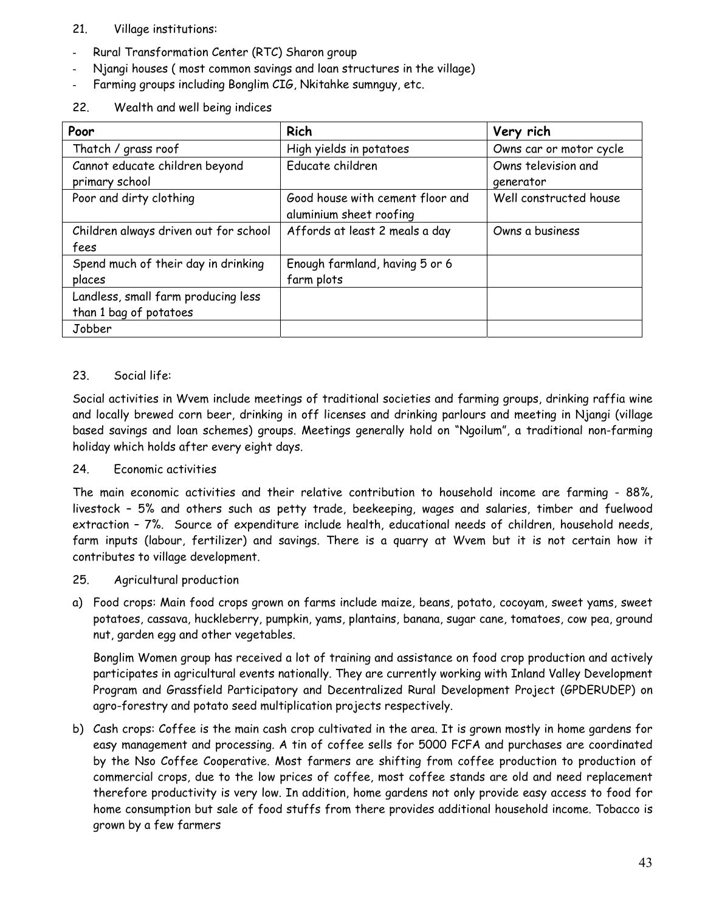21. Village institutions:

- Rural Transformation Center (RTC) Sharon group
- Njangi houses ( most common savings and loan structures in the village)
- Farming groups including Bonglim CIG, Nkitahke sumnguy, etc.

22. Wealth and well being indices

| Poor | Rich | Very rich |
|---|---|---|
| Thatch / grass roof | High yields in potatoes | Owns car or motor cycle |
| Cannot educate children beyond primary school | Educate children | Owns television and generator |
| Poor and dirty clothing | Good house with cement floor and aluminium sheet roofing | Well constructed house |
| Children always driven out for school fees | Affords at least 2 meals a day | Owns a business |
| Spend much of their day in drinking places | Enough farmland, having 5 or 6 farm plots | |
| Landless, small farm producing less than 1 bag of potatoes | | |
| Jobber | | |

23. Social life:

Social activities in Wvem include meetings of traditional societies and farming groups, drinking raffia wine and locally brewed corn beer, drinking in off licenses and drinking parlours and meeting in Njangi (village based savings and loan schemes) groups. Meetings generally hold on "Ngoilum", a traditional non-farming holiday which holds after every eight days.

24. Economic activities

The main economic activities and their relative contribution to household income are farming - 88%, livestock – 5% and others such as petty trade, beekeeping, wages and salaries, timber and fuelwood extraction – 7%. Source of expenditure include health, educational needs of children, household needs, farm inputs (labour, fertilizer) and savings. There is a quarry at Wvem but it is not certain how it contributes to village development.

25. Agricultural production

a) Food crops: Main food crops grown on farms include maize, beans, potato, cocoyam, sweet yams, sweet potatoes, cassava, huckleberry, pumpkin, yams, plantains, banana, sugar cane, tomatoes, cow pea, ground nut, garden egg and other vegetables.

   Bonglim Women group has received a lot of training and assistance on food crop production and actively participates in agricultural events nationally. They are currently working with Inland Valley Development Program and Grassfield Participatory and Decentralized Rural Development Project (GPDERUDEP) on agro-forestry and potato seed multiplication projects respectively.

b) Cash crops: Coffee is the main cash crop cultivated in the area. It is grown mostly in home gardens for easy management and processing. A tin of coffee sells for 5000 FCFA and purchases are coordinated by the Nso Coffee Cooperative. Most farmers are shifting from coffee production to production of commercial crops, due to the low prices of coffee, most coffee stands are old and need replacement therefore productivity is very low. In addition, home gardens not only provide easy access to food for home consumption but sale of food stuffs from there provides additional household income. Tobacco is grown by a few farmers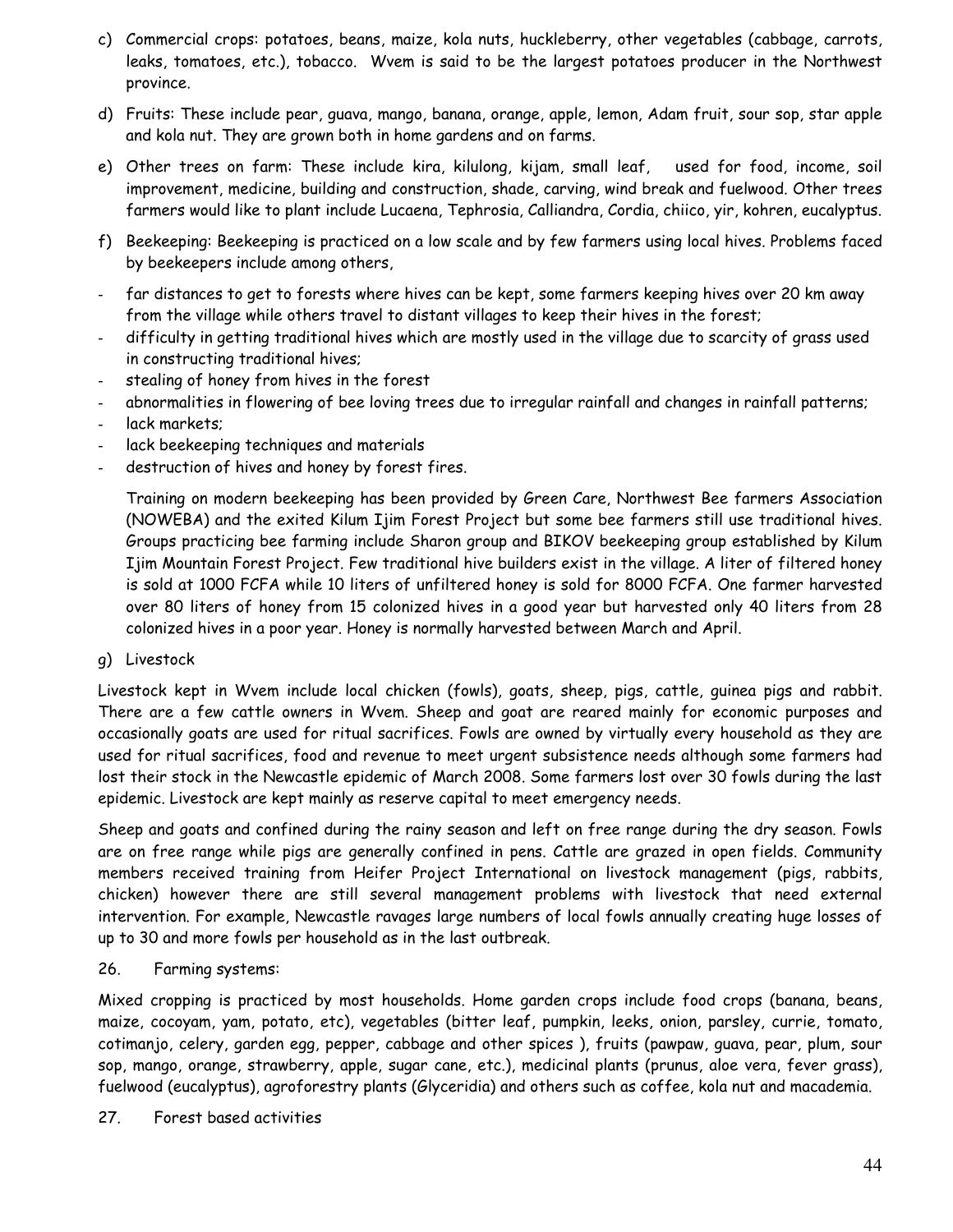c) Commercial crops: potatoes, beans, maize, kola nuts, huckleberry, other vegetables (cabbage, carrots, leaks, tomatoes, etc.), tobacco. Wvem is said to be the largest potatoes producer in the Northwest province.

d) Fruits: These include pear, guava, mango, banana, orange, apple, lemon, Adam fruit, sour sop, star apple and kola nut. They are grown both in home gardens and on farms.

e) Other trees on farm: These include kira, kilulong, kijam, small leaf, used for food, income, soil improvement, medicine, building and construction, shade, carving, wind break and fuelwood. Other trees farmers would like to plant include Lucaena, Tephrosia, Calliandra, Cordia, chiico, yir, kohren, eucalyptus.

f) Beekeeping: Beekeeping is practiced on a low scale and by few farmers using local hives. Problems faced by beekeepers include among others,

- far distances to get to forests where hives can be kept, some farmers keeping hives over 20 km away from the village while others travel to distant villages to keep their hives in the forest;
- difficulty in getting traditional hives which are mostly used in the village due to scarcity of grass used in constructing traditional hives;
- stealing of honey from hives in the forest
- abnormalities in flowering of bee loving trees due to irregular rainfall and changes in rainfall patterns;
- lack markets;
- lack beekeeping techniques and materials
- destruction of hives and honey by forest fires.

Training on modern beekeeping has been provided by Green Care, Northwest Bee farmers Association (NOWEBA) and the exited Kilum Ijim Forest Project but some bee farmers still use traditional hives. Groups practicing bee farming include Sharon group and BIKOV beekeeping group established by Kilum Ijim Mountain Forest Project. Few traditional hive builders exist in the village. A liter of filtered honey is sold at 1000 FCFA while 10 liters of unfiltered honey is sold for 8000 FCFA. One farmer harvested over 80 liters of honey from 15 colonized hives in a good year but harvested only 40 liters from 28 colonized hives in a poor year. Honey is normally harvested between March and April.

g) Livestock

Livestock kept in Wvem include local chicken (fowls), goats, sheep, pigs, cattle, guinea pigs and rabbit. There are a few cattle owners in Wvem. Sheep and goat are reared mainly for economic purposes and occasionally goats are used for ritual sacrifices. Fowls are owned by virtually every household as they are used for ritual sacrifices, food and revenue to meet urgent subsistence needs although some farmers had lost their stock in the Newcastle epidemic of March 2008. Some farmers lost over 30 fowls during the last epidemic. Livestock are kept mainly as reserve capital to meet emergency needs.

Sheep and goats and confined during the rainy season and left on free range during the dry season. Fowls are on free range while pigs are generally confined in pens. Cattle are grazed in open fields. Community members received training from Heifer Project International on livestock management (pigs, rabbits, chicken) however there are still several management problems with livestock that need external intervention. For example, Newcastle ravages large numbers of local fowls annually creating huge losses of up to 30 and more fowls per household as in the last outbreak.

26. Farming systems:

Mixed cropping is practiced by most households. Home garden crops include food crops (banana, beans, maize, cocoyam, yam, potato, etc), vegetables (bitter leaf, pumpkin, leeks, onion, parsley, currie, tomato, cotimanjo, celery, garden egg, pepper, cabbage and other spices ), fruits (pawpaw, guava, pear, plum, sour sop, mango, orange, strawberry, apple, sugar cane, etc.), medicinal plants (prunus, aloe vera, fever grass), fuelwood (eucalyptus), agroforestry plants (Glyceridia) and others such as coffee, kola nut and macademia.

27. Forest based activities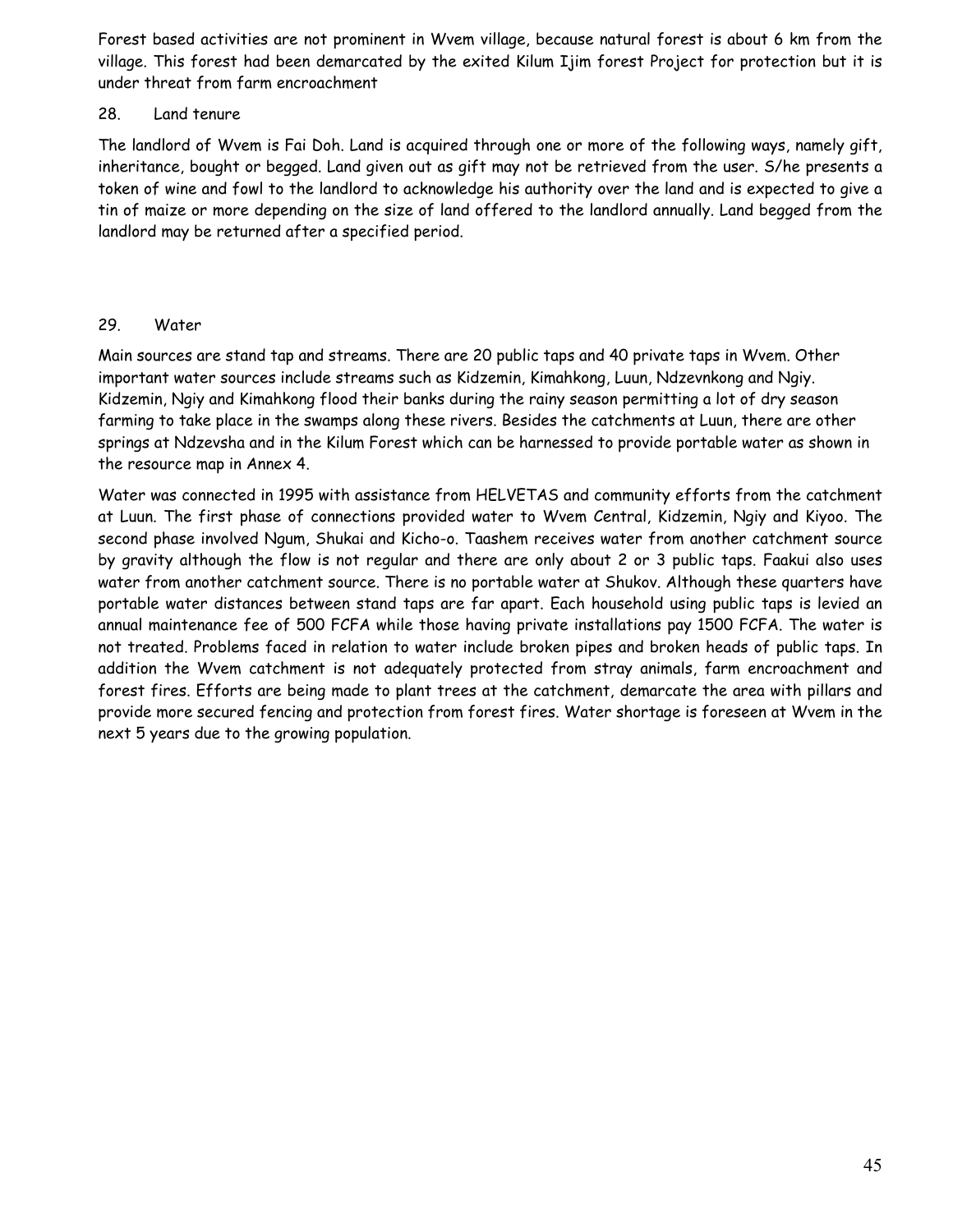Forest based activities are not prominent in Wvem village, because natural forest is about 6 km from the village. This forest had been demarcated by the exited Kilum Ijim forest Project for protection but it is under threat from farm encroachment

## 28. Land tenure

The landlord of Wvem is Fai Doh. Land is acquired through one or more of the following ways, namely gift, inheritance, bought or begged. Land given out as gift may not be retrieved from the user. S/he presents a token of wine and fowl to the landlord to acknowledge his authority over the land and is expected to give a tin of maize or more depending on the size of land offered to the landlord annually. Land begged from the landlord may be returned after a specified period.

## 29. Water

Main sources are stand tap and streams. There are 20 public taps and 40 private taps in Wvem. Other important water sources include streams such as Kidzemin, Kimahkong, Luun, Ndzevnkong and Ngiy. Kidzemin, Ngiy and Kimahkong flood their banks during the rainy season permitting a lot of dry season farming to take place in the swamps along these rivers. Besides the catchments at Luun, there are other springs at Ndzevsha and in the Kilum Forest which can be harnessed to provide portable water as shown in the resource map in Annex 4.

Water was connected in 1995 with assistance from HELVETAS and community efforts from the catchment at Luun. The first phase of connections provided water to Wvem Central, Kidzemin, Ngiy and Kiyoo. The second phase involved Ngum, Shukai and Kicho-o. Taashem receives water from another catchment source by gravity although the flow is not regular and there are only about 2 or 3 public taps. Faakui also uses water from another catchment source. There is no portable water at Shukov. Although these quarters have portable water distances between stand taps are far apart. Each household using public taps is levied an annual maintenance fee of 500 FCFA while those having private installations pay 1500 FCFA. The water is not treated. Problems faced in relation to water include broken pipes and broken heads of public taps. In addition the Wvem catchment is not adequately protected from stray animals, farm encroachment and forest fires. Efforts are being made to plant trees at the catchment, demarcate the area with pillars and provide more secured fencing and protection from forest fires. Water shortage is foreseen at Wvem in the next 5 years due to the growing population.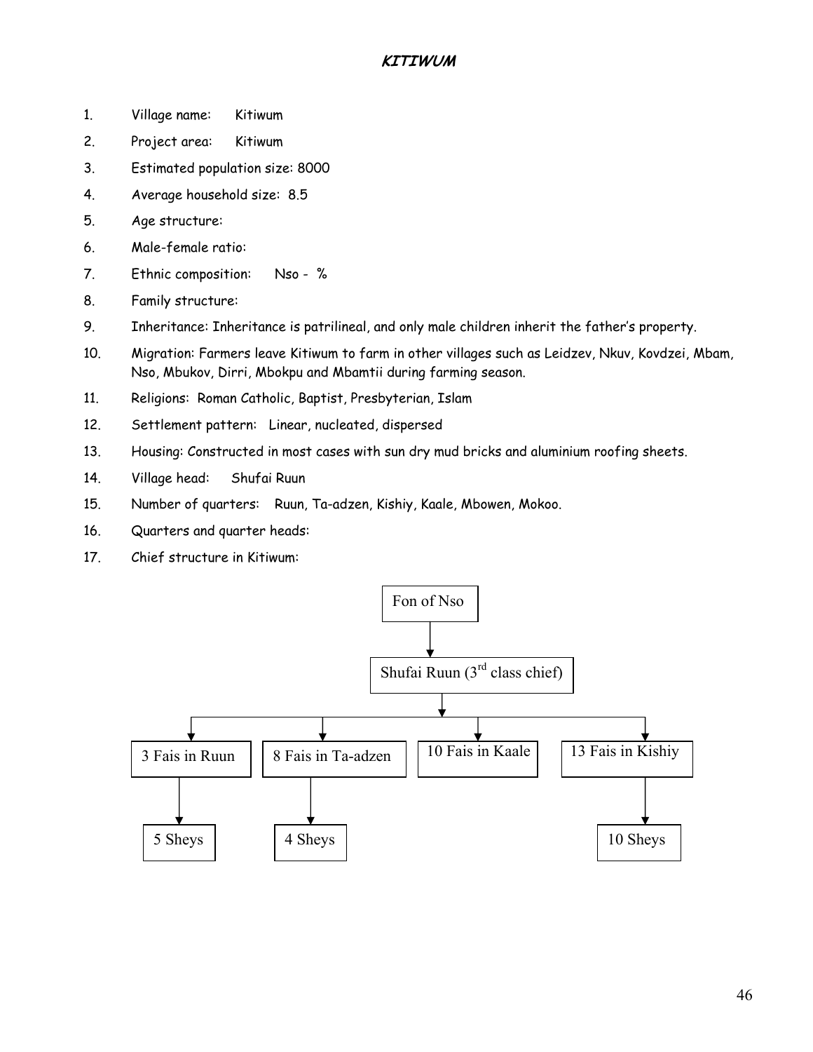## KITIWUM

1. Village name: Kitiwum
2. Project area: Kitiwum
3. Estimated population size: 8000
4. Average household size: 8.5
5. Age structure:
6. Male-female ratio:
7. Ethnic composition: Nso - %
8. Family structure:
9. Inheritance: Inheritance is patrilineal, and only male children inherit the father's property.
10. Migration: Farmers leave Kitiwum to farm in other villages such as Leidzev, Nkuv, Kovdzei, Mbam, Nso, Mbukov, Dirri, Mbokpu and Mbamtii during farming season.
11. Religions: Roman Catholic, Baptist, Presbyterian, Islam
12. Settlement pattern: Linear, nucleated, dispersed
13. Housing: Constructed in most cases with sun dry mud bricks and aluminium roofing sheets.
14. Village head: Shufai Ruun
15. Number of quarters: Ruun, Ta-adzen, Kishiy, Kaale, Mbowen, Mokoo.
16. Quarters and quarter heads:
17. Chief structure in Kitiwum:

- Fon of Nso
  - Shufai Ruun (3rd class chief)
    - 3 Fais in Ruun
      - 5 Sheys
    - 8 Fais in Ta-adzen
      - 4 Sheys
    - 10 Fais in Kaale
    - 13 Fais in Kishiy
      - 10 Sheys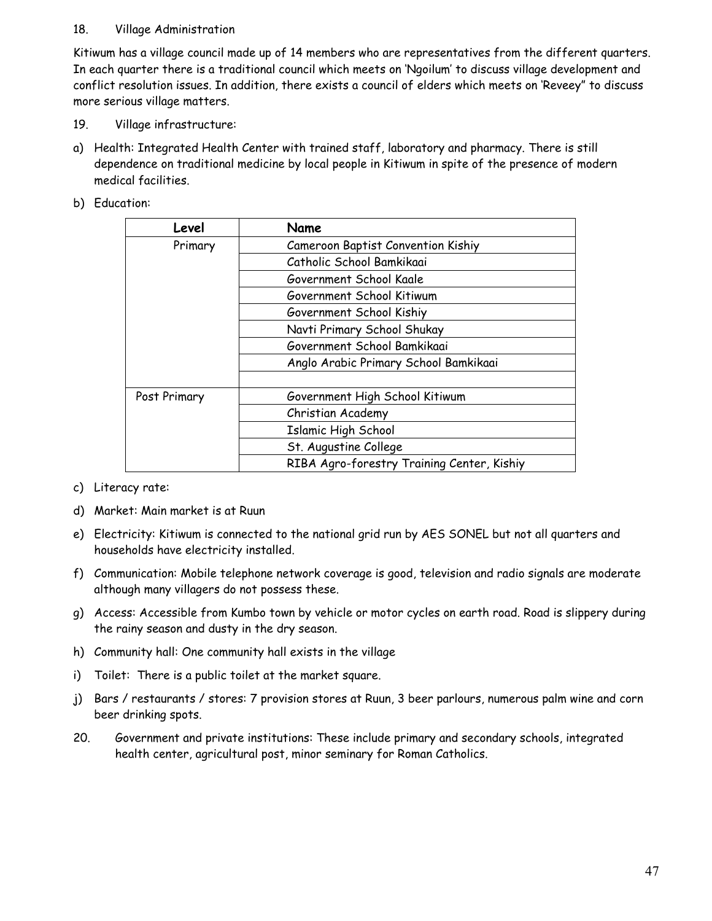18. Village Administration

Kitiwum has a village council made up of 14 members who are representatives from the different quarters. In each quarter there is a traditional council which meets on 'Ngoilum' to discuss village development and conflict resolution issues. In addition, there exists a council of elders which meets on 'Reveey" to discuss more serious village matters.

19. Village infrastructure:

a) Health: Integrated Health Center with trained staff, laboratory and pharmacy. There is still dependence on traditional medicine by local people in Kitiwum in spite of the presence of modern medical facilities.

b) Education:

| Level | Name |
|---|---|
| Primary | Cameroon Baptist Convention Kishiy |
| | Catholic School Bamkikaai |
| | Government School Kaale |
| | Government School Kitiwum |
| | Government School Kishiy |
| | Navti Primary School Shukay |
| | Government School Bamkikaai |
| | Anglo Arabic Primary School Bamkikaai |
| | |
| Post Primary | Government High School Kitiwum |
| | Christian Academy |
| | Islamic High School |
| | St. Augustine College |
| | RIBA Agro-forestry Training Center, Kishiy |

c) Literacy rate:

d) Market: Main market is at Ruun

e) Electricity: Kitiwum is connected to the national grid run by AES SONEL but not all quarters and households have electricity installed.

f) Communication: Mobile telephone network coverage is good, television and radio signals are moderate although many villagers do not possess these.

g) Access: Accessible from Kumbo town by vehicle or motor cycles on earth road. Road is slippery during the rainy season and dusty in the dry season.

h) Community hall: One community hall exists in the village

i) Toilet: There is a public toilet at the market square.

j) Bars / restaurants / stores: 7 provision stores at Ruun, 3 beer parlours, numerous palm wine and corn beer drinking spots.

20. Government and private institutions: These include primary and secondary schools, integrated health center, agricultural post, minor seminary for Roman Catholics.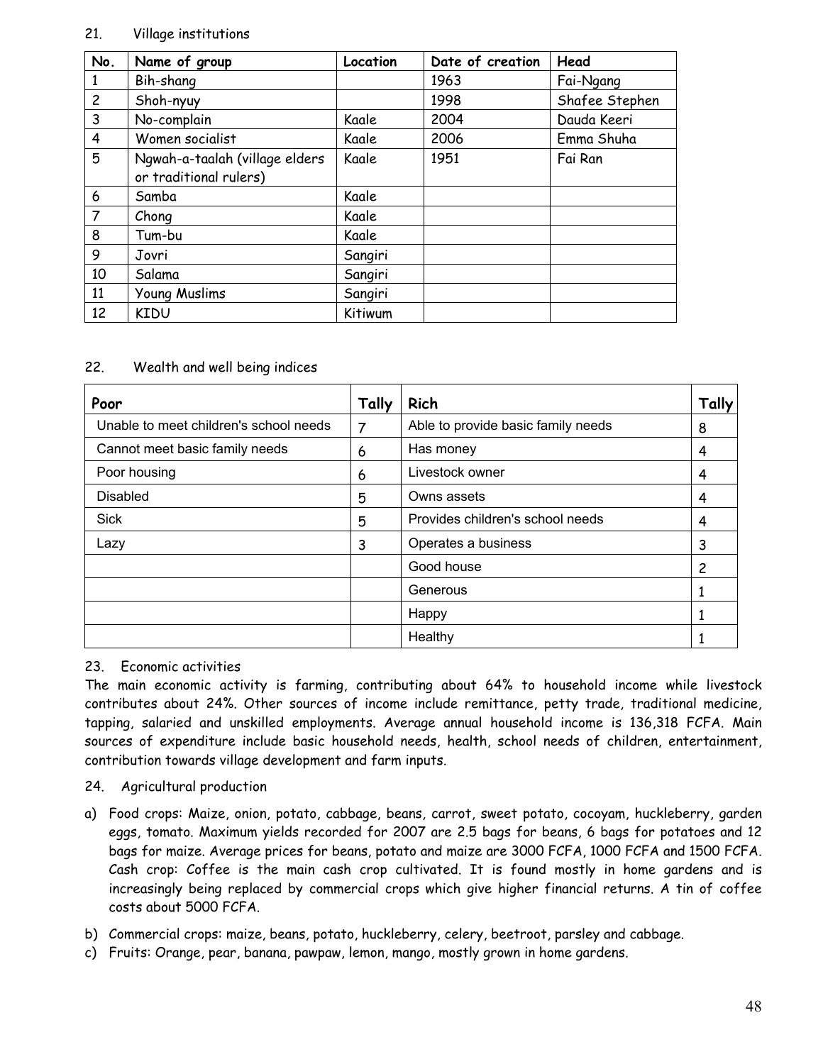21. Village institutions

| No. | Name of group | Location | Date of creation | Head |
|---|---|---|---|---|
| 1 | Bih-shang | | 1963 | Fai-Ngang |
| 2 | Shoh-nyuy | | 1998 | Shafee Stephen |
| 3 | No-complain | Kaale | 2004 | Dauda Keeri |
| 4 | Women socialist | Kaale | 2006 | Emma Shuha |
| 5 | Ngwah-a-taalah (village elders or traditional rulers) | Kaale | 1951 | Fai Ran |
| 6 | Samba | Kaale | | |
| 7 | Chong | Kaale | | |
| 8 | Tum-bu | Kaale | | |
| 9 | Jovri | Sangiri | | |
| 10 | Salama | Sangiri | | |
| 11 | Young Muslims | Sangiri | | |
| 12 | KIDU | Kitiwum | | |

22. Wealth and well being indices

| Poor | Tally | Rich | Tally |
|---|---|---|---|
| Unable to meet children's school needs | 7 | Able to provide basic family needs | 8 |
| Cannot meet basic family needs | 6 | Has money | 4 |
| Poor housing | 6 | Livestock owner | 4 |
| Disabled | 5 | Owns assets | 4 |
| Sick | 5 | Provides children's school needs | 4 |
| Lazy | 3 | Operates a business | 3 |
| | | Good house | 2 |
| | | Generous | 1 |
| | | Happy | 1 |
| | | Healthy | 1 |

23. Economic activities

The main economic activity is farming, contributing about 64% to household income while livestock contributes about 24%. Other sources of income include remittance, petty trade, traditional medicine, tapping, salaried and unskilled employments. Average annual household income is 136,318 FCFA. Main sources of expenditure include basic household needs, health, school needs of children, entertainment, contribution towards village development and farm inputs.

24. Agricultural production

a) Food crops: Maize, onion, potato, cabbage, beans, carrot, sweet potato, cocoyam, huckleberry, garden eggs, tomato. Maximum yields recorded for 2007 are 2.5 bags for beans, 6 bags for potatoes and 12 bags for maize. Average prices for beans, potato and maize are 3000 FCFA, 1000 FCFA and 1500 FCFA. Cash crop: Coffee is the main cash crop cultivated. It is found mostly in home gardens and is increasingly being replaced by commercial crops which give higher financial returns. A tin of coffee costs about 5000 FCFA.

b) Commercial crops: maize, beans, potato, huckleberry, celery, beetroot, parsley and cabbage.

c) Fruits: Orange, pear, banana, pawpaw, lemon, mango, mostly grown in home gardens.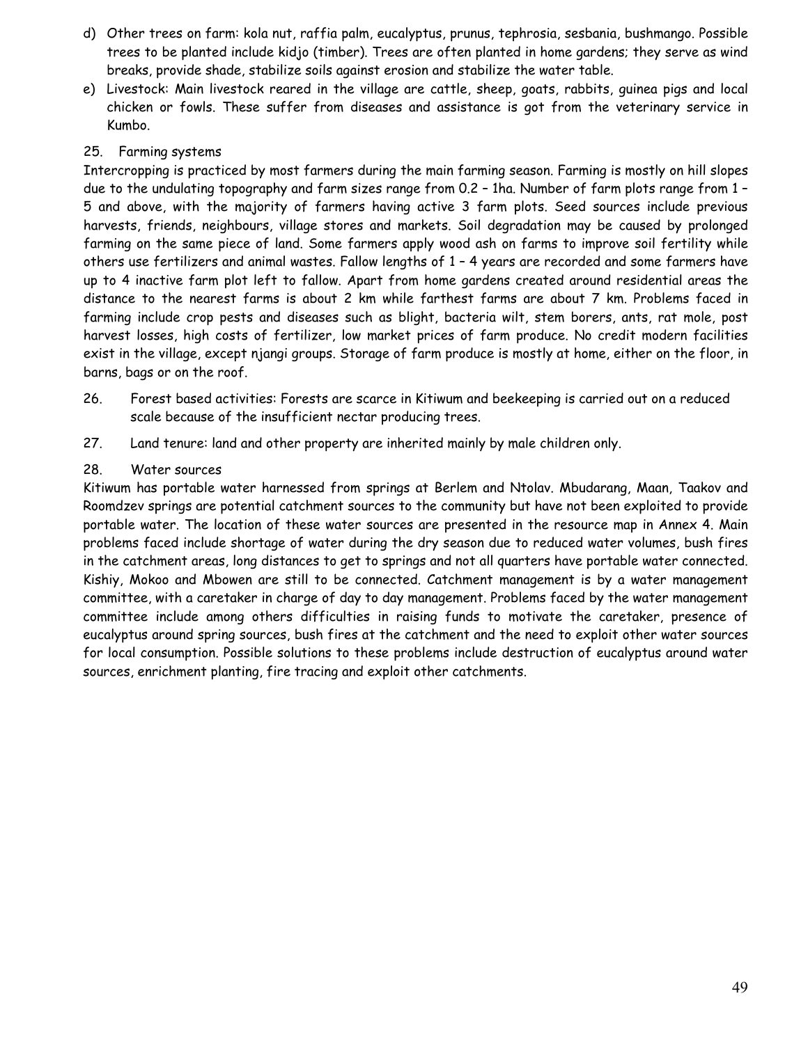d) Other trees on farm: kola nut, raffia palm, eucalyptus, prunus, tephrosia, sesbania, bushmango. Possible trees to be planted include kidjo (timber). Trees are often planted in home gardens; they serve as wind breaks, provide shade, stabilize soils against erosion and stabilize the water table.

e) Livestock: Main livestock reared in the village are cattle, sheep, goats, rabbits, guinea pigs and local chicken or fowls. These suffer from diseases and assistance is got from the veterinary service in Kumbo.

25. Farming systems

Intercropping is practiced by most farmers during the main farming season. Farming is mostly on hill slopes due to the undulating topography and farm sizes range from 0.2 – 1ha. Number of farm plots range from 1 – 5 and above, with the majority of farmers having active 3 farm plots. Seed sources include previous harvests, friends, neighbours, village stores and markets. Soil degradation may be caused by prolonged farming on the same piece of land. Some farmers apply wood ash on farms to improve soil fertility while others use fertilizers and animal wastes. Fallow lengths of 1 – 4 years are recorded and some farmers have up to 4 inactive farm plot left to fallow. Apart from home gardens created around residential areas the distance to the nearest farms is about 2 km while farthest farms are about 7 km. Problems faced in farming include crop pests and diseases such as blight, bacteria wilt, stem borers, ants, rat mole, post harvest losses, high costs of fertilizer, low market prices of farm produce. No credit modern facilities exist in the village, except njangi groups. Storage of farm produce is mostly at home, either on the floor, in barns, bags or on the roof.

26. Forest based activities: Forests are scarce in Kitiwum and beekeeping is carried out on a reduced scale because of the insufficient nectar producing trees.

27. Land tenure: land and other property are inherited mainly by male children only.

28. Water sources

Kitiwum has portable water harnessed from springs at Berlem and Ntolav. Mbudarang, Maan, Taakov and Roomdzev springs are potential catchment sources to the community but have not been exploited to provide portable water. The location of these water sources are presented in the resource map in Annex 4. Main problems faced include shortage of water during the dry season due to reduced water volumes, bush fires in the catchment areas, long distances to get to springs and not all quarters have portable water connected. Kishiy, Mokoo and Mbowen are still to be connected. Catchment management is by a water management committee, with a caretaker in charge of day to day management. Problems faced by the water management committee include among others difficulties in raising funds to motivate the caretaker, presence of eucalyptus around spring sources, bush fires at the catchment and the need to exploit other water sources for local consumption. Possible solutions to these problems include destruction of eucalyptus around water sources, enrichment planting, fire tracing and exploit other catchments.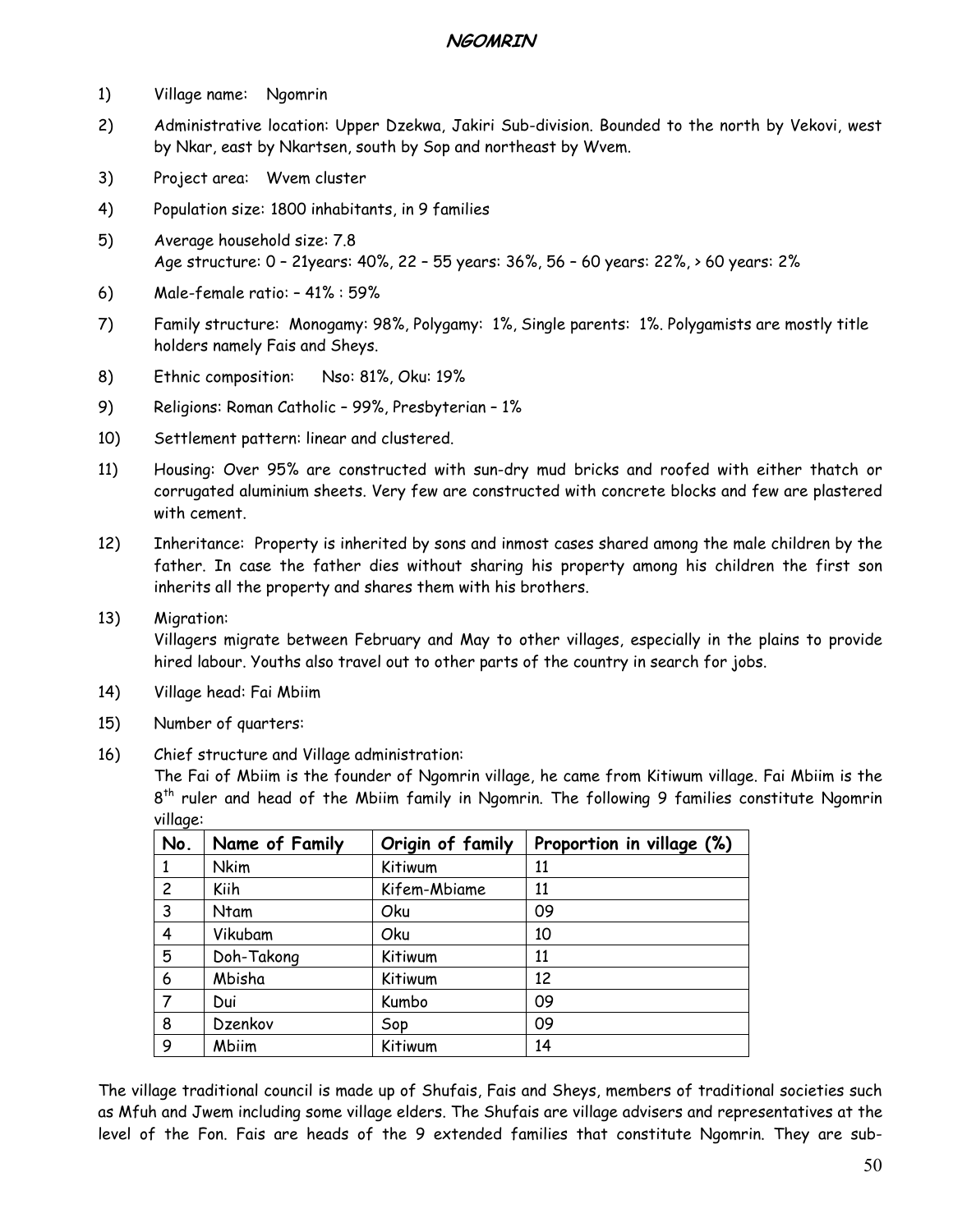# NGOMRIN

1) Village name: Ngomrin

2) Administrative location: Upper Dzekwa, Jakiri Sub-division. Bounded to the north by Vekovi, west by Nkar, east by Nkartsen, south by Sop and northeast by Wvem.

3) Project area: Wvem cluster

4) Population size: 1800 inhabitants, in 9 families

5) Average household size: 7.8
   Age structure: 0 – 21years: 40%, 22 – 55 years: 36%, 56 – 60 years: 22%, > 60 years: 2%

6) Male-female ratio: – 41% : 59%

7) Family structure: Monogamy: 98%, Polygamy: 1%, Single parents: 1%. Polygamists are mostly title holders namely Fais and Sheys.

8) Ethnic composition: Nso: 81%, Oku: 19%

9) Religions: Roman Catholic – 99%, Presbyterian – 1%

10) Settlement pattern: linear and clustered.

11) Housing: Over 95% are constructed with sun-dry mud bricks and roofed with either thatch or corrugated aluminium sheets. Very few are constructed with concrete blocks and few are plastered with cement.

12) Inheritance: Property is inherited by sons and inmost cases shared among the male children by the father. In case the father dies without sharing his property among his children the first son inherits all the property and shares them with his brothers.

13) Migration:
    Villagers migrate between February and May to other villages, especially in the plains to provide hired labour. Youths also travel out to other parts of the country in search for jobs.

14) Village head: Fai Mbiim

15) Number of quarters:

16) Chief structure and Village administration:
    The Fai of Mbiim is the founder of Ngomrin village, he came from Kitiwum village. Fai Mbiim is the 8th ruler and head of the Mbiim family in Ngomrin. The following 9 families constitute Ngomrin village:

| No. | Name of Family | Origin of family | Proportion in village (%) |
|---|---|---|---|
| 1 | Nkim | Kitiwum | 11 |
| 2 | Kiih | Kifem-Mbiame | 11 |
| 3 | Ntam | Oku | 09 |
| 4 | Vikubam | Oku | 10 |
| 5 | Doh-Takong | Kitiwum | 11 |
| 6 | Mbisha | Kitiwum | 12 |
| 7 | Dui | Kumbo | 09 |
| 8 | Dzenkov | Sop | 09 |
| 9 | Mbiim | Kitiwum | 14 |

The village traditional council is made up of Shufais, Fais and Sheys, members of traditional societies such as Mfuh and Jwem including some village elders. The Shufais are village advisers and representatives at the level of the Fon. Fais are heads of the 9 extended families that constitute Ngomrin. They are sub-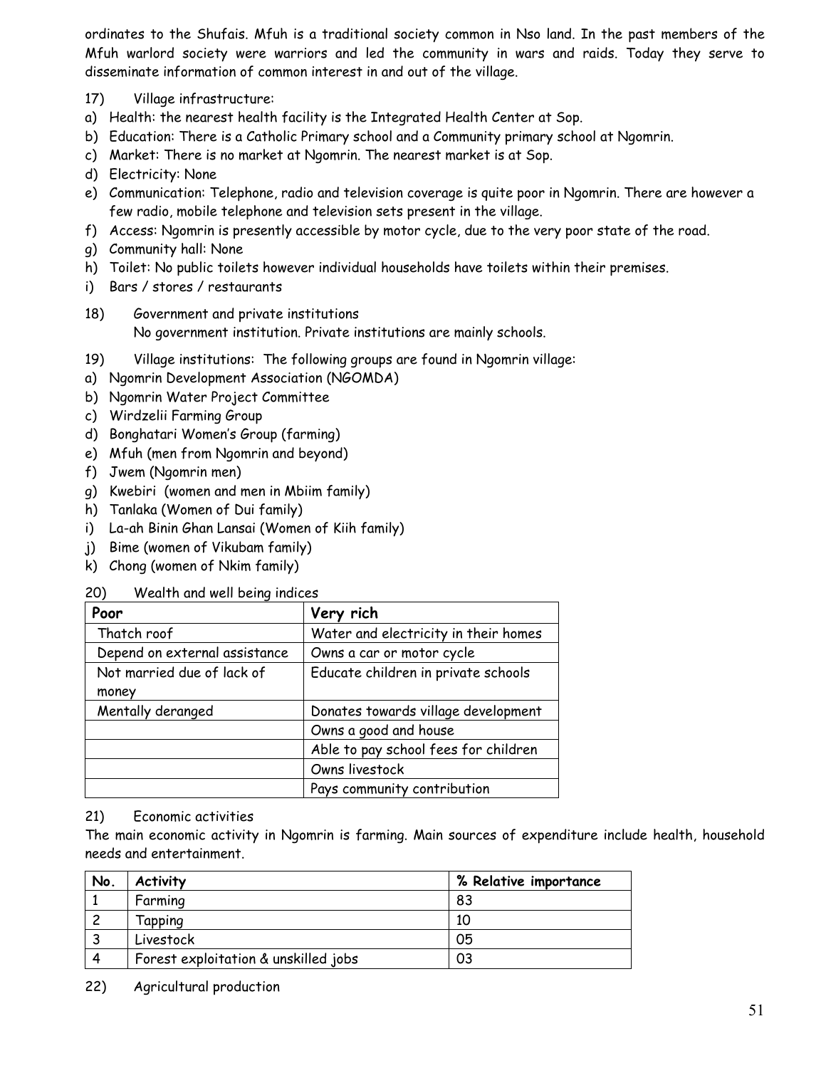ordinates to the Shufais. Mfuh is a traditional society common in Nso land. In the past members of the Mfuh warlord society were warriors and led the community in wars and raids. Today they serve to disseminate information of common interest in and out of the village.

17) Village infrastructure:

a) Health: the nearest health facility is the Integrated Health Center at Sop.
b) Education: There is a Catholic Primary school and a Community primary school at Ngomrin.
c) Market: There is no market at Ngomrin. The nearest market is at Sop.
d) Electricity: None
e) Communication: Telephone, radio and television coverage is quite poor in Ngomrin. There are however a few radio, mobile telephone and television sets present in the village.
f) Access: Ngomrin is presently accessible by motor cycle, due to the very poor state of the road.
g) Community hall: None
h) Toilet: No public toilets however individual households have toilets within their premises.
i) Bars / stores / restaurants

18) Government and private institutions

No government institution. Private institutions are mainly schools.

19) Village institutions: The following groups are found in Ngomrin village:

a) Ngomrin Development Association (NGOMDA)
b) Ngomrin Water Project Committee
c) Wirdzelii Farming Group
d) Bonghatari Women's Group (farming)
e) Mfuh (men from Ngomrin and beyond)
f) Jwem (Ngomrin men)
g) Kwebiri (women and men in Mbiim family)
h) Tanlaka (Women of Dui family)
i) La-ah Binin Ghan Lansai (Women of Kiih family)
j) Bime (women of Vikubam family)
k) Chong (women of Nkim family)

20) Wealth and well being indices

| Poor | Very rich |
|---|---|
| Thatch roof | Water and electricity in their homes |
| Depend on external assistance | Owns a car or motor cycle |
| Not married due of lack of money | Educate children in private schools |
| Mentally deranged | Donates towards village development |
| | Owns a good and house |
| | Able to pay school fees for children |
| | Owns livestock |
| | Pays community contribution |

21) Economic activities

The main economic activity in Ngomrin is farming. Main sources of expenditure include health, household needs and entertainment.

| No. | Activity | % Relative importance |
|---|---|---|
| 1 | Farming | 83 |
| 2 | Tapping | 10 |
| 3 | Livestock | 05 |
| 4 | Forest exploitation & unskilled jobs | 03 |

22) Agricultural production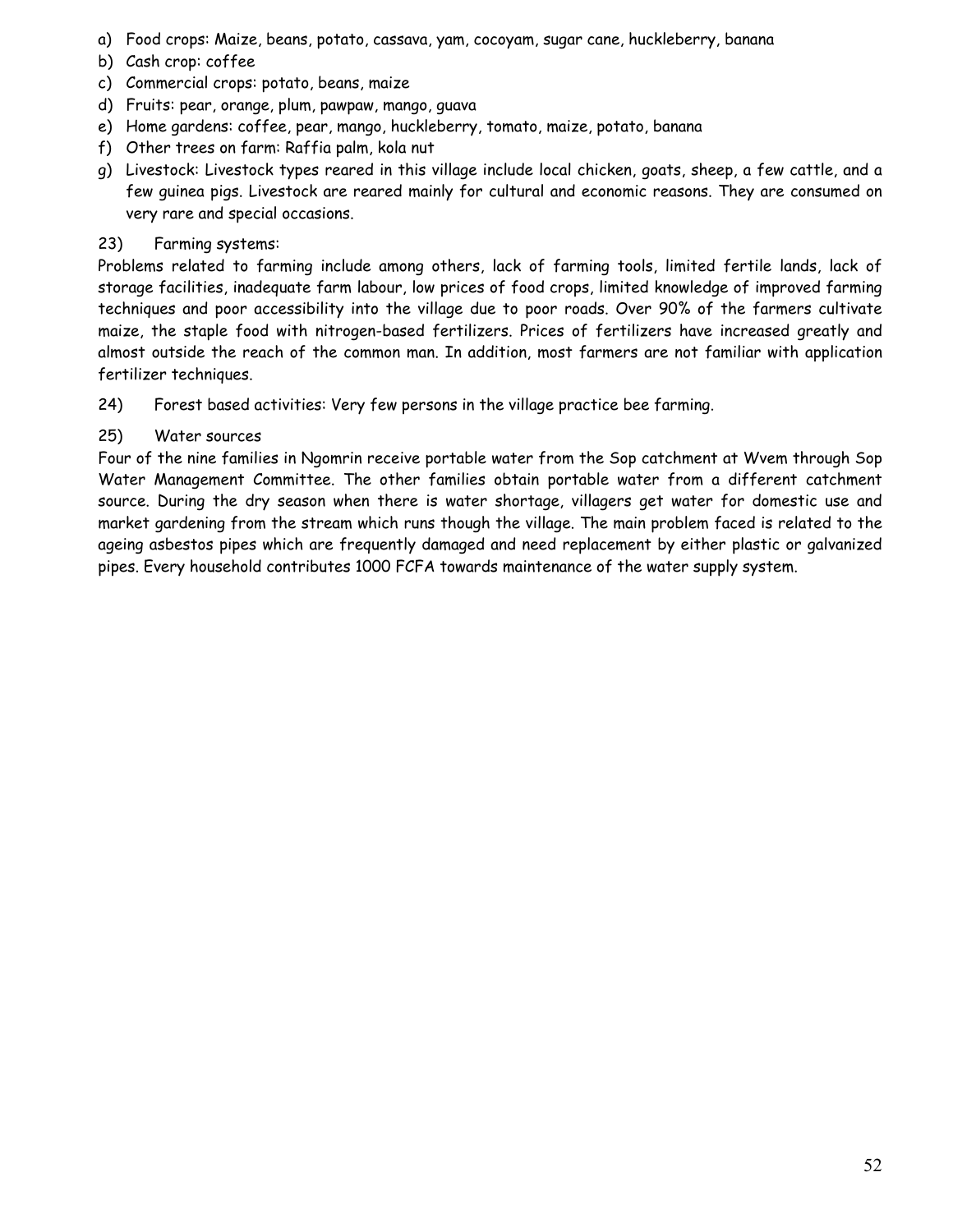a) Food crops: Maize, beans, potato, cassava, yam, cocoyam, sugar cane, huckleberry, banana
b) Cash crop: coffee
c) Commercial crops: potato, beans, maize
d) Fruits: pear, orange, plum, pawpaw, mango, guava
e) Home gardens: coffee, pear, mango, huckleberry, tomato, maize, potato, banana
f) Other trees on farm: Raffia palm, kola nut
g) Livestock: Livestock types reared in this village include local chicken, goats, sheep, a few cattle, and a few guinea pigs. Livestock are reared mainly for cultural and economic reasons. They are consumed on very rare and special occasions.

23) Farming systems:

Problems related to farming include among others, lack of farming tools, limited fertile lands, lack of storage facilities, inadequate farm labour, low prices of food crops, limited knowledge of improved farming techniques and poor accessibility into the village due to poor roads. Over 90% of the farmers cultivate maize, the staple food with nitrogen-based fertilizers. Prices of fertilizers have increased greatly and almost outside the reach of the common man. In addition, most farmers are not familiar with application fertilizer techniques.

24) Forest based activities: Very few persons in the village practice bee farming.

25) Water sources

Four of the nine families in Ngomrin receive portable water from the Sop catchment at Wvem through Sop Water Management Committee. The other families obtain portable water from a different catchment source. During the dry season when there is water shortage, villagers get water for domestic use and market gardening from the stream which runs though the village. The main problem faced is related to the ageing asbestos pipes which are frequently damaged and need replacement by either plastic or galvanized pipes. Every household contributes 1000 FCFA towards maintenance of the water supply system.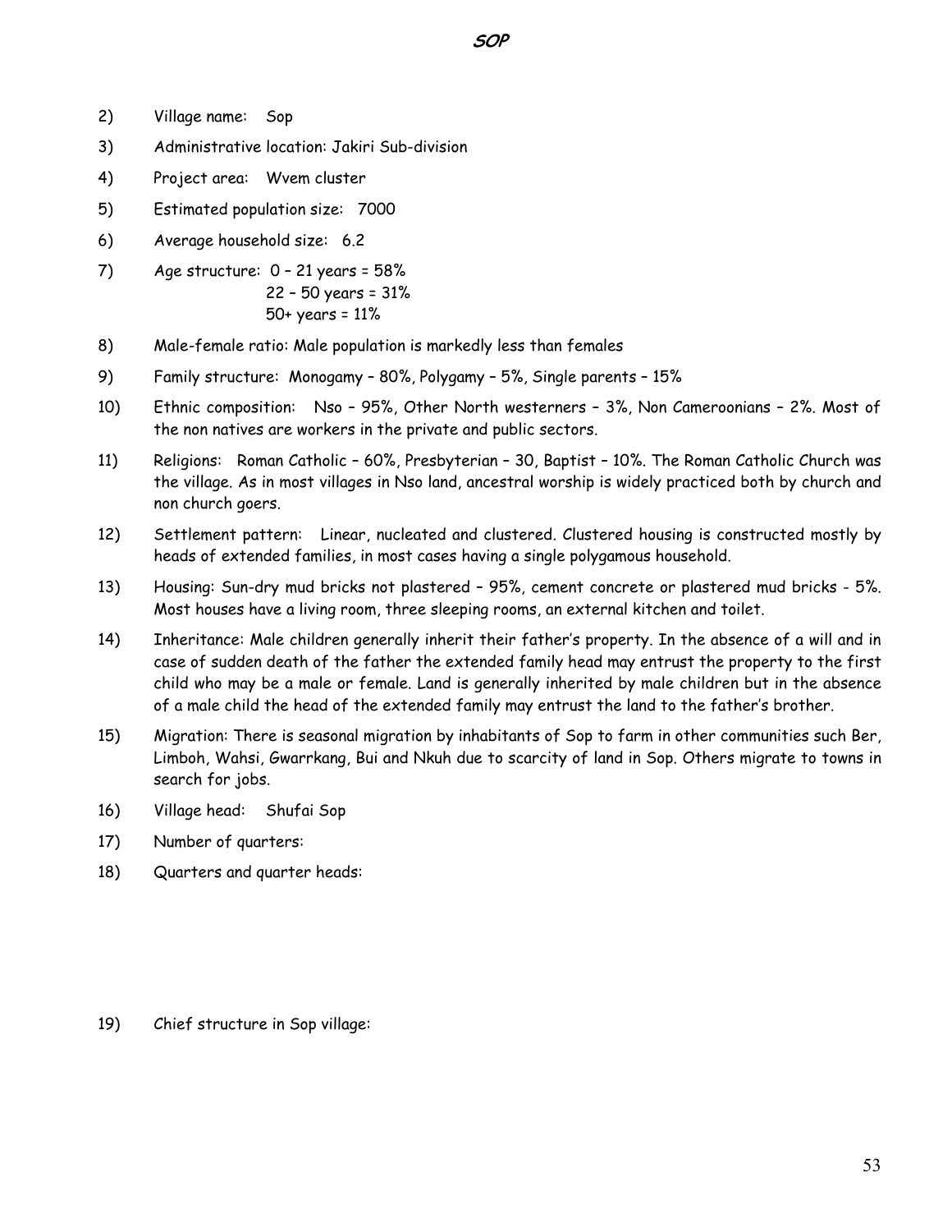# SOP

2) Village name: Sop

3) Administrative location: Jakiri Sub-division

4) Project area: Wvem cluster

5) Estimated population size: 7000

6) Average household size: 6.2

7) Age structure: 0 – 21 years = 58%
   22 – 50 years = 31%
   50+ years = 11%

8) Male-female ratio: Male population is markedly less than females

9) Family structure: Monogamy – 80%, Polygamy – 5%, Single parents – 15%

10) Ethnic composition: Nso – 95%, Other North westerners – 3%, Non Cameroonians – 2%. Most of the non natives are workers in the private and public sectors.

11) Religions: Roman Catholic – 60%, Presbyterian – 30, Baptist – 10%. The Roman Catholic Church was the village. As in most villages in Nso land, ancestral worship is widely practiced both by church and non church goers.

12) Settlement pattern: Linear, nucleated and clustered. Clustered housing is constructed mostly by heads of extended families, in most cases having a single polygamous household.

13) Housing: Sun-dry mud bricks not plastered – 95%, cement concrete or plastered mud bricks - 5%. Most houses have a living room, three sleeping rooms, an external kitchen and toilet.

14) Inheritance: Male children generally inherit their father's property. In the absence of a will and in case of sudden death of the father the extended family head may entrust the property to the first child who may be a male or female. Land is generally inherited by male children but in the absence of a male child the head of the extended family may entrust the land to the father's brother.

15) Migration: There is seasonal migration by inhabitants of Sop to farm in other communities such Ber, Limboh, Wahsi, Gwarrkang, Bui and Nkuh due to scarcity of land in Sop. Others migrate to towns in search for jobs.

16) Village head: Shufai Sop

17) Number of quarters:

18) Quarters and quarter heads:

19) Chief structure in Sop village: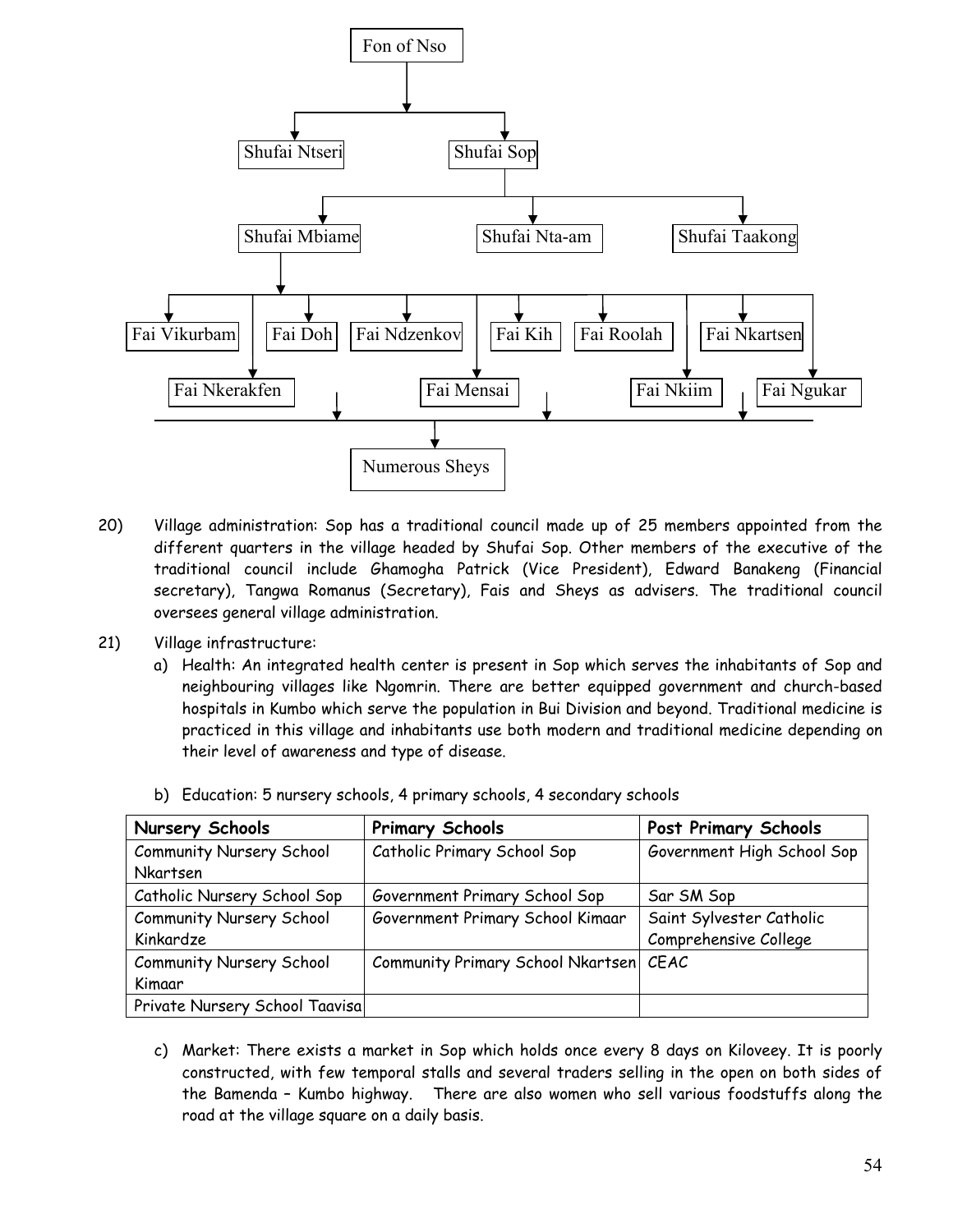Fon of Nso

- Shufai Ntseri
- Shufai Sop
  - Shufai Mbiame
    - Fai Vikurbam
    - Fai Nkerakfen
    - Fai Doh
    - Fai Ndzenkov
    - Fai Mensai
    - Fai Kih
    - Fai Roolah
    - Fai Nkiim
    - Fai Nkartsen
    - Fai Ngukar
      - Numerous Sheys
  - Shufai Nta-am
  - Shufai Taakong

20) Village administration: Sop has a traditional council made up of 25 members appointed from the different quarters in the village headed by Shufai Sop. Other members of the executive of the traditional council include Ghamogha Patrick (Vice President), Edward Banakeng (Financial secretary), Tangwa Romanus (Secretary), Fais and Sheys as advisers. The traditional council oversees general village administration.

21) Village infrastructure:

a) Health: An integrated health center is present in Sop which serves the inhabitants of Sop and neighbouring villages like Ngomrin. There are better equipped government and church-based hospitals in Kumbo which serve the population in Bui Division and beyond. Traditional medicine is practiced in this village and inhabitants use both modern and traditional medicine depending on their level of awareness and type of disease.

b) Education: 5 nursery schools, 4 primary schools, 4 secondary schools

| **Nursery Schools** | **Primary Schools** | **Post Primary Schools** |
|---|---|---|
| Community Nursery School Nkartsen | Catholic Primary School Sop | Government High School Sop |
| Catholic Nursery School Sop | Government Primary School Sop | Sar SM Sop |
| Community Nursery School Kinkardze | Government Primary School Kimaar | Saint Sylvester Catholic Comprehensive College |
| Community Nursery School Kimaar | Community Primary School Nkartsen | CEAC |
| Private Nursery School Taavisa | | |

c) Market: There exists a market in Sop which holds once every 8 days on Kiloveey. It is poorly constructed, with few temporal stalls and several traders selling in the open on both sides of the Bamenda – Kumbo highway. There are also women who sell various foodstuffs along the road at the village square on a daily basis.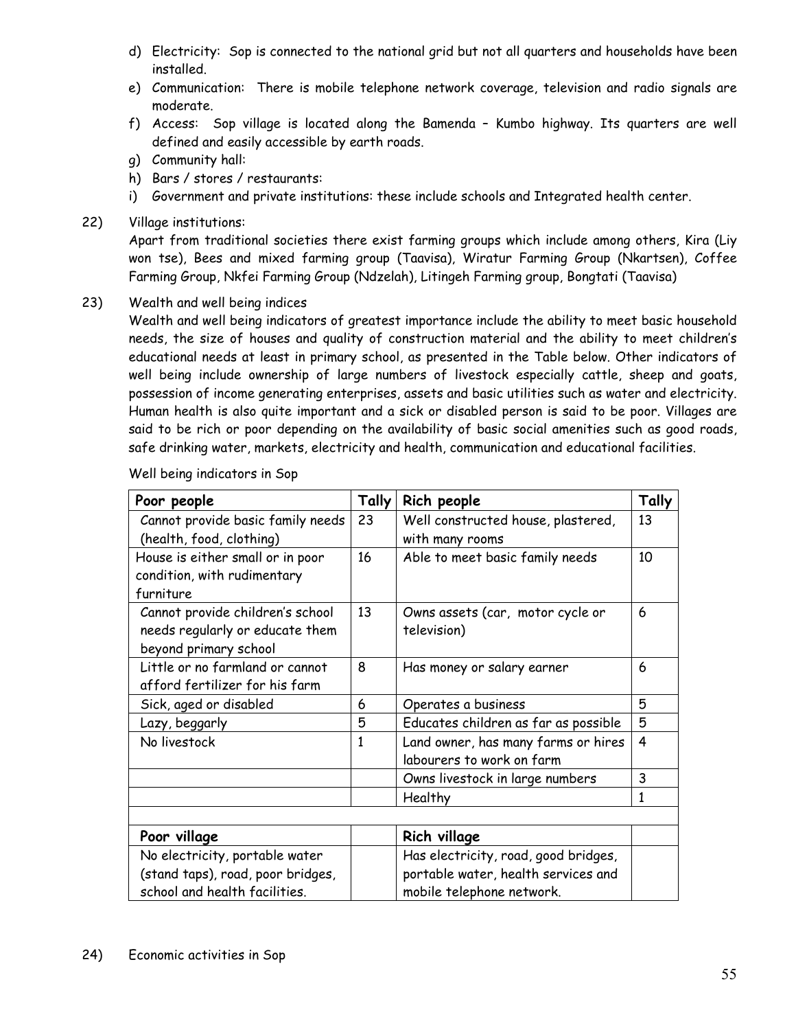d) Electricity: Sop is connected to the national grid but not all quarters and households have been installed.
e) Communication: There is mobile telephone network coverage, television and radio signals are moderate.
f) Access: Sop village is located along the Bamenda – Kumbo highway. Its quarters are well defined and easily accessible by earth roads.
g) Community hall:
h) Bars / stores / restaurants:
i) Government and private institutions: these include schools and Integrated health center.

22) Village institutions:
Apart from traditional societies there exist farming groups which include among others, Kira (Liy won tse), Bees and mixed farming group (Taavisa), Wiratur Farming Group (Nkartsen), Coffee Farming Group, Nkfei Farming Group (Ndzelah), Litingeh Farming group, Bongtati (Taavisa)

23) Wealth and well being indices
Wealth and well being indicators of greatest importance include the ability to meet basic household needs, the size of houses and quality of construction material and the ability to meet children's educational needs at least in primary school, as presented in the Table below. Other indicators of well being include ownership of large numbers of livestock especially cattle, sheep and goats, possession of income generating enterprises, assets and basic utilities such as water and electricity. Human health is also quite important and a sick or disabled person is said to be poor. Villages are said to be rich or poor depending on the availability of basic social amenities such as good roads, safe drinking water, markets, electricity and health, communication and educational facilities.

Well being indicators in Sop

| **Poor people** | **Tally** | **Rich people** | **Tally** |
|---|---|---|---|
| Cannot provide basic family needs (health, food, clothing) | 23 | Well constructed house, plastered, with many rooms | 13 |
| House is either small or in poor condition, with rudimentary furniture | 16 | Able to meet basic family needs | 10 |
| Cannot provide children's school needs regularly or educate them beyond primary school | 13 | Owns assets (car, motor cycle or television) | 6 |
| Little or no farmland or cannot afford fertilizer for his farm | 8 | Has money or salary earner | 6 |
| Sick, aged or disabled | 6 | Operates a business | 5 |
| Lazy, beggarly | 5 | Educates children as far as possible | 5 |
| No livestock | 1 | Land owner, has many farms or hires labourers to work on farm | 4 |
| | | Owns livestock in large numbers | 3 |
| | | Healthy | 1 |
| | | | |
| **Poor village** | | **Rich village** | |
| No electricity, portable water (stand taps), road, poor bridges, school and health facilities. | | Has electricity, road, good bridges, portable water, health services and mobile telephone network. | |

24) Economic activities in Sop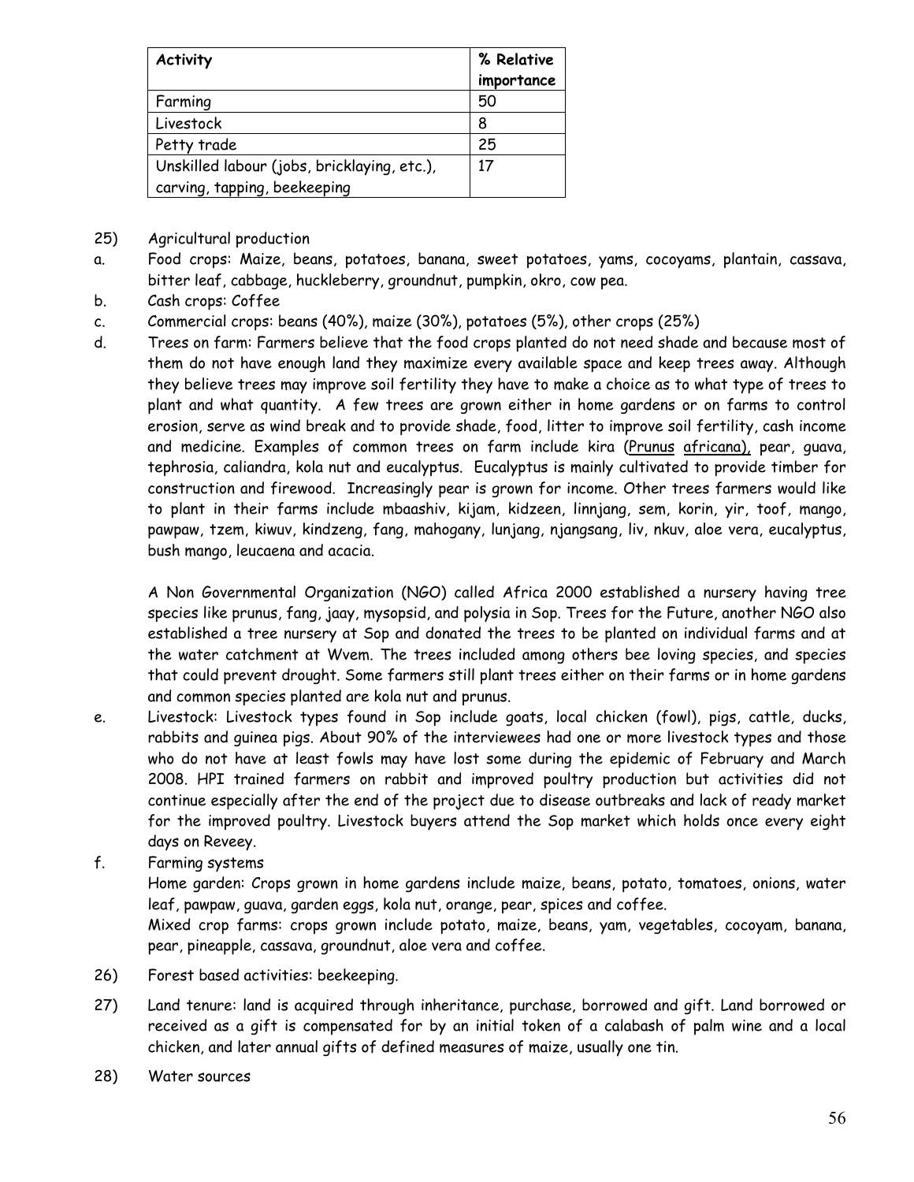| Activity | % Relative importance |
| --- | --- |
| Farming | 50 |
| Livestock | 8 |
| Petty trade | 25 |
| Unskilled labour (jobs, bricklaying, etc.), carving, tapping, beekeeping | 17 |

25) Agricultural production

a. Food crops: Maize, beans, potatoes, banana, sweet potatoes, yams, cocoyams, plantain, cassava, bitter leaf, cabbage, huckleberry, groundnut, pumpkin, okro, cow pea.

b. Cash crops: Coffee

c. Commercial crops: beans (40%), maize (30%), potatoes (5%), other crops (25%)

d. Trees on farm: Farmers believe that the food crops planted do not need shade and because most of them do not have enough land they maximize every available space and keep trees away. Although they believe trees may improve soil fertility they have to make a choice as to what type of trees to plant and what quantity. A few trees are grown either in home gardens or on farms to control erosion, serve as wind break and to provide shade, food, litter to improve soil fertility, cash income and medicine. Examples of common trees on farm include kira (Prunus africana), pear, guava, tephrosia, caliandra, kola nut and eucalyptus. Eucalyptus is mainly cultivated to provide timber for construction and firewood. Increasingly pear is grown for income. Other trees farmers would like to plant in their farms include mbaashiv, kijam, kidzeen, linnjang, sem, korin, yir, toof, mango, pawpaw, tzem, kiwuv, kindzeng, fang, mahogany, lunjang, njangsang, liv, nkuv, aloe vera, eucalyptus, bush mango, leucaena and acacia.

   A Non Governmental Organization (NGO) called Africa 2000 established a nursery having tree species like prunus, fang, jaay, mysopsid, and polysia in Sop. Trees for the Future, another NGO also established a tree nursery at Sop and donated the trees to be planted on individual farms and at the water catchment at Wvem. The trees included among others bee loving species, and species that could prevent drought. Some farmers still plant trees either on their farms or in home gardens and common species planted are kola nut and prunus.

e. Livestock: Livestock types found in Sop include goats, local chicken (fowl), pigs, cattle, ducks, rabbits and guinea pigs. About 90% of the interviewees had one or more livestock types and those who do not have at least fowls may have lost some during the epidemic of February and March 2008. HPI trained farmers on rabbit and improved poultry production but activities did not continue especially after the end of the project due to disease outbreaks and lack of ready market for the improved poultry. Livestock buyers attend the Sop market which holds once every eight days on Reveey.

f. Farming systems

   Home garden: Crops grown in home gardens include maize, beans, potato, tomatoes, onions, water leaf, pawpaw, guava, garden eggs, kola nut, orange, pear, spices and coffee.

   Mixed crop farms: crops grown include potato, maize, beans, yam, vegetables, cocoyam, banana, pear, pineapple, cassava, groundnut, aloe vera and coffee.

26) Forest based activities: beekeeping.

27) Land tenure: land is acquired through inheritance, purchase, borrowed and gift. Land borrowed or received as a gift is compensated for by an initial token of a calabash of palm wine and a local chicken, and later annual gifts of defined measures of maize, usually one tin.

28) Water sources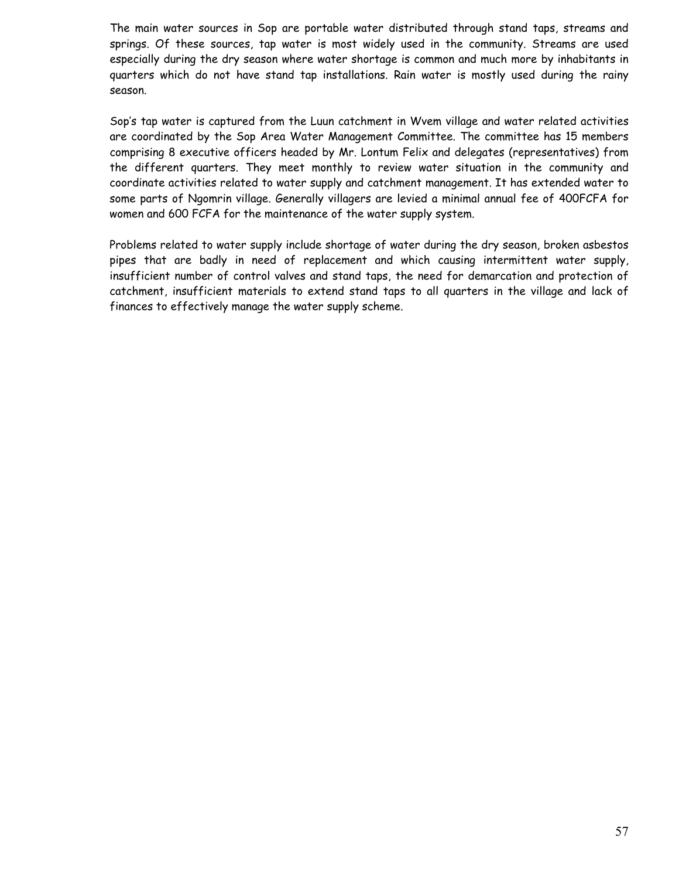The main water sources in Sop are portable water distributed through stand taps, streams and springs. Of these sources, tap water is most widely used in the community. Streams are used especially during the dry season where water shortage is common and much more by inhabitants in quarters which do not have stand tap installations. Rain water is mostly used during the rainy season.

Sop's tap water is captured from the Luun catchment in Wvem village and water related activities are coordinated by the Sop Area Water Management Committee. The committee has 15 members comprising 8 executive officers headed by Mr. Lontum Felix and delegates (representatives) from the different quarters. They meet monthly to review water situation in the community and coordinate activities related to water supply and catchment management. It has extended water to some parts of Ngomrin village. Generally villagers are levied a minimal annual fee of 400FCFA for women and 600 FCFA for the maintenance of the water supply system.

Problems related to water supply include shortage of water during the dry season, broken asbestos pipes that are badly in need of replacement and which causing intermittent water supply, insufficient number of control valves and stand taps, the need for demarcation and protection of catchment, insufficient materials to extend stand taps to all quarters in the village and lack of finances to effectively manage the water supply scheme.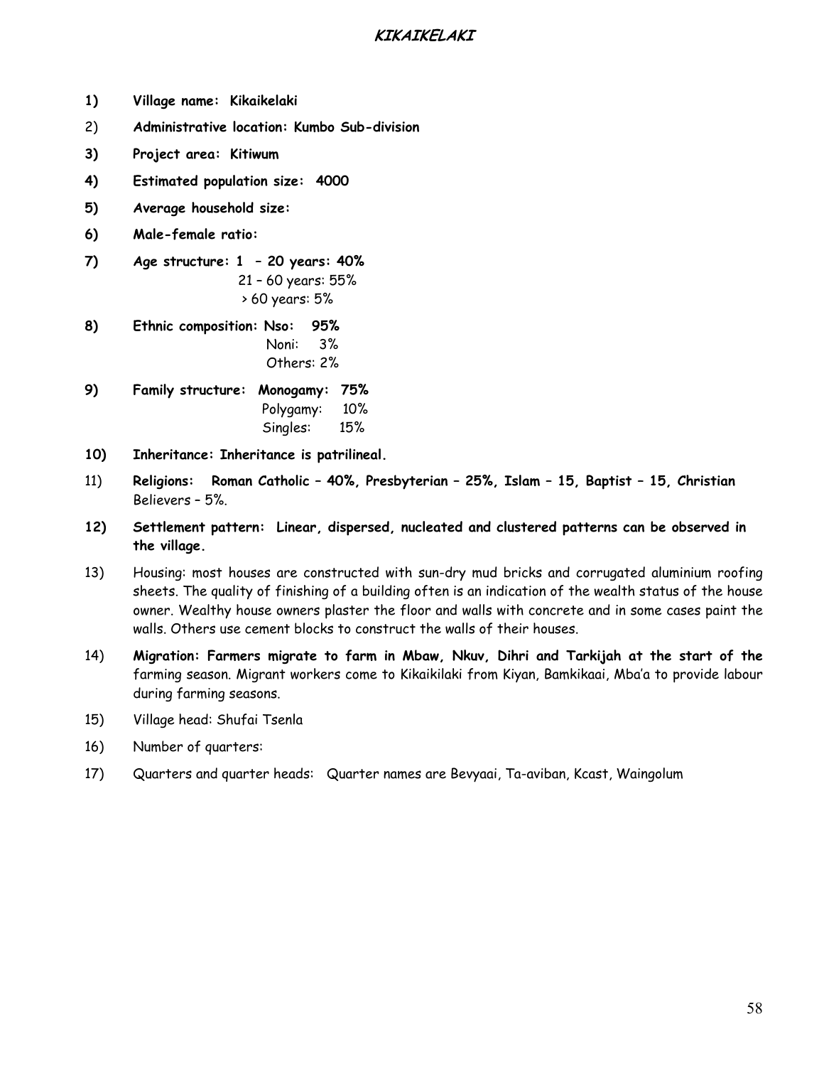# KIKAIKELAKI

1) **Village name: Kikaikelaki**

2) **Administrative location: Kumbo Sub-division**

3) **Project area: Kitiwum**

4) **Estimated population size: 4000**

5) **Average household size:**

6) **Male-female ratio:**

7) **Age structure: 1 – 20 years: 40%**
   21 – 60 years: 55%
   > 60 years: 5%

8) **Ethnic composition: Nso: 95%**
   Noni: 3%
   Others: 2%

9) **Family structure: Monogamy: 75%**
   Polygamy: 10%
   Singles: 15%

10) **Inheritance: Inheritance is patrilineal.**

11) **Religions: Roman Catholic – 40%, Presbyterian – 25%, Islam – 15, Baptist – 15, Christian** Believers – 5%.

12) **Settlement pattern: Linear, dispersed, nucleated and clustered patterns can be observed in the village.**

13) Housing: most houses are constructed with sun-dry mud bricks and corrugated aluminium roofing sheets. The quality of finishing of a building often is an indication of the wealth status of the house owner. Wealthy house owners plaster the floor and walls with concrete and in some cases paint the walls. Others use cement blocks to construct the walls of their houses.

14) **Migration: Farmers migrate to farm in Mbaw, Nkuv, Dihri and Tarkijah at the start of the** farming season. Migrant workers come to Kikaikilaki from Kiyan, Bamkikaai, Mba'a to provide labour during farming seasons.

15) Village head: Shufai Tsenla

16) Number of quarters:

17) Quarters and quarter heads: Quarter names are Bevyaai, Ta-aviban, Kcast, Waingolum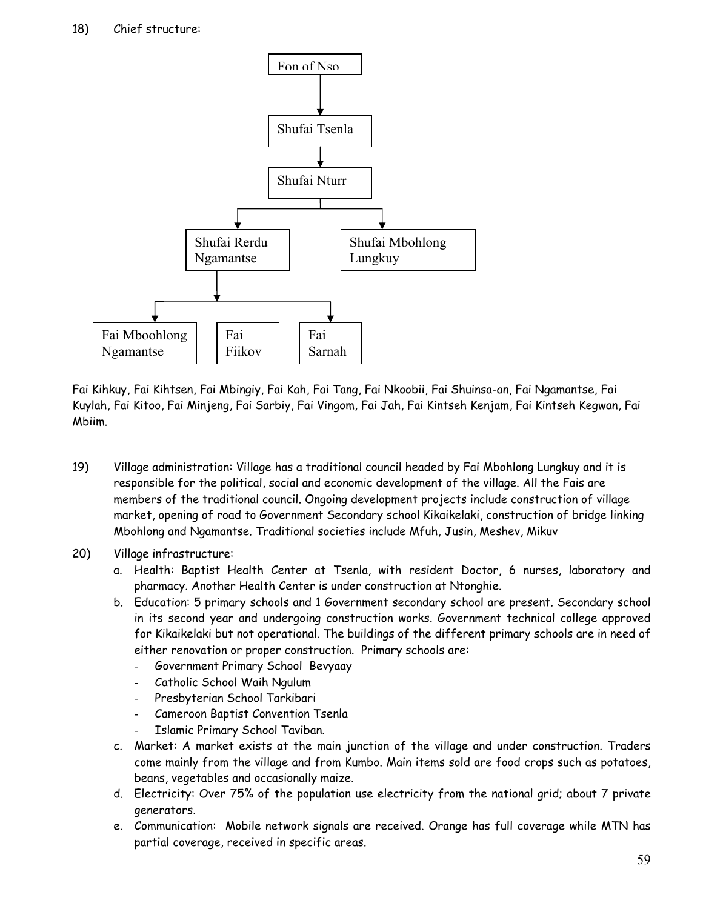18) Chief structure:

- Fon of Nso
  - Shufai Tsenla
    - Shufai Nturr
      - Shufai Rerdu Ngamantse
        - Fai Mboohlong Ngamantse
        - Fai Fiikov
        - Fai Sarnah
      - Shufai Mbohlong Lungkuy

Fai Kihkuy, Fai Kihtsen, Fai Mbingiy, Fai Kah, Fai Tang, Fai Nkoobii, Fai Shuinsa-an, Fai Ngamantse, Fai Kuylah, Fai Kitoo, Fai Minjeng, Fai Sarbiy, Fai Vingom, Fai Jah, Fai Kintseh Kenjam, Fai Kintseh Kegwan, Fai Mbiim.

19) Village administration: Village has a traditional council headed by Fai Mbohlong Lungkuy and it is responsible for the political, social and economic development of the village. All the Fais are members of the traditional council. Ongoing development projects include construction of village market, opening of road to Government Secondary school Kikaikelaki, construction of bridge linking Mbohlong and Ngamantse. Traditional societies include Mfuh, Jusin, Meshev, Mikuv

20) Village infrastructure:

   a. Health: Baptist Health Center at Tsenla, with resident Doctor, 6 nurses, laboratory and pharmacy. Another Health Center is under construction at Ntonghie.

   b. Education: 5 primary schools and 1 Government secondary school are present. Secondary school in its second year and undergoing construction works. Government technical college approved for Kikaikelaki but not operational. The buildings of the different primary schools are in need of either renovation or proper construction. Primary schools are:
      - Government Primary School Bevyaay
      - Catholic School Waih Ngulum
      - Presbyterian School Tarkibari
      - Cameroon Baptist Convention Tsenla
      - Islamic Primary School Taviban.

   c. Market: A market exists at the main junction of the village and under construction. Traders come mainly from the village and from Kumbo. Main items sold are food crops such as potatoes, beans, vegetables and occasionally maize.

   d. Electricity: Over 75% of the population use electricity from the national grid; about 7 private generators.

   e. Communication: Mobile network signals are received. Orange has full coverage while MTN has partial coverage, received in specific areas.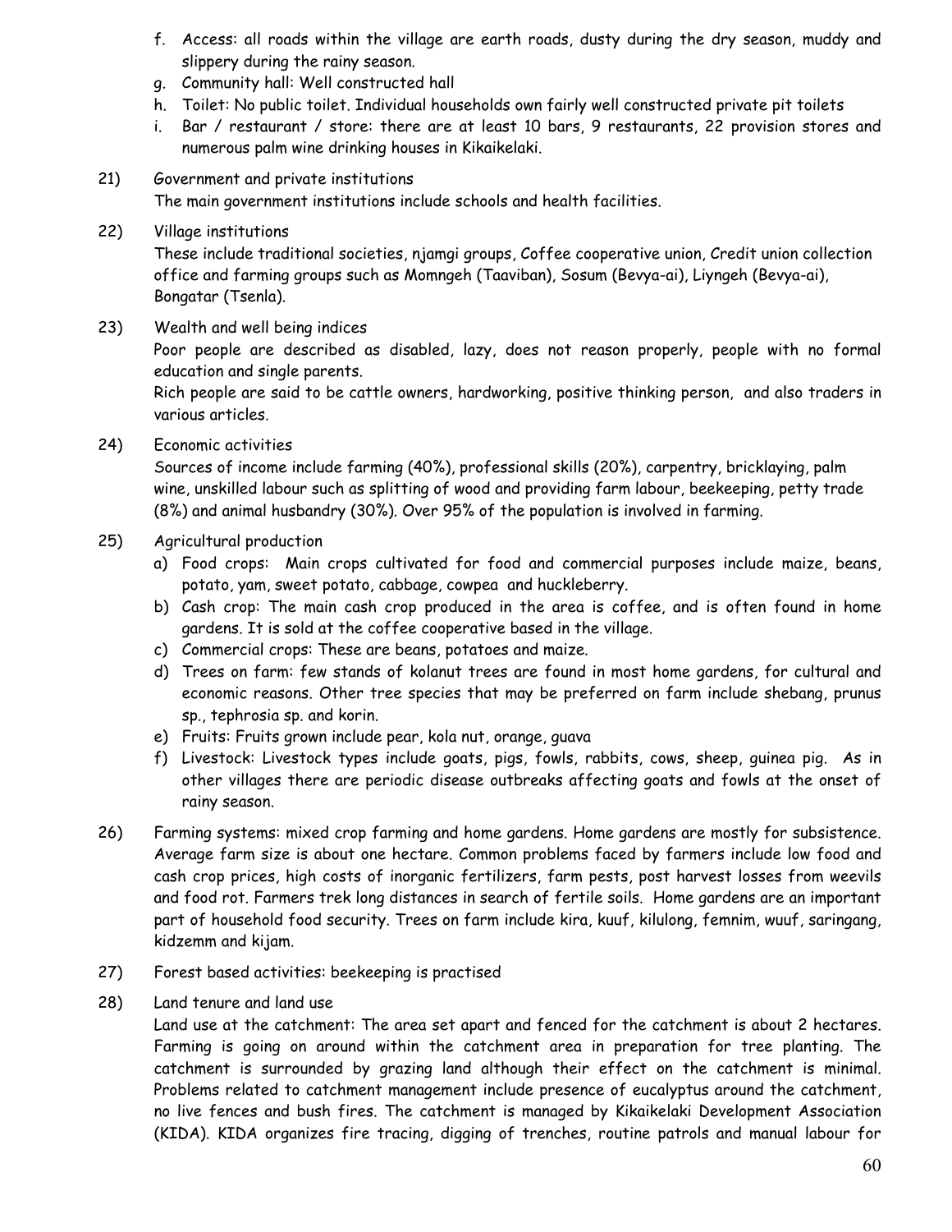f. Access: all roads within the village are earth roads, dusty during the dry season, muddy and slippery during the rainy season.
g. Community hall: Well constructed hall
h. Toilet: No public toilet. Individual households own fairly well constructed private pit toilets
i. Bar / restaurant / store: there are at least 10 bars, 9 restaurants, 22 provision stores and numerous palm wine drinking houses in Kikaikelaki.

21) Government and private institutions
The main government institutions include schools and health facilities.

22) Village institutions
These include traditional societies, njamgi groups, Coffee cooperative union, Credit union collection office and farming groups such as Momngeh (Taaviban), Sosum (Bevya-ai), Liyngeh (Bevya-ai), Bongatar (Tsenla).

23) Wealth and well being indices
Poor people are described as disabled, lazy, does not reason properly, people with no formal education and single parents.
Rich people are said to be cattle owners, hardworking, positive thinking person, and also traders in various articles.

24) Economic activities
Sources of income include farming (40%), professional skills (20%), carpentry, bricklaying, palm wine, unskilled labour such as splitting of wood and providing farm labour, beekeeping, petty trade (8%) and animal husbandry (30%). Over 95% of the population is involved in farming.

25) Agricultural production
a) Food crops: Main crops cultivated for food and commercial purposes include maize, beans, potato, yam, sweet potato, cabbage, cowpea and huckleberry.
b) Cash crop: The main cash crop produced in the area is coffee, and is often found in home gardens. It is sold at the coffee cooperative based in the village.
c) Commercial crops: These are beans, potatoes and maize.
d) Trees on farm: few stands of kolanut trees are found in most home gardens, for cultural and economic reasons. Other tree species that may be preferred on farm include shebang, prunus sp., tephrosia sp. and korin.
e) Fruits: Fruits grown include pear, kola nut, orange, guava
f) Livestock: Livestock types include goats, pigs, fowls, rabbits, cows, sheep, guinea pig. As in other villages there are periodic disease outbreaks affecting goats and fowls at the onset of rainy season.

26) Farming systems: mixed crop farming and home gardens. Home gardens are mostly for subsistence. Average farm size is about one hectare. Common problems faced by farmers include low food and cash crop prices, high costs of inorganic fertilizers, farm pests, post harvest losses from weevils and food rot. Farmers trek long distances in search of fertile soils. Home gardens are an important part of household food security. Trees on farm include kira, kuuf, kilulong, femnim, wuuf, saringang, kidzemm and kijam.

27) Forest based activities: beekeeping is practised

28) Land tenure and land use
Land use at the catchment: The area set apart and fenced for the catchment is about 2 hectares. Farming is going on around within the catchment area in preparation for tree planting. The catchment is surrounded by grazing land although their effect on the catchment is minimal. Problems related to catchment management include presence of eucalyptus around the catchment, no live fences and bush fires. The catchment is managed by Kikaikelaki Development Association (KIDA). KIDA organizes fire tracing, digging of trenches, routine patrols and manual labour for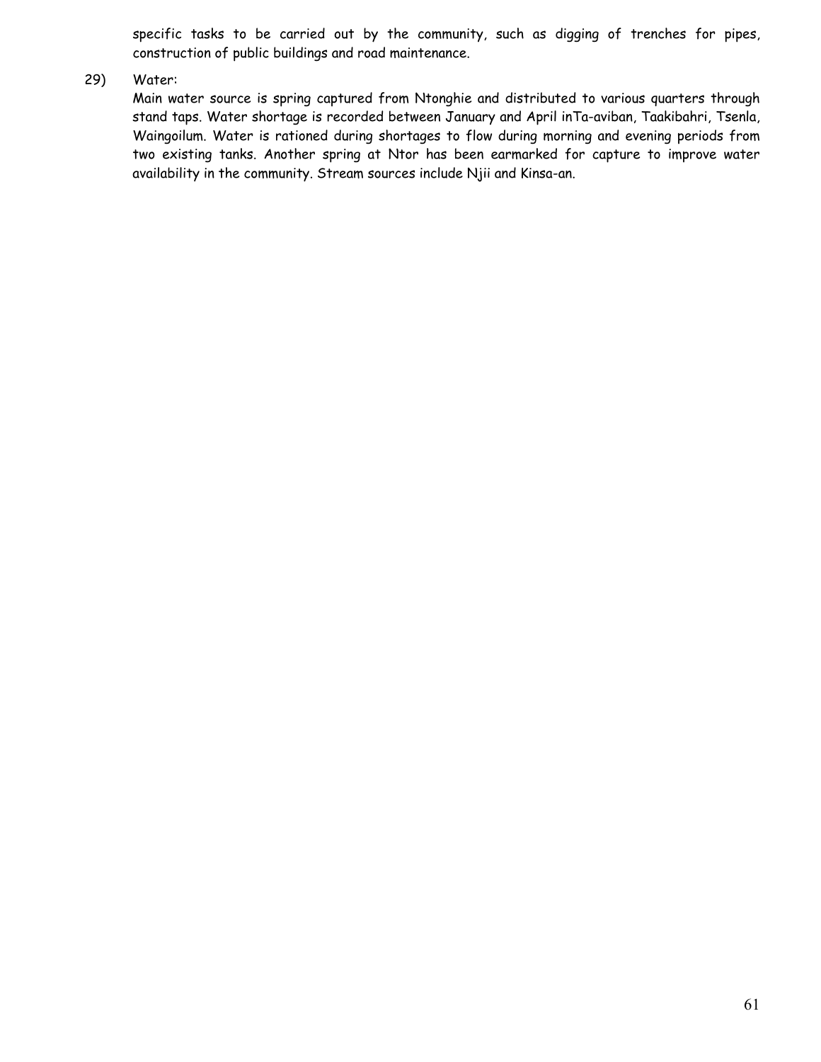specific tasks to be carried out by the community, such as digging of trenches for pipes, construction of public buildings and road maintenance.

29) Water:

Main water source is spring captured from Ntonghie and distributed to various quarters through stand taps. Water shortage is recorded between January and April inTa-aviban, Taakibahri, Tsenla, Waingoilum. Water is rationed during shortages to flow during morning and evening periods from two existing tanks. Another spring at Ntor has been earmarked for capture to improve water availability in the community. Stream sources include Njii and Kinsa-an.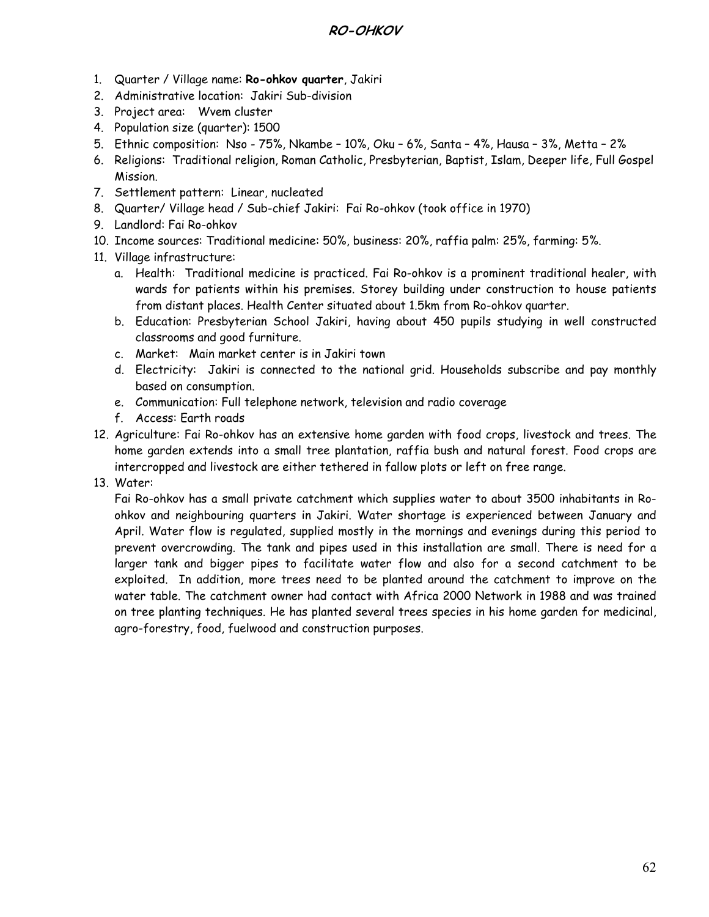## RO-OHKOV

1. Quarter / Village name: **Ro-ohkov quarter**, Jakiri
2. Administrative location: Jakiri Sub-division
3. Project area: Wvem cluster
4. Population size (quarter): 1500
5. Ethnic composition: Nso - 75%, Nkambe – 10%, Oku – 6%, Santa – 4%, Hausa – 3%, Metta – 2%
6. Religions: Traditional religion, Roman Catholic, Presbyterian, Baptist, Islam, Deeper life, Full Gospel Mission.
7. Settlement pattern: Linear, nucleated
8. Quarter/ Village head / Sub-chief Jakiri: Fai Ro-ohkov (took office in 1970)
9. Landlord: Fai Ro-ohkov
10. Income sources: Traditional medicine: 50%, business: 20%, raffia palm: 25%, farming: 5%.
11. Village infrastructure:
    a. Health: Traditional medicine is practiced. Fai Ro-ohkov is a prominent traditional healer, with wards for patients within his premises. Storey building under construction to house patients from distant places. Health Center situated about 1.5km from Ro-ohkov quarter.
    b. Education: Presbyterian School Jakiri, having about 450 pupils studying in well constructed classrooms and good furniture.
    c. Market: Main market center is in Jakiri town
    d. Electricity: Jakiri is connected to the national grid. Households subscribe and pay monthly based on consumption.
    e. Communication: Full telephone network, television and radio coverage
    f. Access: Earth roads
12. Agriculture: Fai Ro-ohkov has an extensive home garden with food crops, livestock and trees. The home garden extends into a small tree plantation, raffia bush and natural forest. Food crops are intercropped and livestock are either tethered in fallow plots or left on free range.
13. Water:

    Fai Ro-ohkov has a small private catchment which supplies water to about 3500 inhabitants in Ro-ohkov and neighbouring quarters in Jakiri. Water shortage is experienced between January and April. Water flow is regulated, supplied mostly in the mornings and evenings during this period to prevent overcrowding. The tank and pipes used in this installation are small. There is need for a larger tank and bigger pipes to facilitate water flow and also for a second catchment to be exploited. In addition, more trees need to be planted around the catchment to improve on the water table. The catchment owner had contact with Africa 2000 Network in 1988 and was trained on tree planting techniques. He has planted several trees species in his home garden for medicinal, agro-forestry, food, fuelwood and construction purposes.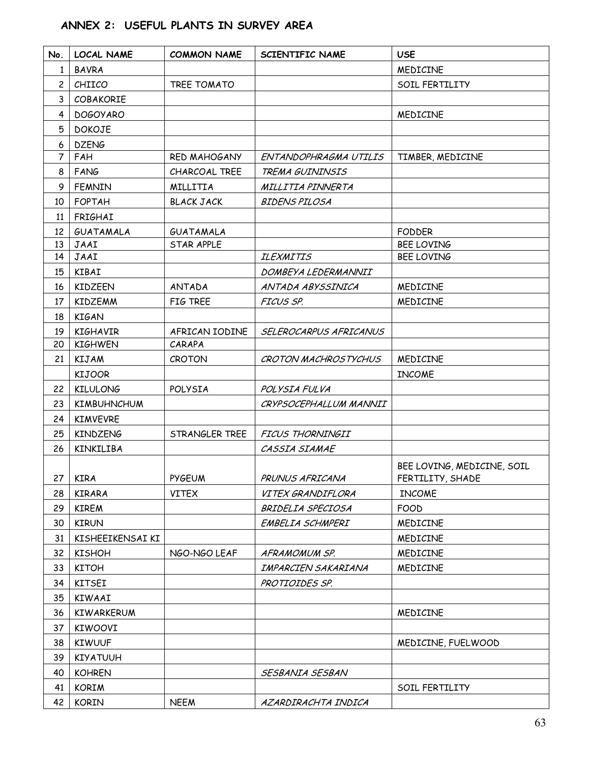## ANNEX 2: USEFUL PLANTS IN SURVEY AREA

| No. | LOCAL NAME | COMMON NAME | SCIENTIFIC NAME | USE |
|---|---|---|---|---|
| 1 | BAVRA | | | MEDICINE |
| 2 | CHIICO | TREE TOMATO | | SOIL FERTILITY |
| 3 | COBAKORIE | | | |
| 4 | DOGOYARO | | | MEDICINE |
| 5 | DOKOJE | | | |
| 6 | DZENG | | | |
| 7 | FAH | RED MAHOGANY | *ENTANDOPHRAGMA UTILIS* | TIMBER, MEDICINE |
| 8 | FANG | CHARCOAL TREE | *TREMA GUININSIS* | |
| 9 | FEMNIN | MILLITIA | *MILLITIA PINNERTA* | |
| 10 | FOPTAH | BLACK JACK | *BIDENS PILOSA* | |
| 11 | FRIGHAI | | | |
| 12 | GUATAMALA | GUATAMALA | | FODDER |
| 13 | JAAI | STAR APPLE | | BEE LOVING |
| 14 | JAAI | | *ILEXMITIS* | BEE LOVING |
| 15 | KIBAI | | *DOMBEYA LEDERMANNII* | |
| 16 | KIDZEEN | ANTADA | *ANTADA ABYSSINICA* | MEDICINE |
| 17 | KIDZEMM | FIG TREE | *FICUS SP.* | MEDICINE |
| 18 | KIGAN | | | |
| 19 | KIGHAVIR | AFRICAN IODINE | *SELEROCARPUS AFRICANUS* | |
| 20 | KIGHWEN | CARAPA | | |
| 21 | KIJAM | CROTON | *CROTON MACHROSTYCHUS* | MEDICINE |
| | KIJOOR | | | INCOME |
| 22 | KILULONG | POLYSIA | *POLYSIA FULVA* | |
| 23 | KIMBUHNCHUM | | *CRYPSOCEPHALLUM MANNII* | |
| 24 | KIMVEVRE | | | |
| 25 | KINDZENG | STRANGLER TREE | *FICUS THORNINGII* | |
| 26 | KINKILIBA | | *CASSIA SIAMAE* | |
| 27 | KIRA | PYGEUM | *PRUNUS AFRICANA* | BEE LOVING, MEDICINE, SOIL FERTILITY, SHADE |
| 28 | KIRARA | VITEX | *VITEX GRANDIFLORA* | INCOME |
| 29 | KIREM | | *BRIDELIA SPECIOSA* | FOOD |
| 30 | KIRUN | | *EMBELIA SCHMPERI* | MEDICINE |
| 31 | KISHEEIKENSAI KI | | | MEDICINE |
| 32 | KISHOH | NGO-NGO LEAF | *AFRAMOMUM SP.* | MEDICINE |
| 33 | KITOH | | *IMPARCIEN SAKARIANA* | MEDICINE |
| 34 | KITSEI | | *PROTIOIDES SP.* | |
| 35 | KIWAAI | | | |
| 36 | KIWARKERUM | | | MEDICINE |
| 37 | KIWOOVI | | | |
| 38 | KIWUUF | | | MEDICINE, FUELWOOD |
| 39 | KIYATUUH | | | |
| 40 | KOHREN | | *SESBANIA SESBAN* | |
| 41 | KORIM | | | SOIL FERTILITY |
| 42 | KORIN | NEEM | *AZARDIRACHTA INDICA* | |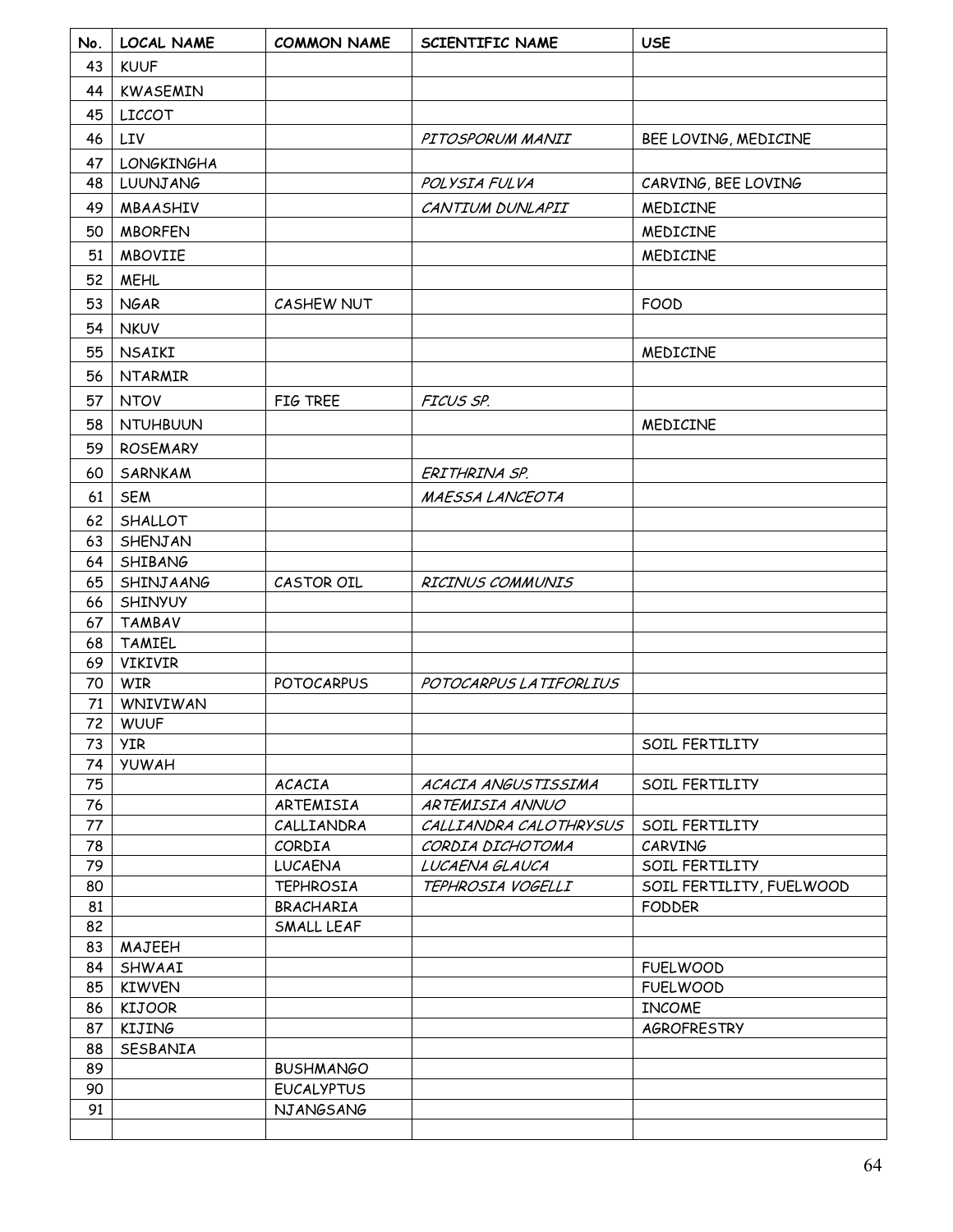| No. | LOCAL NAME | COMMON NAME | SCIENTIFIC NAME | USE |
|---|---|---|---|---|
| 43 | KUUF | | | |
| 44 | KWASEMIN | | | |
| 45 | LICCOT | | | |
| 46 | LIV | | *PITOSPORUM MANII* | BEE LOVING, MEDICINE |
| 47 | LONGKINGHA | | | |
| 48 | LUUNJANG | | *POLYSIA FULVA* | CARVING, BEE LOVING |
| 49 | MBAASHIV | | *CANTIUM DUNLAPII* | MEDICINE |
| 50 | MBORFEN | | | MEDICINE |
| 51 | MBOVIIE | | | MEDICINE |
| 52 | MEHL | | | |
| 53 | NGAR | CASHEW NUT | | FOOD |
| 54 | NKUV | | | |
| 55 | NSAIKI | | | MEDICINE |
| 56 | NTARMIR | | | |
| 57 | NTOV | FIG TREE | *FICUS SP.* | |
| 58 | NTUHBUUN | | | MEDICINE |
| 59 | ROSEMARY | | | |
| 60 | SARNKAM | | *ERITHRINA SP.* | |
| 61 | SEM | | *MAESSA LANCEOTA* | |
| 62 | SHALLOT | | | |
| 63 | SHENJAN | | | |
| 64 | SHIBANG | | | |
| 65 | SHINJAANG | CASTOR OIL | *RICINUS COMMUNIS* | |
| 66 | SHINYUY | | | |
| 67 | TAMBAV | | | |
| 68 | TAMIEL | | | |
| 69 | VIKIVIR | | | |
| 70 | WIR | POTOCARPUS | *POTOCARPUS LATIFORLIUS* | |
| 71 | WNIVIWAN | | | |
| 72 | WUUF | | | |
| 73 | YIR | | | SOIL FERTILITY |
| 74 | YUWAH | | | |
| 75 | | ACACIA | *ACACIA ANGUSTISSIMA* | SOIL FERTILITY |
| 76 | | ARTEMISIA | *ARTEMISIA ANNUO* | |
| 77 | | CALLIANDRA | *CALLIANDRA CALOTHRYSUS* | SOIL FERTILITY |
| 78 | | CORDIA | *CORDIA DICHOTOMA* | CARVING |
| 79 | | LUCAENA | *LUCAENA GLAUCA* | SOIL FERTILITY |
| 80 | | TEPHROSIA | *TEPHROSIA VOGELLI* | SOIL FERTILITY, FUELWOOD |
| 81 | | BRACHARIA | | FODDER |
| 82 | | SMALL LEAF | | |
| 83 | MAJEEH | | | |
| 84 | SHWAAI | | | FUELWOOD |
| 85 | KIWVEN | | | FUELWOOD |
| 86 | KIJOOR | | | INCOME |
| 87 | KIJING | | | AGROFRESTRY |
| 88 | SESBANIA | | | |
| 89 | | BUSHMANGO | | |
| 90 | | EUCALYPTUS | | |
| 91 | | NJANGSANG | | |
| | | | | |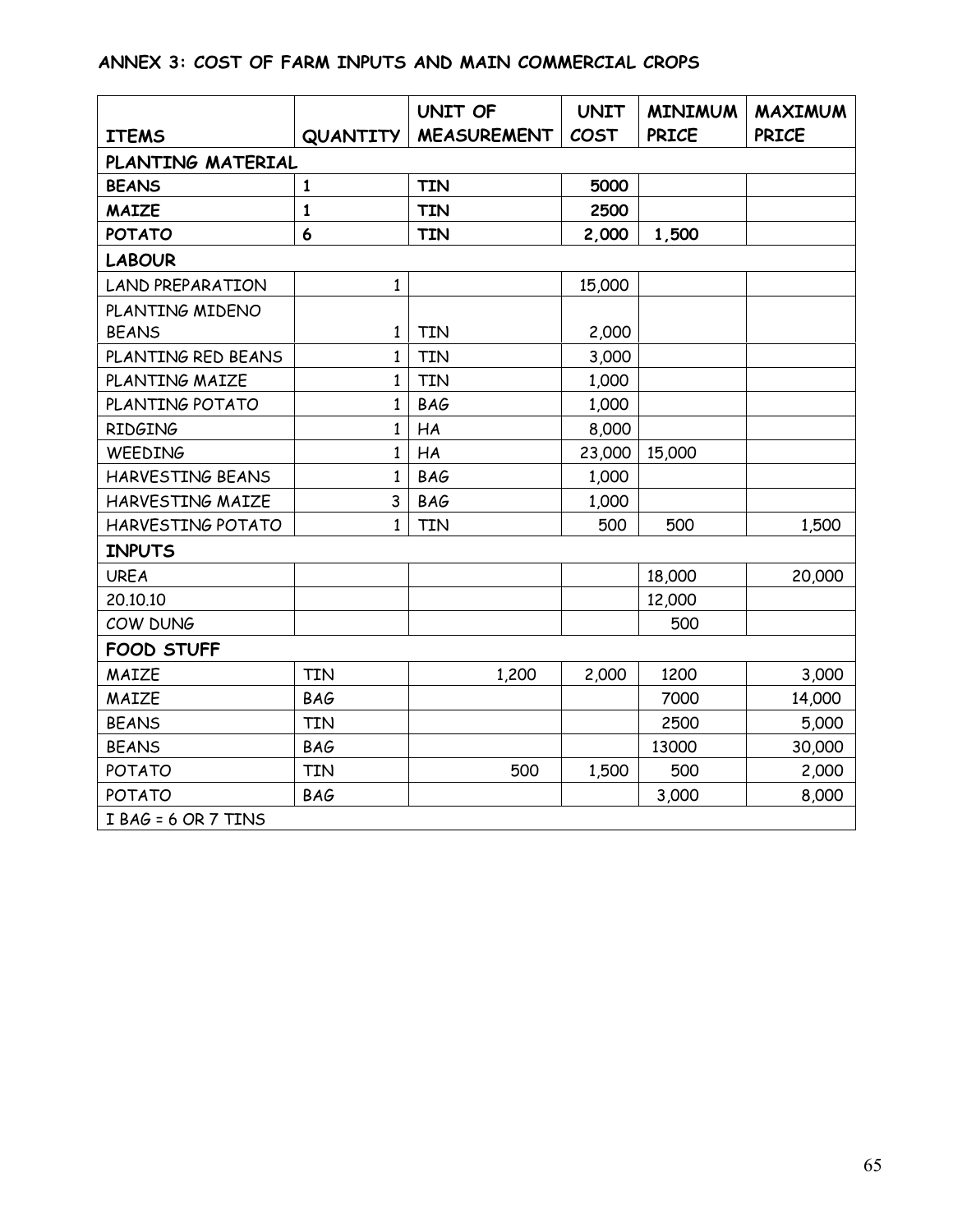## ANNEX 3: COST OF FARM INPUTS AND MAIN COMMERCIAL CROPS

| ITEMS | QUANTITY | UNIT OF MEASUREMENT | UNIT COST | MINIMUM PRICE | MAXIMUM PRICE |
|---|---|---|---|---|---|
| **PLANTING MATERIAL** | | | | | |
| **BEANS** | **1** | **TIN** | **5000** | | |
| **MAIZE** | **1** | **TIN** | **2500** | | |
| **POTATO** | **6** | **TIN** | **2,000** | **1,500** | |
| **LABOUR** | | | | | |
| LAND PREPARATION | 1 | | 15,000 | | |
| PLANTING MIDENO BEANS | 1 | TIN | 2,000 | | |
| PLANTING RED BEANS | 1 | TIN | 3,000 | | |
| PLANTING MAIZE | 1 | TIN | 1,000 | | |
| PLANTING POTATO | 1 | BAG | 1,000 | | |
| RIDGING | 1 | HA | 8,000 | | |
| WEEDING | 1 | HA | 23,000 | 15,000 | |
| HARVESTING BEANS | 1 | BAG | 1,000 | | |
| HARVESTING MAIZE | 3 | BAG | 1,000 | | |
| HARVESTING POTATO | 1 | TIN | 500 | 500 | 1,500 |
| **INPUTS** | | | | | |
| UREA | | | | 18,000 | 20,000 |
| 20.10.10 | | | | 12,000 | |
| COW DUNG | | | | 500 | |
| **FOOD STUFF** | | | | | |
| MAIZE | TIN | 1,200 | 2,000 | 1200 | 3,000 |
| MAIZE | BAG | | | 7000 | 14,000 |
| BEANS | TIN | | | 2500 | 5,000 |
| BEANS | BAG | | | 13000 | 30,000 |
| POTATO | TIN | 500 | 1,500 | 500 | 2,000 |
| POTATO | BAG | | | 3,000 | 8,000 |
| I BAG = 6 OR 7 TINS | | | | | |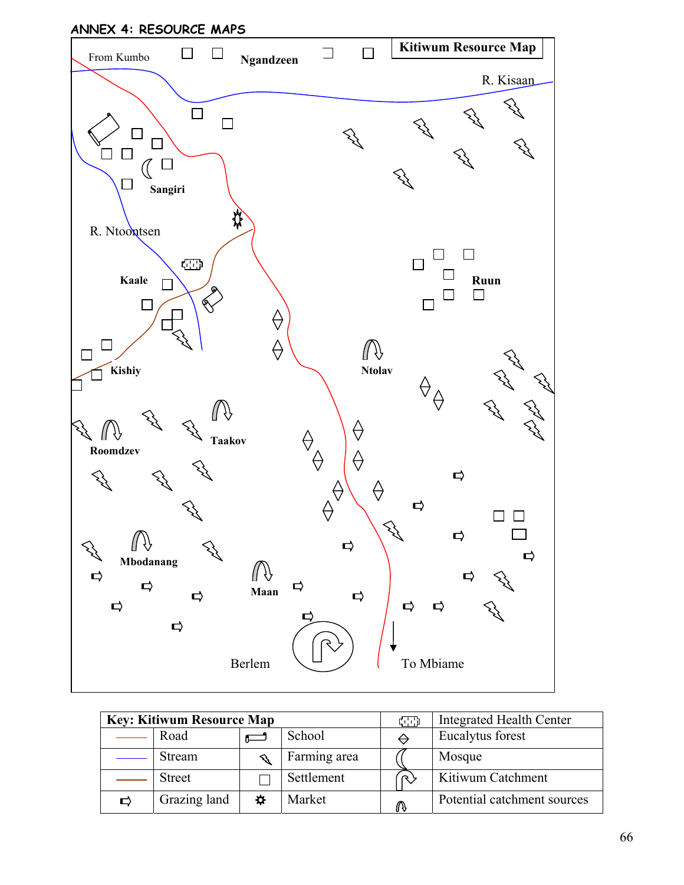## ANNEX 4: RESOURCE MAPS

**Kitiwum Resource Map**

From Kumbo

Ngandzeen

R. Kisaan

Sangiri

R. Ntoontsen

Kaale

Ruun

Kishiy

Ntolav

Roomdzev

Taakov

Mbodanang

Maan

Berlem

To Mbiame

| **Key: Kitiwum Resource Map** | | | | (symbol) | Integrated Health Center |
|---|---|---|---|---|---|
| (red line) | Road | (symbol) | School | (symbol) | Eucalytus forest |
| (blue line) | Stream | (symbol) | Farming area | (symbol) | Mosque |
| (brown line) | Street | (symbol) | Settlement | (symbol) | Kitiwum Catchment |
| (symbol) | Grazing land | (symbol) | Market | (symbol) | Potential catchment sources |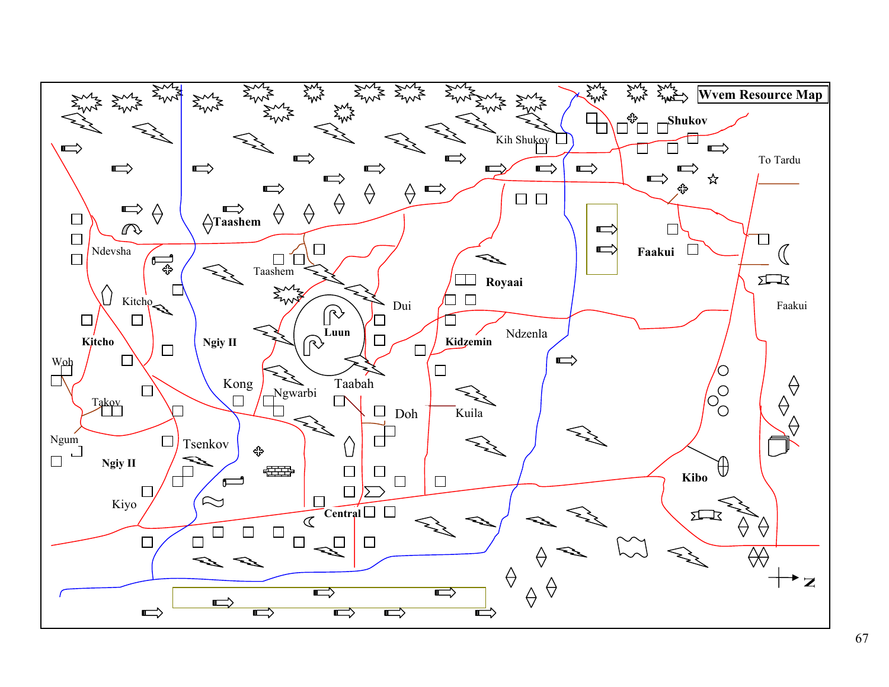# Wvem Resource Map

Shukov

Kih Shukov

To Tardu

Taashem

Ndevsha

Taashem

Faakui

Royaai

Kitcho

Dui

Faakui

Luun

Ndzenla

Kitcho

Ngiy II

Kidzemin

Woh

Kong

Taabah

Ngwarbi

Takov

Doh

Kuila

Ngum

Tsenkov

Ngiy II

Kibo

Kiyo

Central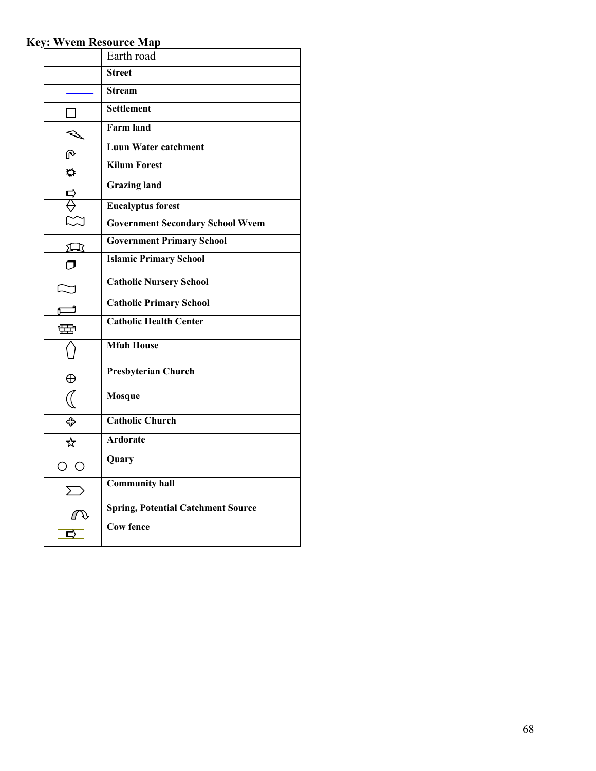**Key: Wvem Resource Map**

| Symbol | Feature |
|---|---|
| (red line) | Earth road |
| (thin line) | **Street** |
| (blue line) | **Stream** |
| □ | **Settlement** |
| | **Farm land** |
| | **Luun Water catchment** |
| | **Kilum Forest** |
| | **Grazing land** |
| | **Eucalyptus forest** |
| | **Government Secondary School Wvem** |
| | **Government Primary School** |
| | **Islamic Primary School** |
| | **Catholic Nursery School** |
| | **Catholic Primary School** |
| | **Catholic Health Center** |
| | **Mfuh House** |
| ⊕ | **Presbyterian Church** |
| | **Mosque** |
| | **Catholic Church** |
| ☆ | **Ardorate** |
| ○ ○ | **Quary** |
| | **Community hall** |
| | **Spring, Potential Catchment Source** |
| | **Cow fence** |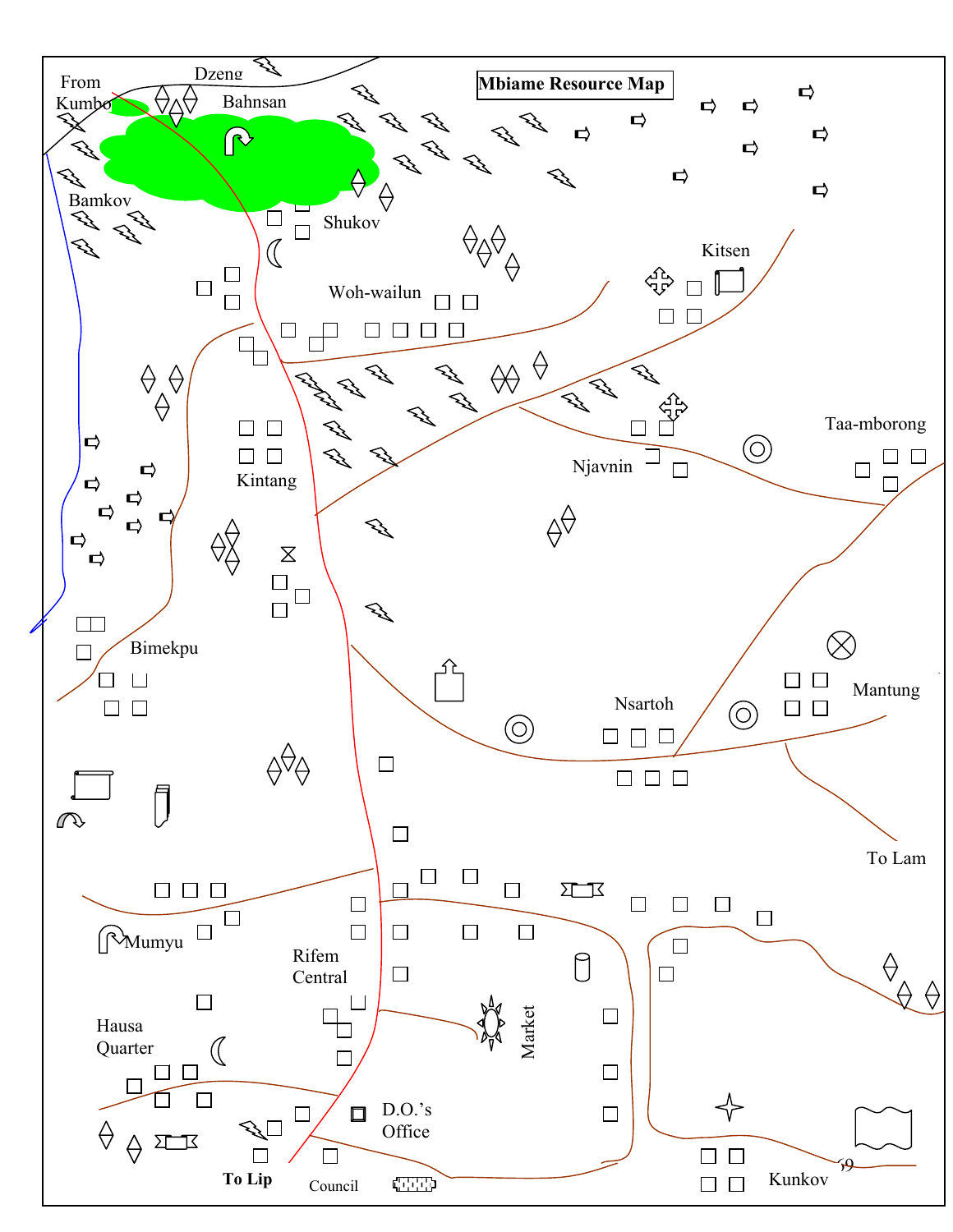**Mbiame Resource Map**

From Kumbo

Dzeng

Bahnsan

Bamkov

Shukov

Woh-wailun

Kitsen

Kintang

Njavnin

Taa-mborong

Bimekpu

Nsartoh

Mantung

To Lam

Mumyu

Rifem Central

Market

Hausa Quarter

D.O.'s Office

To Lip

Council

Kunkov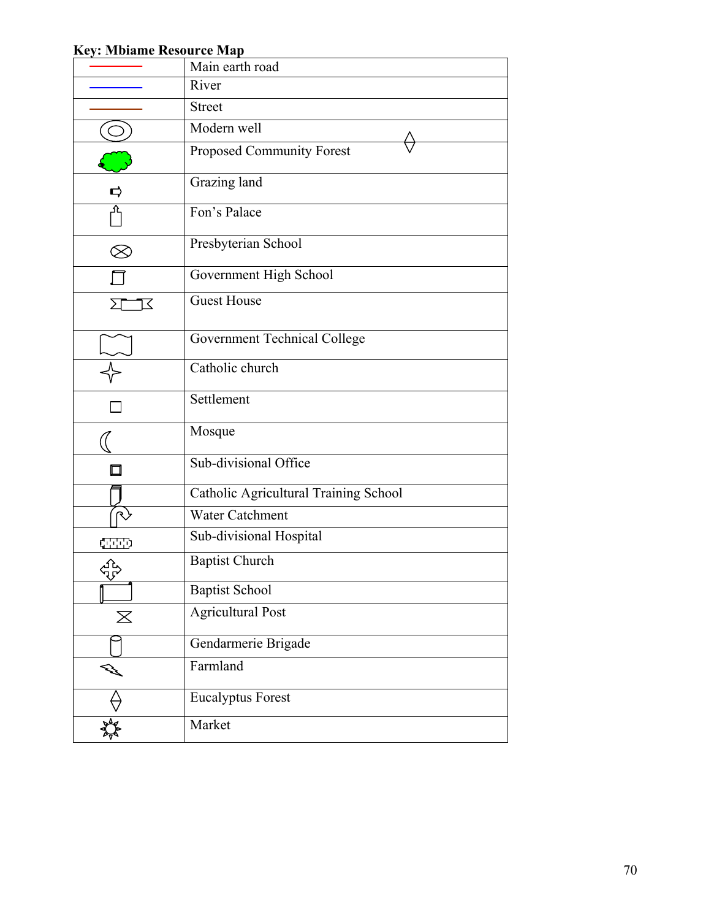**Key: Mbiame Resource Map**

| | |
|---|---|
| | Main earth road |
| | River |
| | Street |
| | Modern well |
| | Proposed Community Forest |
| | Grazing land |
| | Fon's Palace |
| | Presbyterian School |
| | Government High School |
| | Guest House |
| | Government Technical College |
| | Catholic church |
| | Settlement |
| | Mosque |
| | Sub-divisional Office |
| | Catholic Agricultural Training School |
| | Water Catchment |
| | Sub-divisional Hospital |
| | Baptist Church |
| | Baptist School |
| | Agricultural Post |
| | Gendarmerie Brigade |
| | Farmland |
| | Eucalyptus Forest |
| | Market |